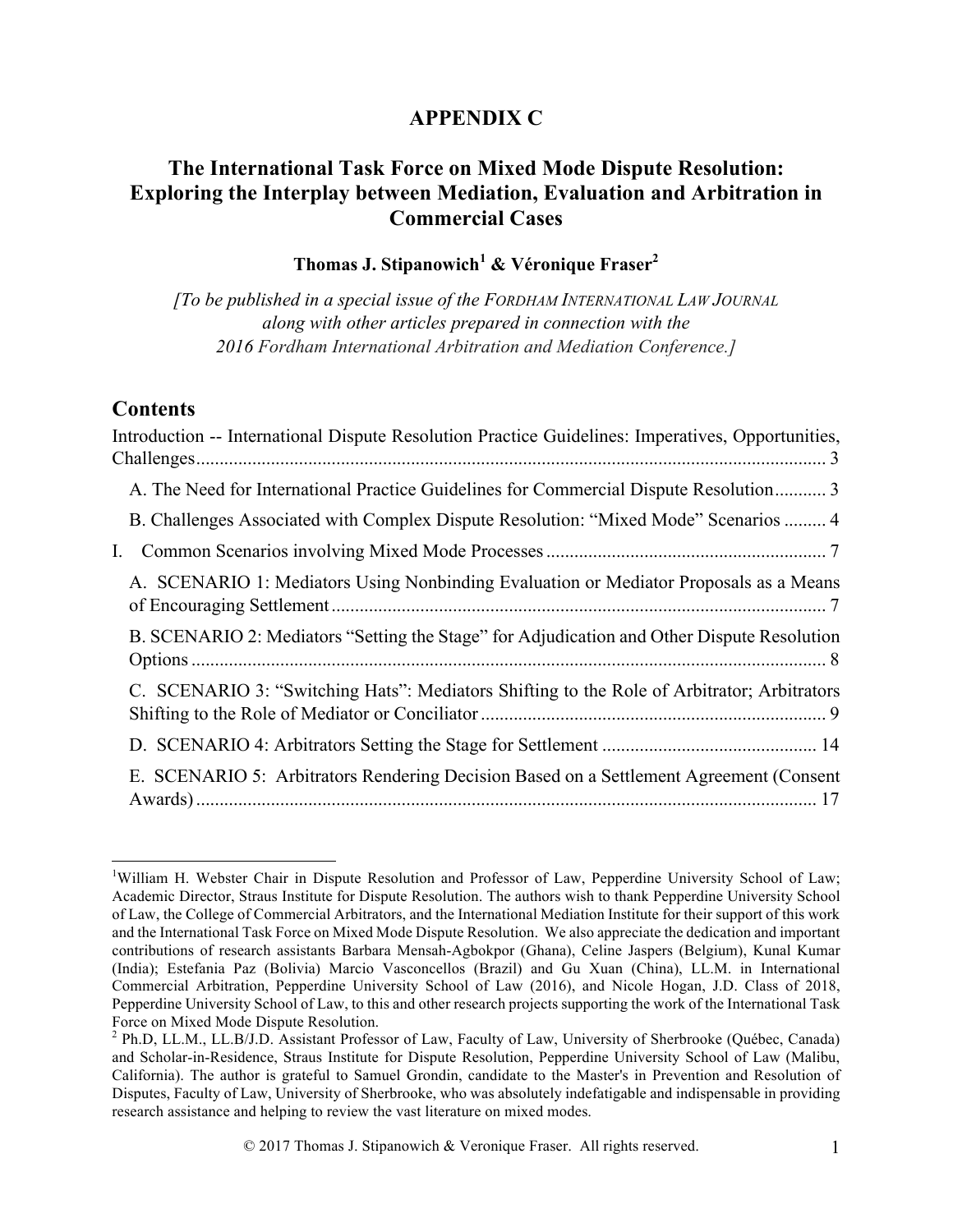# APPENDIX C

## The International Task Force on Mixed Mode Dispute Resolution: Exploring the Interplay between Mediation, Evaluation and Arbitration in Commercial Cases

**Thomas J. Stipanowich[1] & Véronique Fraser[2]**

*[To be published in a special issue of the FORDHAM INTERNATIONAL LAW JOURNAL along with other articles prepared in connection with the 2016 Fordham International Arbitration and Mediation Conference.]*

## Contents

Introduction -- International Dispute Resolution Practice Guidelines: Imperatives, Opportunities, Challenges ..... 3

- A. The Need for International Practice Guidelines for Commercial Dispute Resolution ..... 3
- B. Challenges Associated with Complex Dispute Resolution: "Mixed Mode" Scenarios ..... 4

I. Common Scenarios involving Mixed Mode Processes ..... 7

- A. SCENARIO 1: Mediators Using Nonbinding Evaluation or Mediator Proposals as a Means of Encouraging Settlement ..... 7
- B. SCENARIO 2: Mediators "Setting the Stage" for Adjudication and Other Dispute Resolution Options ..... 8
- C. SCENARIO 3: "Switching Hats": Mediators Shifting to the Role of Arbitrator; Arbitrators Shifting to the Role of Mediator or Conciliator ..... 9
- D. SCENARIO 4: Arbitrators Setting the Stage for Settlement ..... 14
- E. SCENARIO 5: Arbitrators Rendering Decision Based on a Settlement Agreement (Consent Awards) ..... 17

---

[1] William H. Webster Chair in Dispute Resolution and Professor of Law, Pepperdine University School of Law; Academic Director, Straus Institute for Dispute Resolution. The authors wish to thank Pepperdine University School of Law, the College of Commercial Arbitrators, and the International Mediation Institute for their support of this work and the International Task Force on Mixed Mode Dispute Resolution. We also appreciate the dedication and important contributions of research assistants Barbara Mensah-Agbokpor (Ghana), Celine Jaspers (Belgium), Kunal Kumar (India); Estefania Paz (Bolivia) Marcio Vasconcellos (Brazil) and Gu Xuan (China), LL.M. in International Commercial Arbitration, Pepperdine University School of Law (2016), and Nicole Hogan, J.D. Class of 2018, Pepperdine University School of Law, to this and other research projects supporting the work of the International Task Force on Mixed Mode Dispute Resolution.

[2] Ph.D, LL.M., LL.B/J.D. Assistant Professor of Law, Faculty of Law, University of Sherbrooke (Québec, Canada) and Scholar-in-Residence, Straus Institute for Dispute Resolution, Pepperdine University School of Law (Malibu, California). The author is grateful to Samuel Grondin, candidate to the Master's in Prevention and Resolution of Disputes, Faculty of Law, University of Sherbrooke, who was absolutely indefatigable and indispensable in providing research assistance and helping to review the vast literature on mixed modes.

© 2017 Thomas J. Stipanowich & Veronique Fraser. All rights reserved.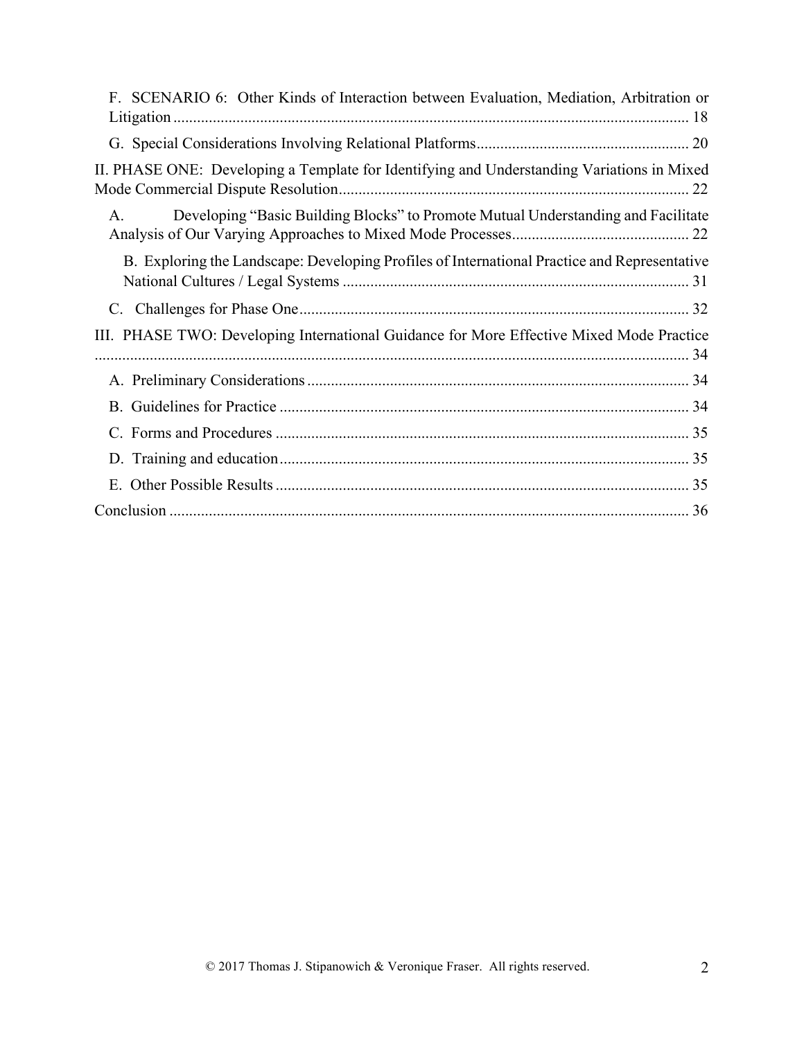F. SCENARIO 6: Other Kinds of Interaction between Evaluation, Mediation, Arbitration or Litigation .......... 18

G. Special Considerations Involving Relational Platforms .......... 20

II. PHASE ONE: Developing a Template for Identifying and Understanding Variations in Mixed Mode Commercial Dispute Resolution .......... 22

A. Developing "Basic Building Blocks" to Promote Mutual Understanding and Facilitate Analysis of Our Varying Approaches to Mixed Mode Processes .......... 22

B. Exploring the Landscape: Developing Profiles of International Practice and Representative National Cultures / Legal Systems .......... 31

C. Challenges for Phase One .......... 32

III. PHASE TWO: Developing International Guidance for More Effective Mixed Mode Practice .......... 34

A. Preliminary Considerations .......... 34

B. Guidelines for Practice .......... 34

C. Forms and Procedures .......... 35

D. Training and education .......... 35

E. Other Possible Results .......... 35

Conclusion .......... 36

© 2017 Thomas J. Stipanowich & Veronique Fraser. All rights reserved.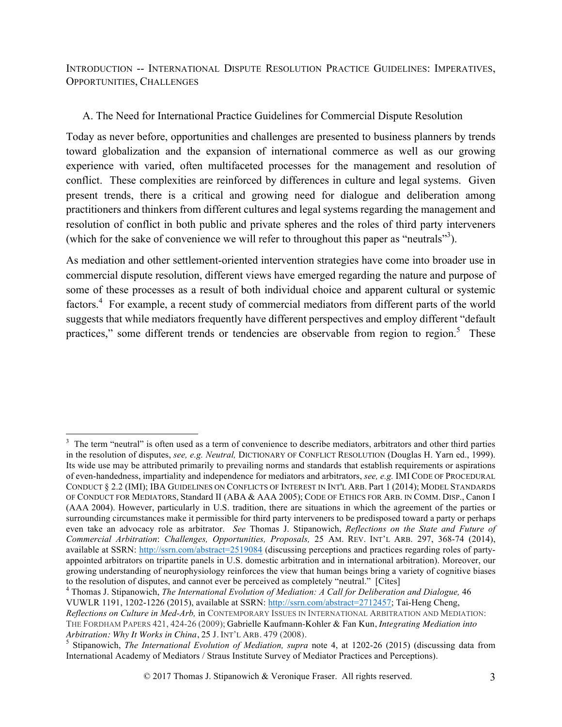INTRODUCTION -- INTERNATIONAL DISPUTE RESOLUTION PRACTICE GUIDELINES: IMPERATIVES, OPPORTUNITIES, CHALLENGES

## A. The Need for International Practice Guidelines for Commercial Dispute Resolution

Today as never before, opportunities and challenges are presented to business planners by trends toward globalization and the expansion of international commerce as well as our growing experience with varied, often multifaceted processes for the management and resolution of conflict. These complexities are reinforced by differences in culture and legal systems. Given present trends, there is a critical and growing need for dialogue and deliberation among practitioners and thinkers from different cultures and legal systems regarding the management and resolution of conflict in both public and private spheres and the roles of third party interveners (which for the sake of convenience we will refer to throughout this paper as "neutrals"[3]).

As mediation and other settlement-oriented intervention strategies have come into broader use in commercial dispute resolution, different views have emerged regarding the nature and purpose of some of these processes as a result of both individual choice and apparent cultural or systemic factors.[4] For example, a recent study of commercial mediators from different parts of the world suggests that while mediators frequently have different perspectives and employ different "default practices," some different trends or tendencies are observable from region to region.[5] These

---

[3] The term "neutral" is often used as a term of convenience to describe mediators, arbitrators and other third parties in the resolution of disputes, *see, e.g. Neutral,* DICTIONARY OF CONFLICT RESOLUTION (Douglas H. Yarn ed., 1999). Its wide use may be attributed primarily to prevailing norms and standards that establish requirements or aspirations of even-handedness, impartiality and independence for mediators and arbitrators, *see, e.g.* IMI CODE OF PROCEDURAL CONDUCT § 2.2 (IMI); IBA GUIDELINES ON CONFLICTS OF INTEREST IN INT'L ARB. Part 1 (2014); MODEL STANDARDS OF CONDUCT FOR MEDIATORS, Standard II (ABA & AAA 2005); CODE OF ETHICS FOR ARB. IN COMM. DISP., Canon I (AAA 2004). However, particularly in U.S. tradition, there are situations in which the agreement of the parties or surrounding circumstances make it permissible for third party interveners to be predisposed toward a party or perhaps even take an advocacy role as arbitrator. *See* Thomas J. Stipanowich, *Reflections on the State and Future of Commercial Arbitration*: *Challenges, Opportunities, Proposals,* 25 AM. REV. INT'L ARB. 297, 368-74 (2014), available at SSRN: http://ssrn.com/abstract=2519084 (discussing perceptions and practices regarding roles of party-appointed arbitrators on tripartite panels in U.S. domestic arbitration and in international arbitration). Moreover, our growing understanding of neurophysiology reinforces the view that human beings bring a variety of cognitive biases to the resolution of disputes, and cannot ever be perceived as completely "neutral." [Cites]

[4] Thomas J. Stipanowich, *The International Evolution of Mediation: A Call for Deliberation and Dialogue,* 46 VUWLR 1191, 1202-1226 (2015), available at SSRN: http://ssrn.com/abstract=2712457; Tai-Heng Cheng, *Reflections on Culture in Med-Arb,* in CONTEMPORARY ISSUES IN INTERNATIONAL ARBITRATION AND MEDIATION: THE FORDHAM PAPERS 421, 424-26 (2009); Gabrielle Kaufmann-Kohler & Fan Kun, *Integrating Mediation into Arbitration: Why It Works in China*, 25 J. INT'L ARB. 479 (2008).

[5] Stipanowich, *The International Evolution of Mediation, supra* note 4, at 1202-26 (2015) (discussing data from International Academy of Mediators / Straus Institute Survey of Mediator Practices and Perceptions).

© 2017 Thomas J. Stipanowich & Veronique Fraser. All rights reserved.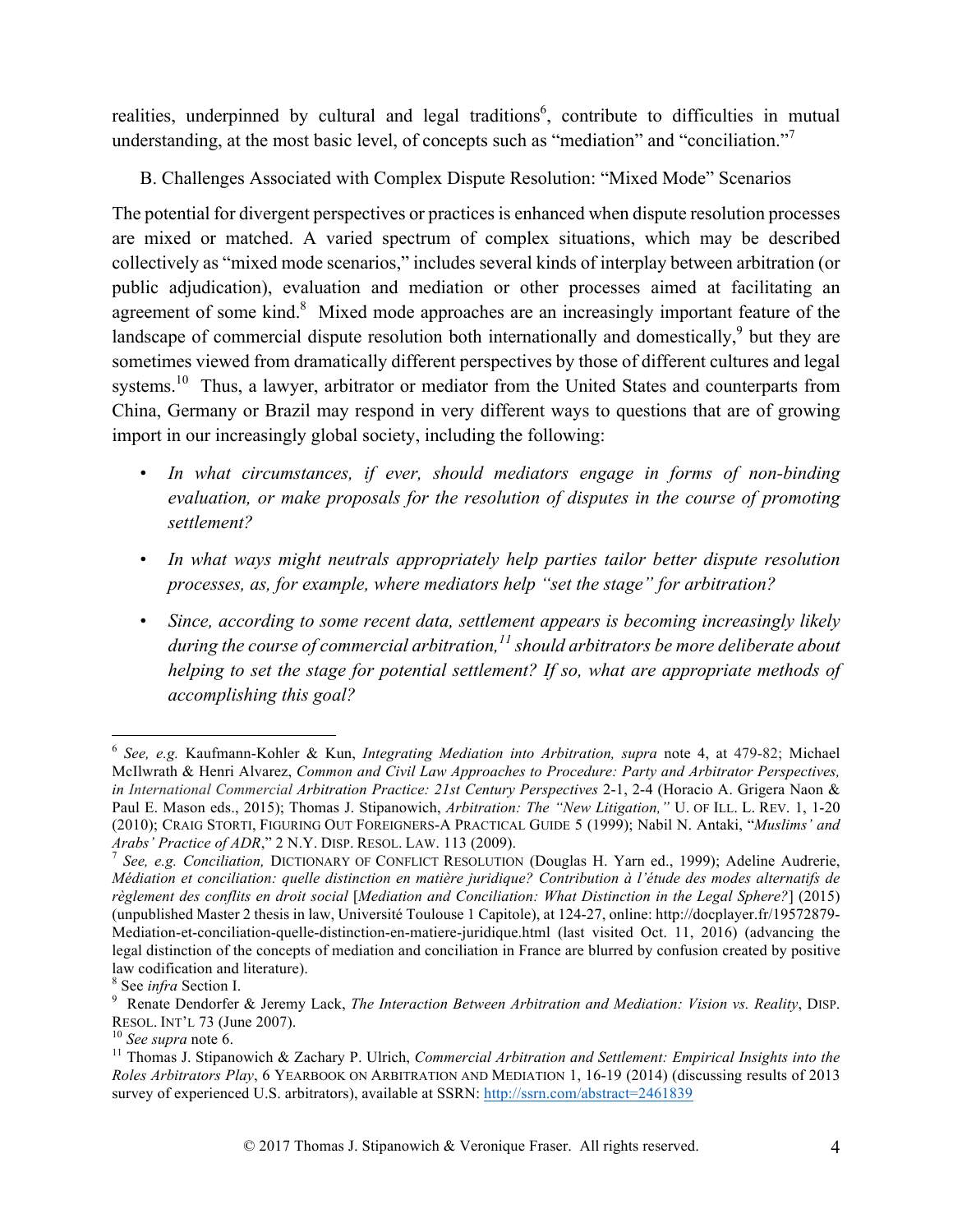realities, underpinned by cultural and legal traditions[6], contribute to difficulties in mutual understanding, at the most basic level, of concepts such as "mediation" and "conciliation."[7]

B. Challenges Associated with Complex Dispute Resolution: "Mixed Mode" Scenarios

The potential for divergent perspectives or practices is enhanced when dispute resolution processes are mixed or matched. A varied spectrum of complex situations, which may be described collectively as "mixed mode scenarios," includes several kinds of interplay between arbitration (or public adjudication), evaluation and mediation or other processes aimed at facilitating an agreement of some kind.[8] Mixed mode approaches are an increasingly important feature of the landscape of commercial dispute resolution both internationally and domestically,[9] but they are sometimes viewed from dramatically different perspectives by those of different cultures and legal systems.[10] Thus, a lawyer, arbitrator or mediator from the United States and counterparts from China, Germany or Brazil may respond in very different ways to questions that are of growing import in our increasingly global society, including the following:

- *In what circumstances, if ever, should mediators engage in forms of non-binding evaluation, or make proposals for the resolution of disputes in the course of promoting settlement?*
- *In what ways might neutrals appropriately help parties tailor better dispute resolution processes, as, for example, where mediators help "set the stage" for arbitration?*
- *Since, according to some recent data, settlement appears is becoming increasingly likely during the course of commercial arbitration,[11] should arbitrators be more deliberate about helping to set the stage for potential settlement? If so, what are appropriate methods of accomplishing this goal?*

---

[6] *See, e.g.* Kaufmann-Kohler & Kun, *Integrating Mediation into Arbitration, supra* note 4, at 479-82; Michael McIlwrath & Henri Alvarez, *Common and Civil Law Approaches to Procedure: Party and Arbitrator Perspectives, in International Commercial Arbitration Practice: 21st Century Perspectives* 2-1, 2-4 (Horacio A. Grigera Naon & Paul E. Mason eds., 2015); Thomas J. Stipanowich, *Arbitration: The "New Litigation,"* U. OF ILL. L. REV. 1, 1-20 (2010); CRAIG STORTI, FIGURING OUT FOREIGNERS-A PRACTICAL GUIDE 5 (1999); Nabil N. Antaki, "*Muslims' and Arabs' Practice of ADR*," 2 N.Y. DISP. RESOL. LAW. 113 (2009).

[7] *See, e.g. Conciliation,* DICTIONARY OF CONFLICT RESOLUTION (Douglas H. Yarn ed., 1999); Adeline Audrerie, *Médiation et conciliation: quelle distinction en matière juridique? Contribution à l'étude des modes alternatifs de règlement des conflits en droit social* [*Mediation and Conciliation: What Distinction in the Legal Sphere?*] (2015) (unpublished Master 2 thesis in law, Université Toulouse 1 Capitole), at 124-27, online: http://docplayer.fr/19572879-Mediation-et-conciliation-quelle-distinction-en-matiere-juridique.html (last visited Oct. 11, 2016) (advancing the legal distinction of the concepts of mediation and conciliation in France are blurred by confusion created by positive law codification and literature).

[8] See *infra* Section I.

[9] Renate Dendorfer & Jeremy Lack, *The Interaction Between Arbitration and Mediation: Vision vs. Reality*, DISP. RESOL. INT'L 73 (June 2007).

[10] *See supra* note 6.

[11] Thomas J. Stipanowich & Zachary P. Ulrich, *Commercial Arbitration and Settlement: Empirical Insights into the Roles Arbitrators Play*, 6 YEARBOOK ON ARBITRATION AND MEDIATION 1, 16-19 (2014) (discussing results of 2013 survey of experienced U.S. arbitrators), available at SSRN: http://ssrn.com/abstract=2461839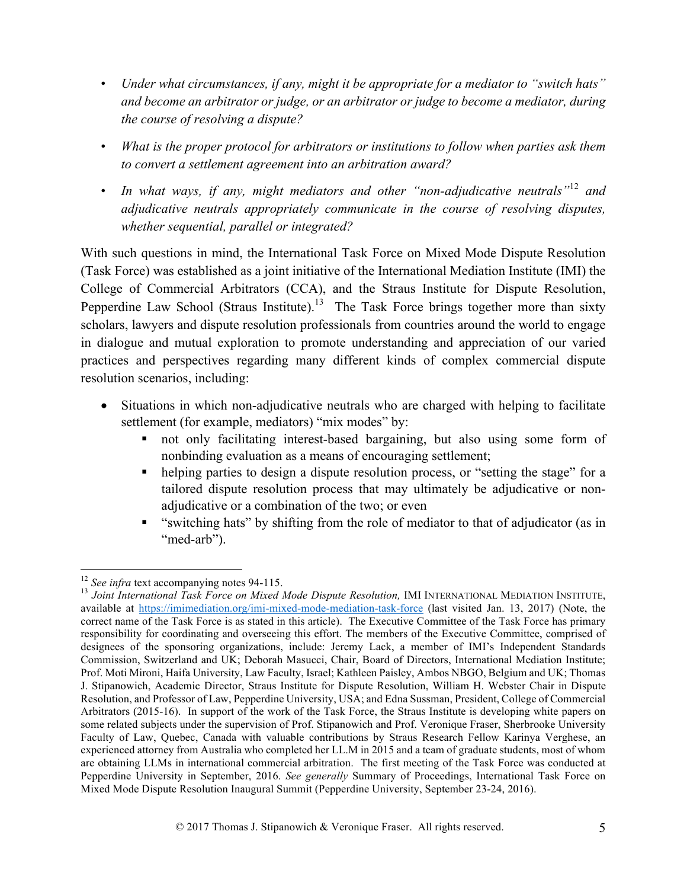- *Under what circumstances, if any, might it be appropriate for a mediator to "switch hats" and become an arbitrator or judge, or an arbitrator or judge to become a mediator, during the course of resolving a dispute?*
- *What is the proper protocol for arbitrators or institutions to follow when parties ask them to convert a settlement agreement into an arbitration award?*
- *In what ways, if any, might mediators and other "non-adjudicative neutrals"*[12] *and adjudicative neutrals appropriately communicate in the course of resolving disputes, whether sequential, parallel or integrated?*

With such questions in mind, the International Task Force on Mixed Mode Dispute Resolution (Task Force) was established as a joint initiative of the International Mediation Institute (IMI) the College of Commercial Arbitrators (CCA), and the Straus Institute for Dispute Resolution, Pepperdine Law School (Straus Institute).[13] The Task Force brings together more than sixty scholars, lawyers and dispute resolution professionals from countries around the world to engage in dialogue and mutual exploration to promote understanding and appreciation of our varied practices and perspectives regarding many different kinds of complex commercial dispute resolution scenarios, including:

- Situations in which non-adjudicative neutrals who are charged with helping to facilitate settlement (for example, mediators) "mix modes" by:
  - not only facilitating interest-based bargaining, but also using some form of nonbinding evaluation as a means of encouraging settlement;
  - helping parties to design a dispute resolution process, or "setting the stage" for a tailored dispute resolution process that may ultimately be adjudicative or non-adjudicative or a combination of the two; or even
  - "switching hats" by shifting from the role of mediator to that of adjudicator (as in "med-arb").

---

[12] *See infra* text accompanying notes 94-115.

[13] *Joint International Task Force on Mixed Mode Dispute Resolution,* IMI INTERNATIONAL MEDIATION INSTITUTE, available at https://imimediation.org/imi-mixed-mode-mediation-task-force (last visited Jan. 13, 2017) (Note, the correct name of the Task Force is as stated in this article). The Executive Committee of the Task Force has primary responsibility for coordinating and overseeing this effort. The members of the Executive Committee, comprised of designees of the sponsoring organizations, include: Jeremy Lack, a member of IMI's Independent Standards Commission, Switzerland and UK; Deborah Masucci, Chair, Board of Directors, International Mediation Institute; Prof. Moti Mironi, Haifa University, Law Faculty, Israel; Kathleen Paisley, Ambos NBGO, Belgium and UK; Thomas J. Stipanowich, Academic Director, Straus Institute for Dispute Resolution, William H. Webster Chair in Dispute Resolution, and Professor of Law, Pepperdine University, USA; and Edna Sussman, President, College of Commercial Arbitrators (2015-16). In support of the work of the Task Force, the Straus Institute is developing white papers on some related subjects under the supervision of Prof. Stipanowich and Prof. Veronique Fraser, Sherbrooke University Faculty of Law, Quebec, Canada with valuable contributions by Straus Research Fellow Karinya Verghese, an experienced attorney from Australia who completed her LL.M in 2015 and a team of graduate students, most of whom are obtaining LLMs in international commercial arbitration. The first meeting of the Task Force was conducted at Pepperdine University in September, 2016. *See generally* Summary of Proceedings, International Task Force on Mixed Mode Dispute Resolution Inaugural Summit (Pepperdine University, September 23-24, 2016).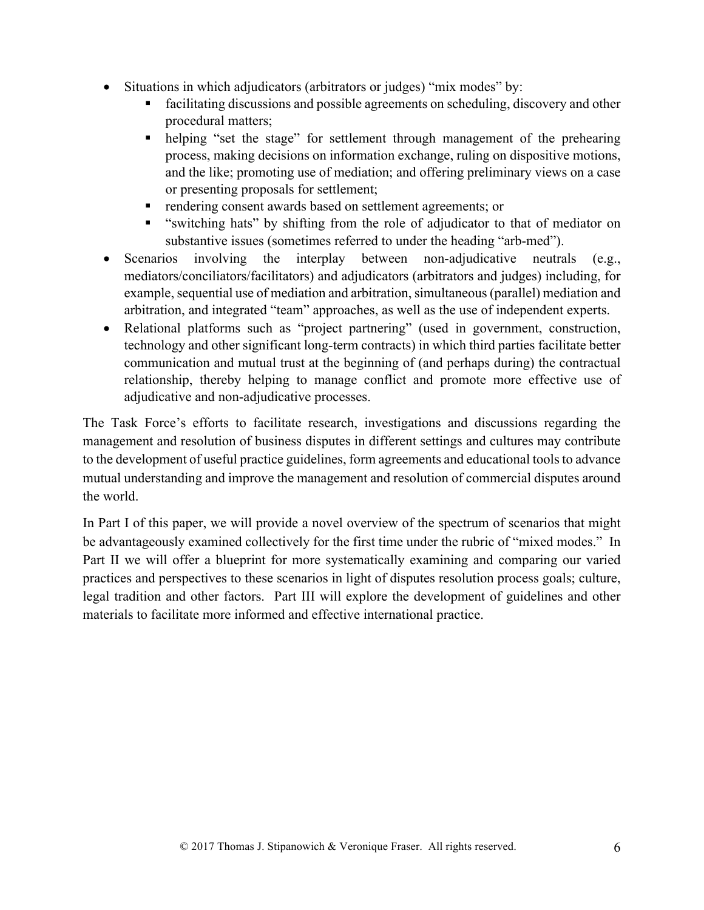- Situations in which adjudicators (arbitrators or judges) "mix modes" by:
  - facilitating discussions and possible agreements on scheduling, discovery and other procedural matters;
  - helping "set the stage" for settlement through management of the prehearing process, making decisions on information exchange, ruling on dispositive motions, and the like; promoting use of mediation; and offering preliminary views on a case or presenting proposals for settlement;
  - rendering consent awards based on settlement agreements; or
  - "switching hats" by shifting from the role of adjudicator to that of mediator on substantive issues (sometimes referred to under the heading "arb-med").
- Scenarios involving the interplay between non-adjudicative neutrals (e.g., mediators/conciliators/facilitators) and adjudicators (arbitrators and judges) including, for example, sequential use of mediation and arbitration, simultaneous (parallel) mediation and arbitration, and integrated "team" approaches, as well as the use of independent experts.
- Relational platforms such as "project partnering" (used in government, construction, technology and other significant long-term contracts) in which third parties facilitate better communication and mutual trust at the beginning of (and perhaps during) the contractual relationship, thereby helping to manage conflict and promote more effective use of adjudicative and non-adjudicative processes.

The Task Force's efforts to facilitate research, investigations and discussions regarding the management and resolution of business disputes in different settings and cultures may contribute to the development of useful practice guidelines, form agreements and educational tools to advance mutual understanding and improve the management and resolution of commercial disputes around the world.

In Part I of this paper, we will provide a novel overview of the spectrum of scenarios that might be advantageously examined collectively for the first time under the rubric of "mixed modes." In Part II we will offer a blueprint for more systematically examining and comparing our varied practices and perspectives to these scenarios in light of disputes resolution process goals; culture, legal tradition and other factors. Part III will explore the development of guidelines and other materials to facilitate more informed and effective international practice.

© 2017 Thomas J. Stipanowich & Veronique Fraser. All rights reserved.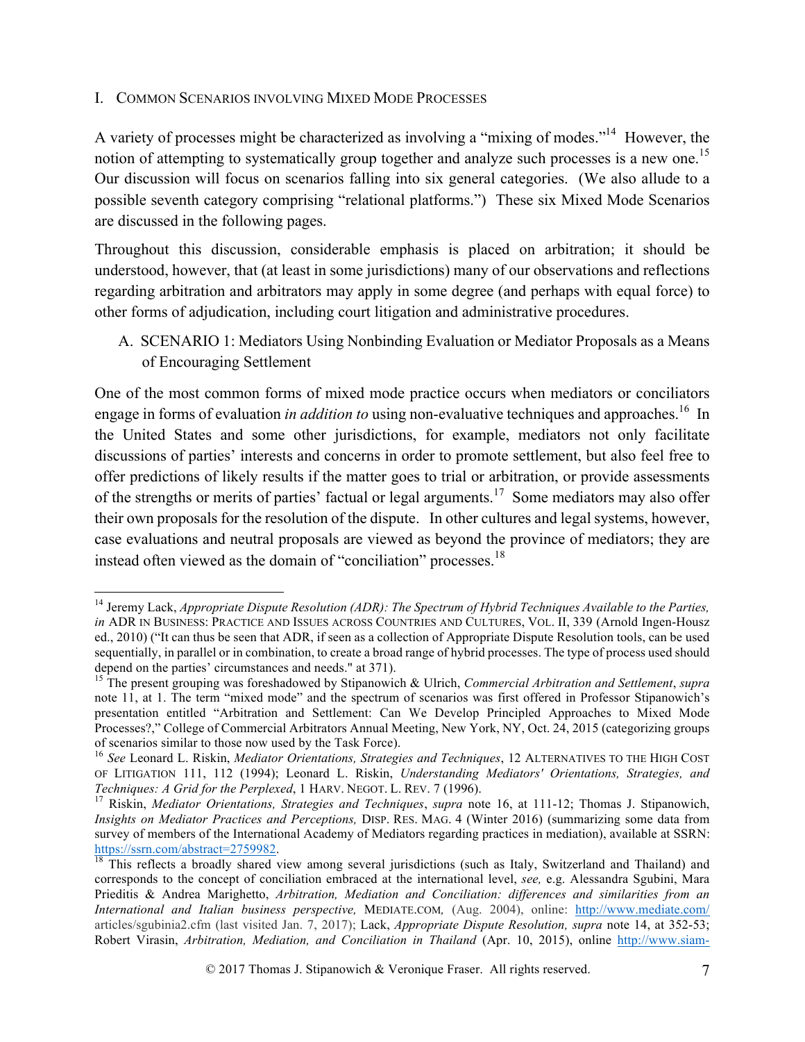## I. Common Scenarios involving Mixed Mode Processes

A variety of processes might be characterized as involving a "mixing of modes."[14] However, the notion of attempting to systematically group together and analyze such processes is a new one.[15] Our discussion will focus on scenarios falling into six general categories. (We also allude to a possible seventh category comprising "relational platforms.") These six Mixed Mode Scenarios are discussed in the following pages.

Throughout this discussion, considerable emphasis is placed on arbitration; it should be understood, however, that (at least in some jurisdictions) many of our observations and reflections regarding arbitration and arbitrators may apply in some degree (and perhaps with equal force) to other forms of adjudication, including court litigation and administrative procedures.

### A. SCENARIO 1: Mediators Using Nonbinding Evaluation or Mediator Proposals as a Means of Encouraging Settlement

One of the most common forms of mixed mode practice occurs when mediators or conciliators engage in forms of evaluation *in addition to* using non-evaluative techniques and approaches.[16] In the United States and some other jurisdictions, for example, mediators not only facilitate discussions of parties' interests and concerns in order to promote settlement, but also feel free to offer predictions of likely results if the matter goes to trial or arbitration, or provide assessments of the strengths or merits of parties' factual or legal arguments.[17] Some mediators may also offer their own proposals for the resolution of the dispute. In other cultures and legal systems, however, case evaluations and neutral proposals are viewed as beyond the province of mediators; they are instead often viewed as the domain of "conciliation" processes.[18]

---

[14] Jeremy Lack, *Appropriate Dispute Resolution (ADR): The Spectrum of Hybrid Techniques Available to the Parties, in* ADR IN BUSINESS: PRACTICE AND ISSUES ACROSS COUNTRIES AND CULTURES, VOL. II, 339 (Arnold Ingen-Housz ed., 2010) ("It can thus be seen that ADR, if seen as a collection of Appropriate Dispute Resolution tools, can be used sequentially, in parallel or in combination, to create a broad range of hybrid processes. The type of process used should depend on the parties' circumstances and needs." at 371).

[15] The present grouping was foreshadowed by Stipanowich & Ulrich, *Commercial Arbitration and Settlement*, *supra* note 11, at 1. The term "mixed mode" and the spectrum of scenarios was first offered in Professor Stipanowich's presentation entitled "Arbitration and Settlement: Can We Develop Principled Approaches to Mixed Mode Processes?," College of Commercial Arbitrators Annual Meeting, New York, NY, Oct. 24, 2015 (categorizing groups of scenarios similar to those now used by the Task Force).

[16] *See* Leonard L. Riskin, *Mediator Orientations, Strategies and Techniques*, 12 ALTERNATIVES TO THE HIGH COST OF LITIGATION 111, 112 (1994); Leonard L. Riskin, *Understanding Mediators' Orientations, Strategies, and Techniques: A Grid for the Perplexed*, 1 HARV. NEGOT. L. REV. 7 (1996).

[17] Riskin, *Mediator Orientations, Strategies and Techniques*, *supra* note 16, at 111-12; Thomas J. Stipanowich, *Insights on Mediator Practices and Perceptions,* DISP. RES. MAG. 4 (Winter 2016) (summarizing some data from survey of members of the International Academy of Mediators regarding practices in mediation), available at SSRN: https://ssrn.com/abstract=2759982.

[18] This reflects a broadly shared view among several jurisdictions (such as Italy, Switzerland and Thailand) and corresponds to the concept of conciliation embraced at the international level, *see,* e.g. Alessandra Sgubini, Mara Prieditis & Andrea Marighetto, *Arbitration, Mediation and Conciliation: differences and similarities from an International and Italian business perspective,* MEDIATE.COM, (Aug. 2004), online: http://www.mediate.com/articles/sgubinia2.cfm (last visited Jan. 7, 2017); Lack, *Appropriate Dispute Resolution, supra* note 14, at 352-53; Robert Virasin, *Arbitration, Mediation, and Conciliation in Thailand* (Apr. 10, 2015), online http://www.siam-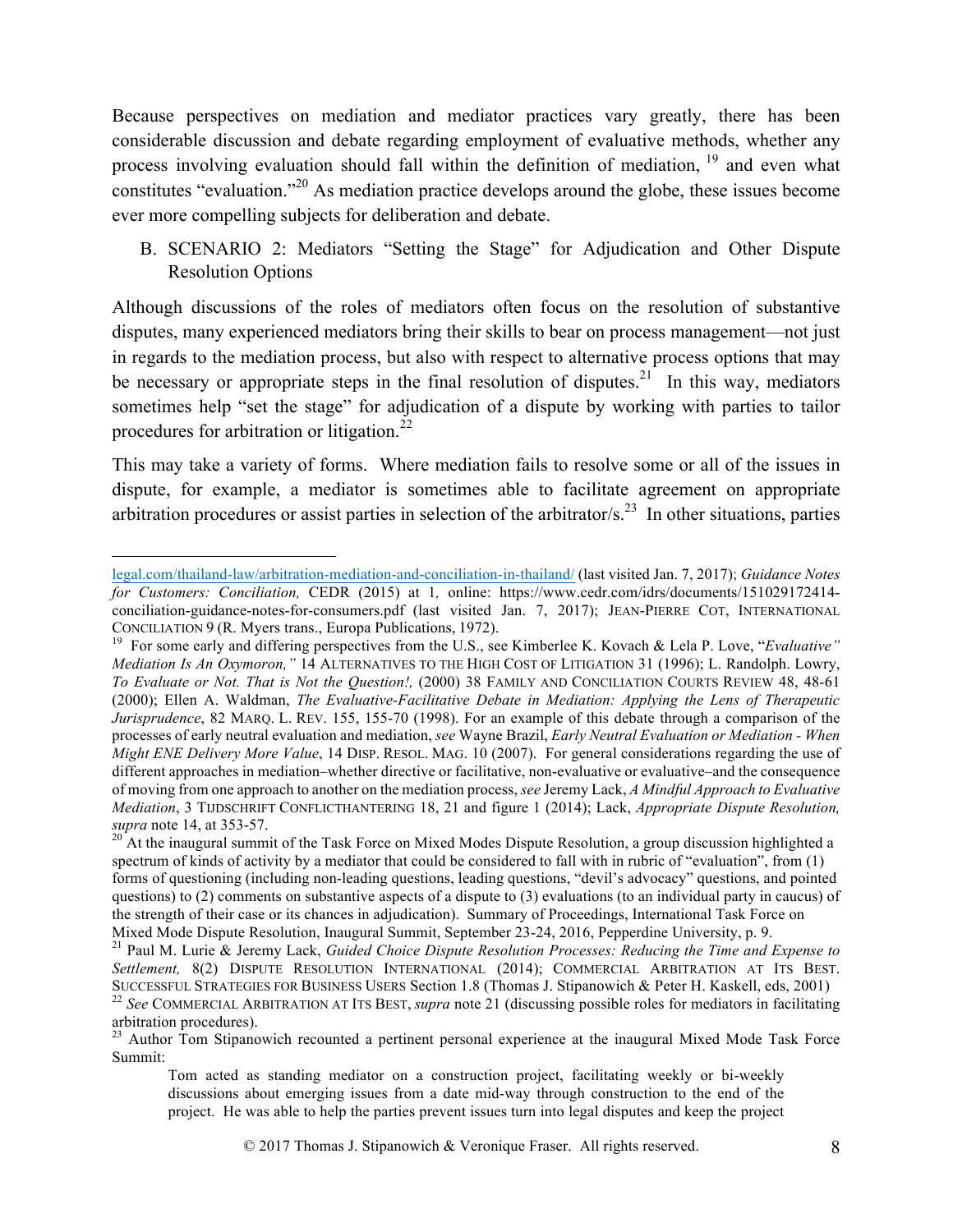Because perspectives on mediation and mediator practices vary greatly, there has been considerable discussion and debate regarding employment of evaluative methods, whether any process involving evaluation should fall within the definition of mediation, [19] and even what constitutes "evaluation."[20] As mediation practice develops around the globe, these issues become ever more compelling subjects for deliberation and debate.

B. SCENARIO 2: Mediators "Setting the Stage" for Adjudication and Other Dispute Resolution Options

Although discussions of the roles of mediators often focus on the resolution of substantive disputes, many experienced mediators bring their skills to bear on process management—not just in regards to the mediation process, but also with respect to alternative process options that may be necessary or appropriate steps in the final resolution of disputes.[21] In this way, mediators sometimes help "set the stage" for adjudication of a dispute by working with parties to tailor procedures for arbitration or litigation.[22]

This may take a variety of forms. Where mediation fails to resolve some or all of the issues in dispute, for example, a mediator is sometimes able to facilitate agreement on appropriate arbitration procedures or assist parties in selection of the arbitrator/s.[23] In other situations, parties

---

legal.com/thailand-law/arbitration-mediation-and-conciliation-in-thailand/ (last visited Jan. 7, 2017); *Guidance Notes for Customers: Conciliation,* CEDR (2015) at 1*,* online: https://www.cedr.com/idrs/documents/151029172414-conciliation-guidance-notes-for-consumers.pdf (last visited Jan. 7, 2017); JEAN-PIERRE COT, INTERNATIONAL CONCILIATION 9 (R. Myers trans., Europa Publications, 1972).

[19] For some early and differing perspectives from the U.S., see Kimberlee K. Kovach & Lela P. Love, "*Evaluative" Mediation Is An Oxymoron,"* 14 ALTERNATIVES TO THE HIGH COST OF LITIGATION 31 (1996); L. Randolph. Lowry, *To Evaluate or Not. That is Not the Question!,* (2000) 38 FAMILY AND CONCILIATION COURTS REVIEW 48, 48-61 (2000); Ellen A. Waldman, *The Evaluative-Facilitative Debate in Mediation: Applying the Lens of Therapeutic Jurisprudence*, 82 MARQ. L. REV. 155, 155-70 (1998). For an example of this debate through a comparison of the processes of early neutral evaluation and mediation, *see* Wayne Brazil, *Early Neutral Evaluation or Mediation - When Might ENE Delivery More Value*, 14 DISP. RESOL. MAG. 10 (2007). For general considerations regarding the use of different approaches in mediation–whether directive or facilitative, non-evaluative or evaluative–and the consequence of moving from one approach to another on the mediation process, *see* Jeremy Lack, *A Mindful Approach to Evaluative Mediation*, 3 TIJDSCHRIFT CONFLICTHANTERING 18, 21 and figure 1 (2014); Lack, *Appropriate Dispute Resolution, supra* note 14, at 353-57.

[20] At the inaugural summit of the Task Force on Mixed Modes Dispute Resolution, a group discussion highlighted a spectrum of kinds of activity by a mediator that could be considered to fall with in rubric of "evaluation", from (1) forms of questioning (including non-leading questions, leading questions, "devil's advocacy" questions, and pointed questions) to (2) comments on substantive aspects of a dispute to (3) evaluations (to an individual party in caucus) of the strength of their case or its chances in adjudication). Summary of Proceedings, International Task Force on Mixed Mode Dispute Resolution, Inaugural Summit, September 23-24, 2016, Pepperdine University, p. 9.

[21] Paul M. Lurie & Jeremy Lack, *Guided Choice Dispute Resolution Processes: Reducing the Time and Expense to Settlement,* 8(2) DISPUTE RESOLUTION INTERNATIONAL (2014); COMMERCIAL ARBITRATION AT ITS BEST. SUCCESSFUL STRATEGIES FOR BUSINESS USERS Section 1.8 (Thomas J. Stipanowich & Peter H. Kaskell, eds, 2001)

[22] *See* COMMERCIAL ARBITRATION AT ITS BEST, *supra* note 21 (discussing possible roles for mediators in facilitating arbitration procedures).

[23] Author Tom Stipanowich recounted a pertinent personal experience at the inaugural Mixed Mode Task Force Summit:

> Tom acted as standing mediator on a construction project, facilitating weekly or bi-weekly discussions about emerging issues from a date mid-way through construction to the end of the project. He was able to help the parties prevent issues turn into legal disputes and keep the project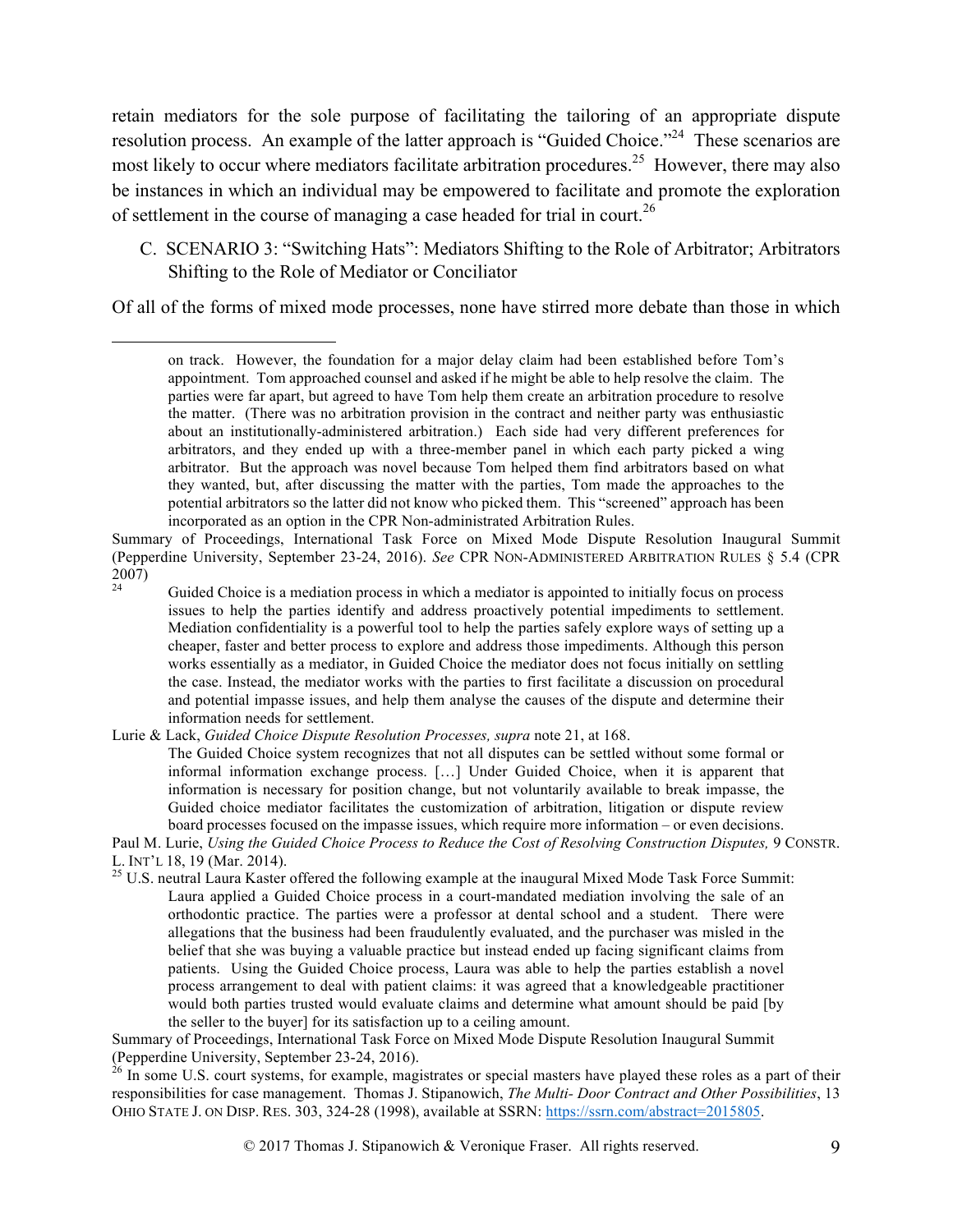retain mediators for the sole purpose of facilitating the tailoring of an appropriate dispute resolution process. An example of the latter approach is "Guided Choice."[24] These scenarios are most likely to occur where mediators facilitate arbitration procedures.[25] However, there may also be instances in which an individual may be empowered to facilitate and promote the exploration of settlement in the course of managing a case headed for trial in court.[26]

### C. SCENARIO 3: "Switching Hats": Mediators Shifting to the Role of Arbitrator; Arbitrators Shifting to the Role of Mediator or Conciliator

Of all of the forms of mixed mode processes, none have stirred more debate than those in which

---

> on track. However, the foundation for a major delay claim had been established before Tom's appointment. Tom approached counsel and asked if he might be able to help resolve the claim. The parties were far apart, but agreed to have Tom help them create an arbitration procedure to resolve the matter. (There was no arbitration provision in the contract and neither party was enthusiastic about an institutionally-administered arbitration.) Each side had very different preferences for arbitrators, and they ended up with a three-member panel in which each party picked a wing arbitrator. But the approach was novel because Tom helped them find arbitrators based on what they wanted, but, after discussing the matter with the parties, Tom made the approaches to the potential arbitrators so the latter did not know who picked them. This "screened" approach has been incorporated as an option in the CPR Non-administrated Arbitration Rules.

Summary of Proceedings, International Task Force on Mixed Mode Dispute Resolution Inaugural Summit (Pepperdine University, September 23-24, 2016). *See* CPR NON-ADMINISTERED ARBITRATION RULES § 5.4 (CPR 2007)

[24]
> Guided Choice is a mediation process in which a mediator is appointed to initially focus on process issues to help the parties identify and address proactively potential impediments to settlement. Mediation confidentiality is a powerful tool to help the parties safely explore ways of setting up a cheaper, faster and better process to explore and address those impediments. Although this person works essentially as a mediator, in Guided Choice the mediator does not focus initially on settling the case. Instead, the mediator works with the parties to first facilitate a discussion on procedural and potential impasse issues, and help them analyse the causes of the dispute and determine their information needs for settlement.

Lurie & Lack, *Guided Choice Dispute Resolution Processes, supra* note 21, at 168.

> The Guided Choice system recognizes that not all disputes can be settled without some formal or informal information exchange process. […] Under Guided Choice, when it is apparent that information is necessary for position change, but not voluntarily available to break impasse, the Guided choice mediator facilitates the customization of arbitration, litigation or dispute review board processes focused on the impasse issues, which require more information – or even decisions.

Paul M. Lurie, *Using the Guided Choice Process to Reduce the Cost of Resolving Construction Disputes,* 9 CONSTR. L. INT'L 18, 19 (Mar. 2014).

[25] U.S. neutral Laura Kaster offered the following example at the inaugural Mixed Mode Task Force Summit:

> Laura applied a Guided Choice process in a court-mandated mediation involving the sale of an orthodontic practice. The parties were a professor at dental school and a student. There were allegations that the business had been fraudulently evaluated, and the purchaser was misled in the belief that she was buying a valuable practice but instead ended up facing significant claims from patients. Using the Guided Choice process, Laura was able to help the parties establish a novel process arrangement to deal with patient claims: it was agreed that a knowledgeable practitioner would both parties trusted would evaluate claims and determine what amount should be paid [by the seller to the buyer] for its satisfaction up to a ceiling amount.

Summary of Proceedings, International Task Force on Mixed Mode Dispute Resolution Inaugural Summit (Pepperdine University, September 23-24, 2016).

[26] In some U.S. court systems, for example, magistrates or special masters have played these roles as a part of their responsibilities for case management. Thomas J. Stipanowich, *The Multi- Door Contract and Other Possibilities*, 13 OHIO STATE J. ON DISP. RES. 303, 324-28 (1998), available at SSRN: https://ssrn.com/abstract=2015805.

© 2017 Thomas J. Stipanowich & Veronique Fraser. All rights reserved.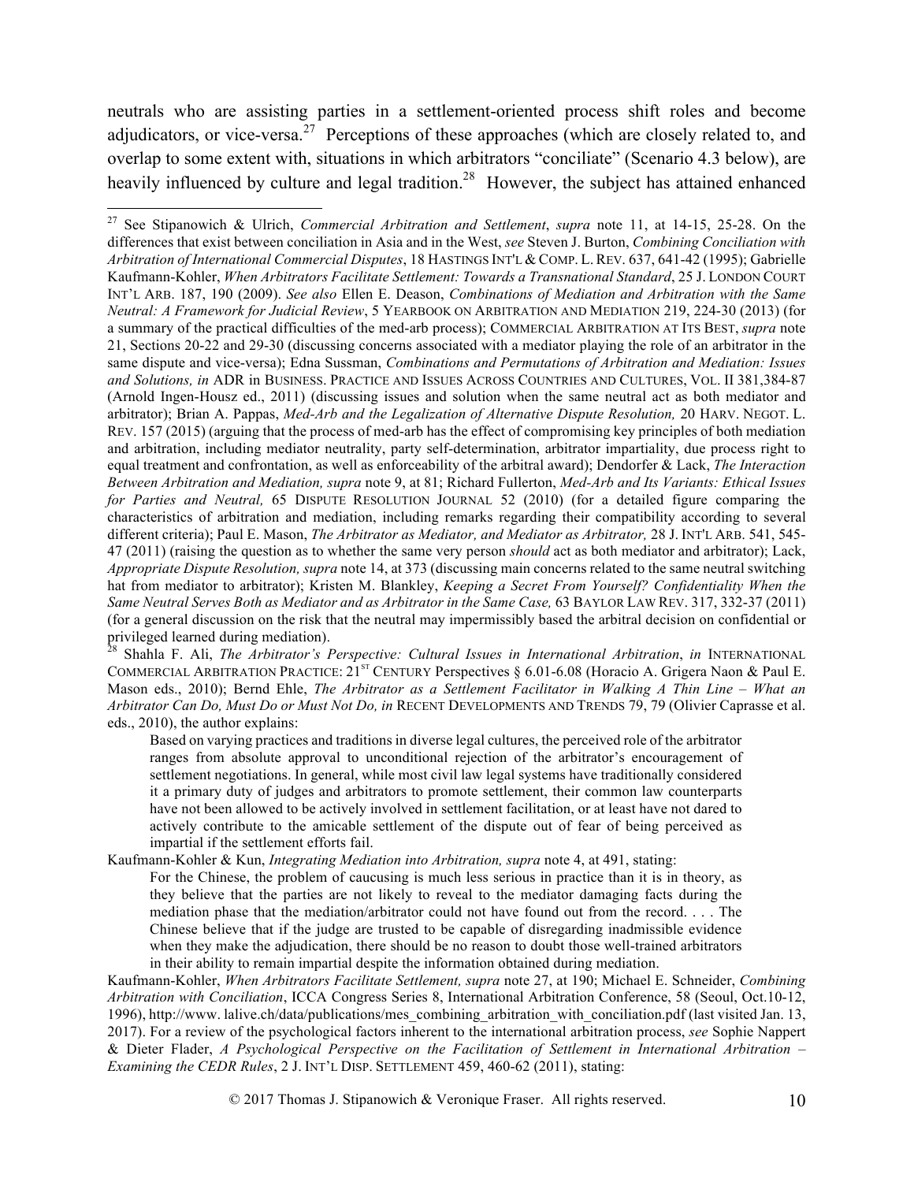neutrals who are assisting parties in a settlement-oriented process shift roles and become adjudicators, or vice-versa.[27] Perceptions of these approaches (which are closely related to, and overlap to some extent with, situations in which arbitrators "conciliate" (Scenario 4.3 below), are heavily influenced by culture and legal tradition.[28] However, the subject has attained enhanced

---

[27] See Stipanowich & Ulrich, *Commercial Arbitration and Settlement*, *supra* note 11, at 14-15, 25-28. On the differences that exist between conciliation in Asia and in the West, *see* Steven J. Burton, *Combining Conciliation with Arbitration of International Commercial Disputes*, 18 HASTINGS INT'L & COMP. L. REV. 637, 641-42 (1995); Gabrielle Kaufmann-Kohler, *When Arbitrators Facilitate Settlement: Towards a Transnational Standard*, 25 J. LONDON COURT INT'L ARB. 187, 190 (2009). *See also* Ellen E. Deason, *Combinations of Mediation and Arbitration with the Same Neutral: A Framework for Judicial Review*, 5 YEARBOOK ON ARBITRATION AND MEDIATION 219, 224-30 (2013) (for a summary of the practical difficulties of the med-arb process); COMMERCIAL ARBITRATION AT ITS BEST, *supra* note 21, Sections 20-22 and 29-30 (discussing concerns associated with a mediator playing the role of an arbitrator in the same dispute and vice-versa); Edna Sussman, *Combinations and Permutations of Arbitration and Mediation: Issues and Solutions, in* ADR in BUSINESS. PRACTICE AND ISSUES ACROSS COUNTRIES AND CULTURES, VOL. II 381,384-87 (Arnold Ingen-Housz ed., 2011) (discussing issues and solution when the same neutral act as both mediator and arbitrator); Brian A. Pappas, *Med-Arb and the Legalization of Alternative Dispute Resolution,* 20 HARV. NEGOT. L. REV. 157 (2015) (arguing that the process of med-arb has the effect of compromising key principles of both mediation and arbitration, including mediator neutrality, party self-determination, arbitrator impartiality, due process right to equal treatment and confrontation, as well as enforceability of the arbitral award); Dendorfer & Lack, *The Interaction Between Arbitration and Mediation, supra* note 9, at 81; Richard Fullerton, *Med-Arb and Its Variants: Ethical Issues for Parties and Neutral,* 65 DISPUTE RESOLUTION JOURNAL 52 (2010) (for a detailed figure comparing the characteristics of arbitration and mediation, including remarks regarding their compatibility according to several different criteria); Paul E. Mason, *The Arbitrator as Mediator, and Mediator as Arbitrator,* 28 J. INT'L ARB. 541, 545-47 (2011) (raising the question as to whether the same very person *should* act as both mediator and arbitrator); Lack, *Appropriate Dispute Resolution, supra* note 14, at 373 (discussing main concerns related to the same neutral switching hat from mediator to arbitrator); Kristen M. Blankley, *Keeping a Secret From Yourself? Confidentiality When the Same Neutral Serves Both as Mediator and as Arbitrator in the Same Case,* 63 BAYLOR LAW REV. 317, 332-37 (2011) (for a general discussion on the risk that the neutral may impermissibly based the arbitral decision on confidential or privileged learned during mediation).

[28] Shahla F. Ali, *The Arbitrator's Perspective: Cultural Issues in International Arbitration*, *in* INTERNATIONAL COMMERCIAL ARBITRATION PRACTICE: 21ST CENTURY Perspectives § 6.01-6.08 (Horacio A. Grigera Naon & Paul E. Mason eds., 2010); Bernd Ehle, *The Arbitrator as a Settlement Facilitator in Walking A Thin Line – What an Arbitrator Can Do, Must Do or Must Not Do, in* RECENT DEVELOPMENTS AND TRENDS 79, 79 (Olivier Caprasse et al. eds., 2010), the author explains:

> Based on varying practices and traditions in diverse legal cultures, the perceived role of the arbitrator ranges from absolute approval to unconditional rejection of the arbitrator's encouragement of settlement negotiations. In general, while most civil law legal systems have traditionally considered it a primary duty of judges and arbitrators to promote settlement, their common law counterparts have not been allowed to be actively involved in settlement facilitation, or at least have not dared to actively contribute to the amicable settlement of the dispute out of fear of being perceived as impartial if the settlement efforts fail.

Kaufmann-Kohler & Kun, *Integrating Mediation into Arbitration, supra* note 4, at 491, stating:

> For the Chinese, the problem of caucusing is much less serious in practice than it is in theory, as they believe that the parties are not likely to reveal to the mediator damaging facts during the mediation phase that the mediation/arbitrator could not have found out from the record. . . . The Chinese believe that if the judge are trusted to be capable of disregarding inadmissible evidence when they make the adjudication, there should be no reason to doubt those well-trained arbitrators in their ability to remain impartial despite the information obtained during mediation.

Kaufmann-Kohler, *When Arbitrators Facilitate Settlement, supra* note 27, at 190; Michael E. Schneider, *Combining Arbitration with Conciliation*, ICCA Congress Series 8, International Arbitration Conference, 58 (Seoul, Oct.10-12, 1996), http://www. lalive.ch/data/publications/mes_combining_arbitration_with_conciliation.pdf (last visited Jan. 13, 2017). For a review of the psychological factors inherent to the international arbitration process, *see* Sophie Nappert & Dieter Flader, *A Psychological Perspective on the Facilitation of Settlement in International Arbitration – Examining the CEDR Rules*, 2 J. INT'L DISP. SETTLEMENT 459, 460-62 (2011), stating: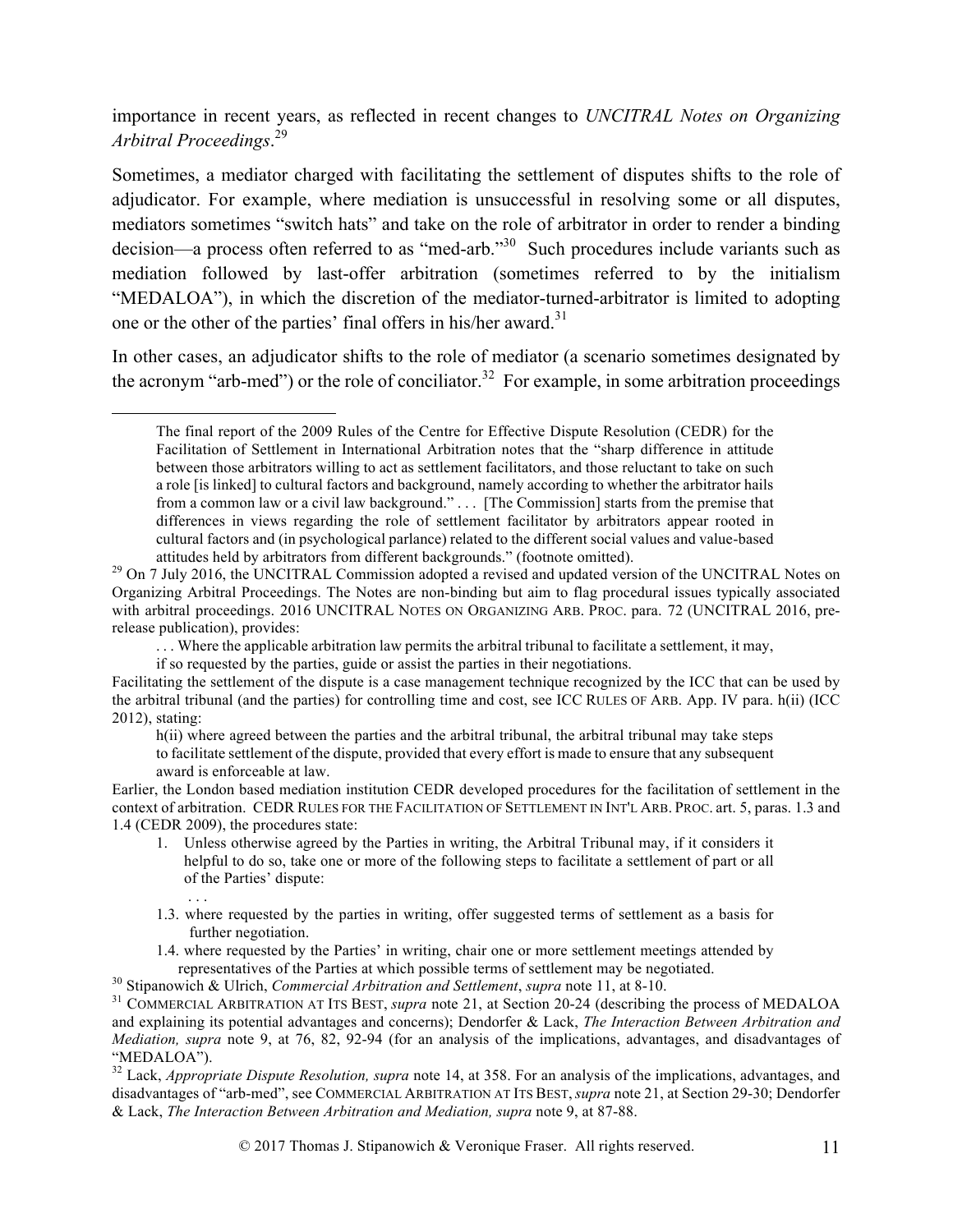importance in recent years, as reflected in recent changes to *UNCITRAL Notes on Organizing Arbitral Proceedings*.[29]

Sometimes, a mediator charged with facilitating the settlement of disputes shifts to the role of adjudicator. For example, where mediation is unsuccessful in resolving some or all disputes, mediators sometimes "switch hats" and take on the role of arbitrator in order to render a binding decision—a process often referred to as "med-arb."[30] Such procedures include variants such as mediation followed by last-offer arbitration (sometimes referred to by the initialism "MEDALOA"), in which the discretion of the mediator-turned-arbitrator is limited to adopting one or the other of the parties' final offers in his/her award.[31]

In other cases, an adjudicator shifts to the role of mediator (a scenario sometimes designated by the acronym "arb-med") or the role of conciliator.[32] For example, in some arbitration proceedings

---

> The final report of the 2009 Rules of the Centre for Effective Dispute Resolution (CEDR) for the Facilitation of Settlement in International Arbitration notes that the "sharp difference in attitude between those arbitrators willing to act as settlement facilitators, and those reluctant to take on such a role [is linked] to cultural factors and background, namely according to whether the arbitrator hails from a common law or a civil law background." . . . [The Commission] starts from the premise that differences in views regarding the role of settlement facilitator by arbitrators appear rooted in cultural factors and (in psychological parlance) related to the different social values and value-based attitudes held by arbitrators from different backgrounds." (footnote omitted).

[29] On 7 July 2016, the UNCITRAL Commission adopted a revised and updated version of the UNCITRAL Notes on Organizing Arbitral Proceedings. The Notes are non-binding but aim to flag procedural issues typically associated with arbitral proceedings. 2016 UNCITRAL NOTES ON ORGANIZING ARB. PROC. para. 72 (UNCITRAL 2016, pre-release publication), provides:

> . . . Where the applicable arbitration law permits the arbitral tribunal to facilitate a settlement, it may, if so requested by the parties, guide or assist the parties in their negotiations.

Facilitating the settlement of the dispute is a case management technique recognized by the ICC that can be used by the arbitral tribunal (and the parties) for controlling time and cost, see ICC RULES OF ARB. App. IV para. h(ii) (ICC 2012), stating:

> h(ii) where agreed between the parties and the arbitral tribunal, the arbitral tribunal may take steps to facilitate settlement of the dispute, provided that every effort is made to ensure that any subsequent award is enforceable at law.

Earlier, the London based mediation institution CEDR developed procedures for the facilitation of settlement in the context of arbitration. CEDR RULES FOR THE FACILITATION OF SETTLEMENT IN INT'L ARB. PROC. art. 5, paras. 1.3 and 1.4 (CEDR 2009), the procedures state:

> 1. Unless otherwise agreed by the Parties in writing, the Arbitral Tribunal may, if it considers it helpful to do so, take one or more of the following steps to facilitate a settlement of part or all of the Parties' dispute:
>
> . . .
>
> 1.3. where requested by the parties in writing, offer suggested terms of settlement as a basis for further negotiation.
>
> 1.4. where requested by the Parties' in writing, chair one or more settlement meetings attended by representatives of the Parties at which possible terms of settlement may be negotiated.

[30] Stipanowich & Ulrich, *Commercial Arbitration and Settlement*, *supra* note 11, at 8-10.

[31] COMMERCIAL ARBITRATION AT ITS BEST, *supra* note 21, at Section 20-24 (describing the process of MEDALOA and explaining its potential advantages and concerns); Dendorfer & Lack, *The Interaction Between Arbitration and Mediation, supra* note 9, at 76, 82, 92-94 (for an analysis of the implications, advantages, and disadvantages of "MEDALOA").

[32] Lack, *Appropriate Dispute Resolution, supra* note 14, at 358. For an analysis of the implications, advantages, and disadvantages of "arb-med", see COMMERCIAL ARBITRATION AT ITS BEST, *supra* note 21, at Section 29-30; Dendorfer & Lack, *The Interaction Between Arbitration and Mediation, supra* note 9, at 87-88.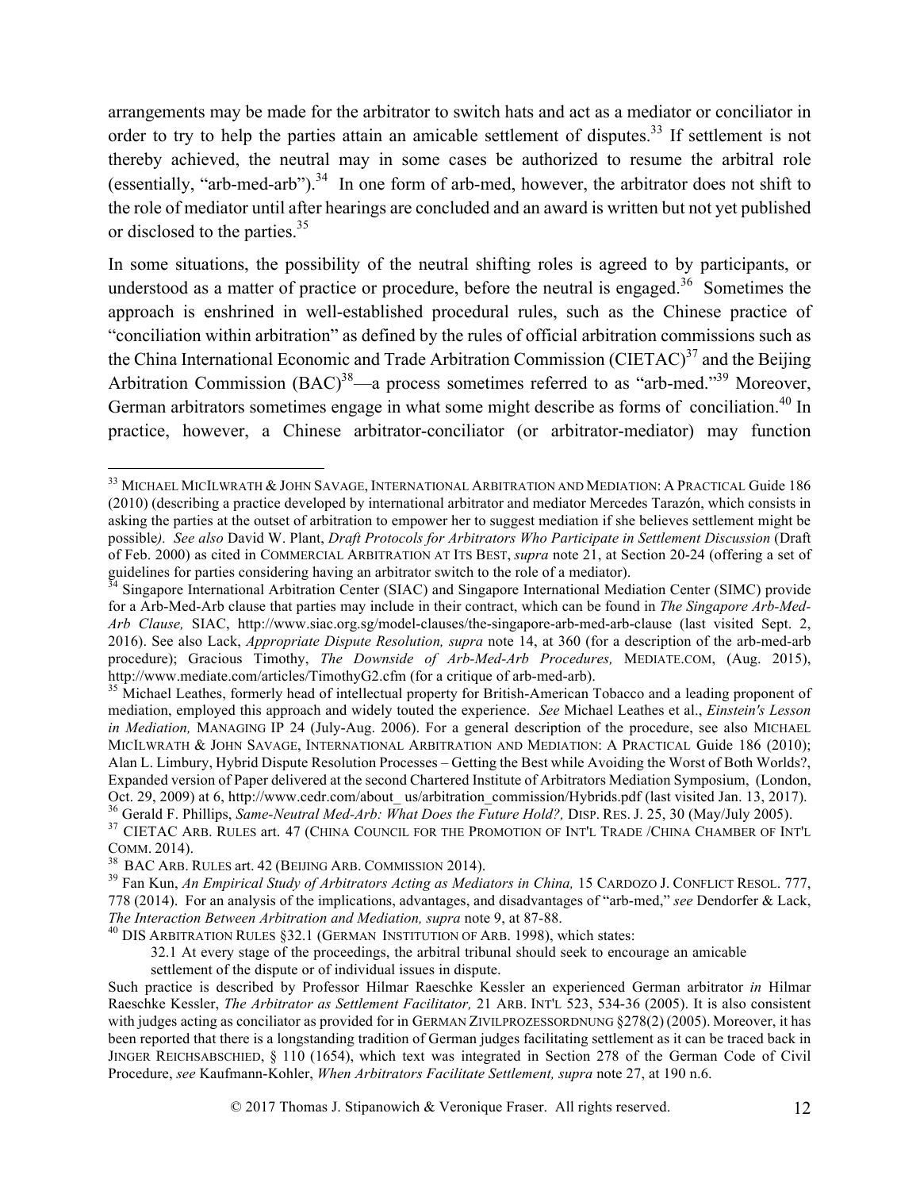arrangements may be made for the arbitrator to switch hats and act as a mediator or conciliator in order to try to help the parties attain an amicable settlement of disputes.[33] If settlement is not thereby achieved, the neutral may in some cases be authorized to resume the arbitral role (essentially, "arb-med-arb").[34] In one form of arb-med, however, the arbitrator does not shift to the role of mediator until after hearings are concluded and an award is written but not yet published or disclosed to the parties.[35]

In some situations, the possibility of the neutral shifting roles is agreed to by participants, or understood as a matter of practice or procedure, before the neutral is engaged.[36] Sometimes the approach is enshrined in well-established procedural rules, such as the Chinese practice of "conciliation within arbitration" as defined by the rules of official arbitration commissions such as the China International Economic and Trade Arbitration Commission (CIETAC)[37] and the Beijing Arbitration Commission (BAC)[38]—a process sometimes referred to as "arb-med."[39] Moreover, German arbitrators sometimes engage in what some might describe as forms of conciliation.[40] In practice, however, a Chinese arbitrator-conciliator (or arbitrator-mediator) may function

---

[33] MICHAEL MICILWRATH & JOHN SAVAGE, INTERNATIONAL ARBITRATION AND MEDIATION: A PRACTICAL Guide 186 (2010) (describing a practice developed by international arbitrator and mediator Mercedes Tarazón, which consists in asking the parties at the outset of arbitration to empower her to suggest mediation if she believes settlement might be possible*).* *See also* David W. Plant, *Draft Protocols for Arbitrators Who Participate in Settlement Discussion* (Draft of Feb. 2000) as cited in COMMERCIAL ARBITRATION AT ITS BEST, *supra* note 21, at Section 20-24 (offering a set of guidelines for parties considering having an arbitrator switch to the role of a mediator).

[34] Singapore International Arbitration Center (SIAC) and Singapore International Mediation Center (SIMC) provide for a Arb-Med-Arb clause that parties may include in their contract, which can be found in *The Singapore Arb-Med-Arb Clause,* SIAC, http://www.siac.org.sg/model-clauses/the-singapore-arb-med-arb-clause (last visited Sept. 2, 2016). See also Lack, *Appropriate Dispute Resolution, supra* note 14, at 360 (for a description of the arb-med-arb procedure); Gracious Timothy, *The Downside of Arb-Med-Arb Procedures,* MEDIATE.COM, (Aug. 2015), http://www.mediate.com/articles/TimothyG2.cfm (for a critique of arb-med-arb).

[35] Michael Leathes, formerly head of intellectual property for British-American Tobacco and a leading proponent of mediation, employed this approach and widely touted the experience. *See* Michael Leathes et al., *Einstein's Lesson in Mediation,* MANAGING IP 24 (July-Aug. 2006). For a general description of the procedure, see also MICHAEL MICILWRATH & JOHN SAVAGE, INTERNATIONAL ARBITRATION AND MEDIATION: A PRACTICAL Guide 186 (2010); Alan L. Limbury, Hybrid Dispute Resolution Processes – Getting the Best while Avoiding the Worst of Both Worlds?, Expanded version of Paper delivered at the second Chartered Institute of Arbitrators Mediation Symposium, (London, Oct. 29, 2009) at 6, http://www.cedr.com/about_ us/arbitration_commission/Hybrids.pdf (last visited Jan. 13, 2017).

[36] Gerald F. Phillips, *Same-Neutral Med-Arb: What Does the Future Hold?,* DISP. RES. J. 25, 30 (May/July 2005).

[37] CIETAC ARB. RULES art. 47 (CHINA COUNCIL FOR THE PROMOTION OF INT'L TRADE /CHINA CHAMBER OF INT'L COMM. 2014).

[38] BAC ARB. RULES art. 42 (BEIJING ARB. COMMISSION 2014).

[39] Fan Kun, *An Empirical Study of Arbitrators Acting as Mediators in China,* 15 CARDOZO J. CONFLICT RESOL. 777, 778 (2014). For an analysis of the implications, advantages, and disadvantages of "arb-med," *see* Dendorfer & Lack, *The Interaction Between Arbitration and Mediation, supra* note 9, at 87-88.

[40] DIS ARBITRATION RULES §32.1 (GERMAN INSTITUTION OF ARB. 1998), which states:

> 32.1 At every stage of the proceedings, the arbitral tribunal should seek to encourage an amicable settlement of the dispute or of individual issues in dispute.

Such practice is described by Professor Hilmar Raeschke Kessler an experienced German arbitrator *in* Hilmar Raeschke Kessler, *The Arbitrator as Settlement Facilitator,* 21 ARB. INT'L 523, 534-36 (2005). It is also consistent with judges acting as conciliator as provided for in GERMAN ZIVILPROZESSORDNUNG §278(2) (2005). Moreover, it has been reported that there is a longstanding tradition of German judges facilitating settlement as it can be traced back in JINGER REICHSABSCHIED, § 110 (1654), which text was integrated in Section 278 of the German Code of Civil Procedure, *see* Kaufmann-Kohler, *When Arbitrators Facilitate Settlement, supra* note 27, at 190 n.6.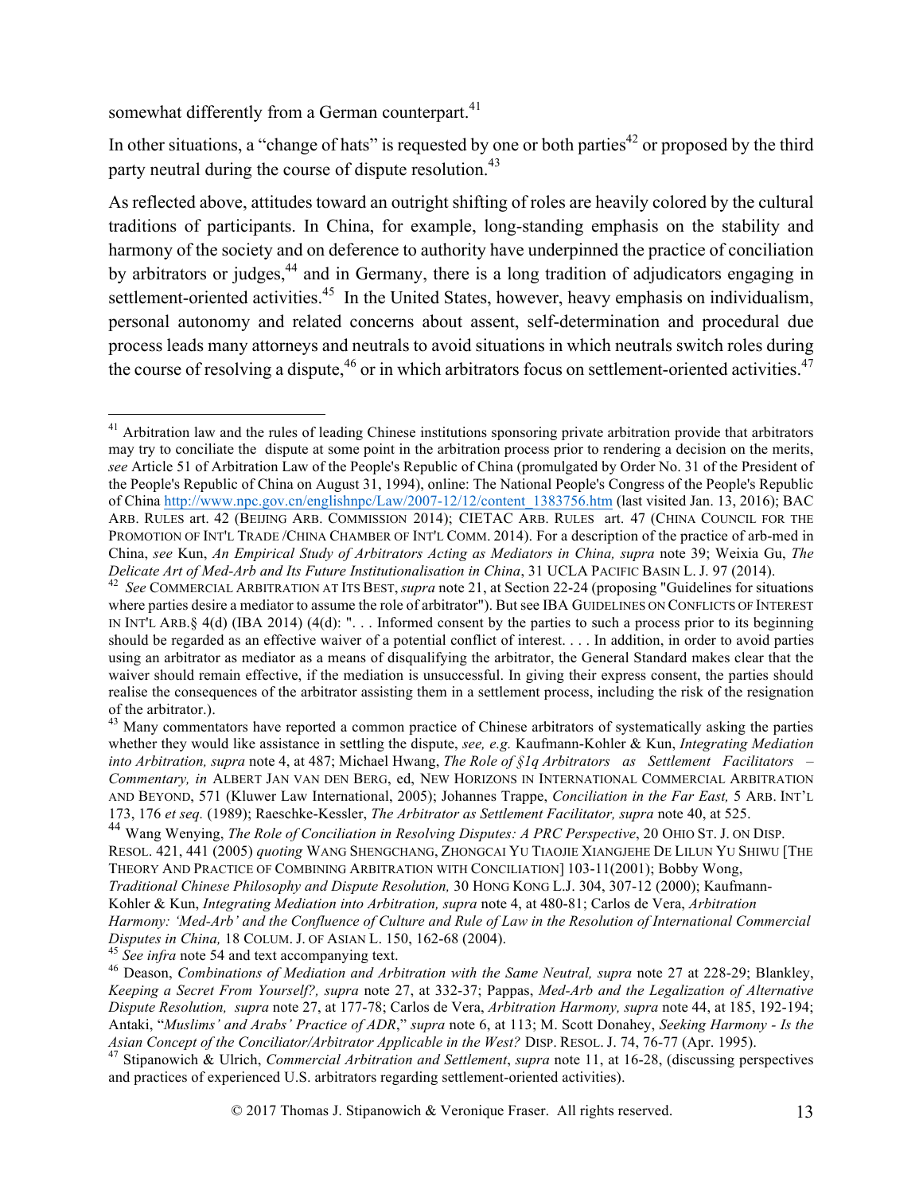somewhat differently from a German counterpart.[41]

In other situations, a "change of hats" is requested by one or both parties[42] or proposed by the third party neutral during the course of dispute resolution.[43]

As reflected above, attitudes toward an outright shifting of roles are heavily colored by the cultural traditions of participants. In China, for example, long-standing emphasis on the stability and harmony of the society and on deference to authority have underpinned the practice of conciliation by arbitrators or judges,[44] and in Germany, there is a long tradition of adjudicators engaging in settlement-oriented activities.[45] In the United States, however, heavy emphasis on individualism, personal autonomy and related concerns about assent, self-determination and procedural due process leads many attorneys and neutrals to avoid situations in which neutrals switch roles during the course of resolving a dispute,[46] or in which arbitrators focus on settlement-oriented activities.[47]

---

[41] Arbitration law and the rules of leading Chinese institutions sponsoring private arbitration provide that arbitrators may try to conciliate the dispute at some point in the arbitration process prior to rendering a decision on the merits, *see* Article 51 of Arbitration Law of the People's Republic of China (promulgated by Order No. 31 of the President of the People's Republic of China on August 31, 1994), online: The National People's Congress of the People's Republic of China http://www.npc.gov.cn/englishnpc/Law/2007-12/12/content_1383756.htm (last visited Jan. 13, 2016); BAC ARB. RULES art. 42 (BEIJING ARB. COMMISSION 2014); CIETAC ARB. RULES art. 47 (CHINA COUNCIL FOR THE PROMOTION OF INT'L TRADE /CHINA CHAMBER OF INT'L COMM. 2014). For a description of the practice of arb-med in China, *see* Kun, *An Empirical Study of Arbitrators Acting as Mediators in China, supra* note 39; Weixia Gu, *The Delicate Art of Med-Arb and Its Future Institutionalisation in China*, 31 UCLA PACIFIC BASIN L. J. 97 (2014).

[42] *See* COMMERCIAL ARBITRATION AT ITS BEST, *supra* note 21, at Section 22-24 (proposing "Guidelines for situations where parties desire a mediator to assume the role of arbitrator"). But see IBA GUIDELINES ON CONFLICTS OF INTEREST IN INT'L ARB.§ 4(d) (IBA 2014) (4(d): ". . . Informed consent by the parties to such a process prior to its beginning should be regarded as an effective waiver of a potential conflict of interest. . . . In addition, in order to avoid parties using an arbitrator as mediator as a means of disqualifying the arbitrator, the General Standard makes clear that the waiver should remain effective, if the mediation is unsuccessful. In giving their express consent, the parties should realise the consequences of the arbitrator assisting them in a settlement process, including the risk of the resignation of the arbitrator.).

[43] Many commentators have reported a common practice of Chinese arbitrators of systematically asking the parties whether they would like assistance in settling the dispute, *see, e.g.* Kaufmann-Kohler & Kun, *Integrating Mediation into Arbitration, supra* note 4, at 487; Michael Hwang, *The Role of §1q Arbitrators as Settlement Facilitators – Commentary, in* ALBERT JAN VAN DEN BERG, ed, NEW HORIZONS IN INTERNATIONAL COMMERCIAL ARBITRATION AND BEYOND, 571 (Kluwer Law International, 2005); Johannes Trappe, *Conciliation in the Far East,* 5 ARB. INT'L 173, 176 *et seq.* (1989); Raeschke-Kessler, *The Arbitrator as Settlement Facilitator, supra* note 40, at 525.

[44] Wang Wenying, *The Role of Conciliation in Resolving Disputes: A PRC Perspective*, 20 OHIO ST. J. ON DISP. RESOL. 421, 441 (2005) *quoting* WANG SHENGCHANG, ZHONGCAI YU TIAOJIE XIANGJEHE DE LILUN YU SHIWU [THE THEORY AND PRACTICE OF COMBINING ARBITRATION WITH CONCILIATION] 103-11(2001); Bobby Wong, *Traditional Chinese Philosophy and Dispute Resolution,* 30 HONG KONG L.J. 304, 307-12 (2000); Kaufmann-Kohler & Kun, *Integrating Mediation into Arbitration, supra* note 4, at 480-81; Carlos de Vera, *Arbitration Harmony: 'Med-Arb' and the Confluence of Culture and Rule of Law in the Resolution of International Commercial Disputes in China,* 18 COLUM. J. OF ASIAN L. 150, 162-68 (2004).

[45] *See infra* note 54 and text accompanying text.

[46] Deason, *Combinations of Mediation and Arbitration with the Same Neutral, supra* note 27 at 228-29; Blankley, *Keeping a Secret From Yourself?, supra* note 27, at 332-37; Pappas, *Med-Arb and the Legalization of Alternative Dispute Resolution, supra* note 27, at 177-78; Carlos de Vera, *Arbitration Harmony, supra* note 44, at 185, 192-194; Antaki, "*Muslims' and Arabs' Practice of ADR*," *supra* note 6, at 113; M. Scott Donahey, *Seeking Harmony - Is the Asian Concept of the Conciliator/Arbitrator Applicable in the West?* DISP. RESOL. J. 74, 76-77 (Apr. 1995).

[47] Stipanowich & Ulrich, *Commercial Arbitration and Settlement*, *supra* note 11, at 16-28, (discussing perspectives and practices of experienced U.S. arbitrators regarding settlement-oriented activities).

© 2017 Thomas J. Stipanowich & Veronique Fraser. All rights reserved.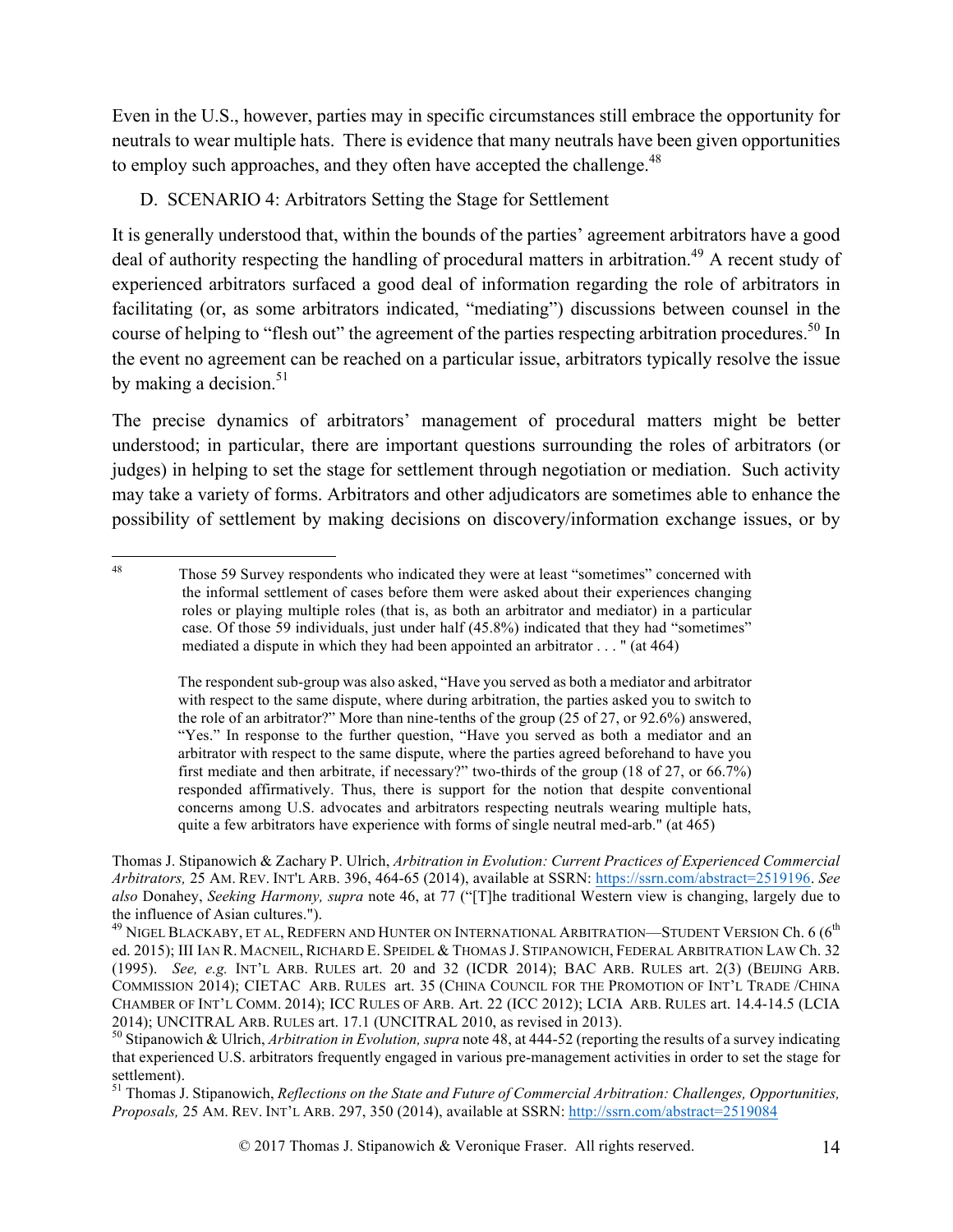Even in the U.S., however, parties may in specific circumstances still embrace the opportunity for neutrals to wear multiple hats. There is evidence that many neutrals have been given opportunities to employ such approaches, and they often have accepted the challenge.[48]

D. SCENARIO 4: Arbitrators Setting the Stage for Settlement

It is generally understood that, within the bounds of the parties' agreement arbitrators have a good deal of authority respecting the handling of procedural matters in arbitration.[49] A recent study of experienced arbitrators surfaced a good deal of information regarding the role of arbitrators in facilitating (or, as some arbitrators indicated, "mediating") discussions between counsel in the course of helping to "flesh out" the agreement of the parties respecting arbitration procedures.[50] In the event no agreement can be reached on a particular issue, arbitrators typically resolve the issue by making a decision.[51]

The precise dynamics of arbitrators' management of procedural matters might be better understood; in particular, there are important questions surrounding the roles of arbitrators (or judges) in helping to set the stage for settlement through negotiation or mediation. Such activity may take a variety of forms. Arbitrators and other adjudicators are sometimes able to enhance the possibility of settlement by making decisions on discovery/information exchange issues, or by

---

[48] Those 59 Survey respondents who indicated they were at least "sometimes" concerned with the informal settlement of cases before them were asked about their experiences changing roles or playing multiple roles (that is, as both an arbitrator and mediator) in a particular case. Of those 59 individuals, just under half (45.8%) indicated that they had "sometimes" mediated a dispute in which they had been appointed an arbitrator . . . " (at 464)

> The respondent sub-group was also asked, "Have you served as both a mediator and arbitrator with respect to the same dispute, where during arbitration, the parties asked you to switch to the role of an arbitrator?" More than nine-tenths of the group (25 of 27, or 92.6%) answered, "Yes." In response to the further question, "Have you served as both a mediator and an arbitrator with respect to the same dispute, where the parties agreed beforehand to have you first mediate and then arbitrate, if necessary?" two-thirds of the group (18 of 27, or 66.7%) responded affirmatively. Thus, there is support for the notion that despite conventional concerns among U.S. advocates and arbitrators respecting neutrals wearing multiple hats, quite a few arbitrators have experience with forms of single neutral med-arb." (at 465)

Thomas J. Stipanowich & Zachary P. Ulrich, *Arbitration in Evolution: Current Practices of Experienced Commercial Arbitrators,* 25 AM. REV. INT'L ARB. 396, 464-65 (2014), available at SSRN: https://ssrn.com/abstract=2519196. *See also* Donahey, *Seeking Harmony, supra* note 46, at 77 ("[T]he traditional Western view is changing, largely due to the influence of Asian cultures.").

[49] NIGEL BLACKABY, ET AL, REDFERN AND HUNTER ON INTERNATIONAL ARBITRATION—STUDENT VERSION Ch. 6 (6th ed. 2015); III IAN R. MACNEIL, RICHARD E. SPEIDEL & THOMAS J. STIPANOWICH, FEDERAL ARBITRATION LAW Ch. 32 (1995). *See, e.g.* INT'L ARB. RULES art. 20 and 32 (ICDR 2014); BAC ARB. RULES art. 2(3) (BEIJING ARB. COMMISSION 2014); CIETAC ARB. RULES art. 35 (CHINA COUNCIL FOR THE PROMOTION OF INT'L TRADE /CHINA CHAMBER OF INT'L COMM. 2014); ICC RULES OF ARB. Art. 22 (ICC 2012); LCIA ARB. RULES art. 14.4-14.5 (LCIA 2014); UNCITRAL ARB. RULES art. 17.1 (UNCITRAL 2010, as revised in 2013).

[50] Stipanowich & Ulrich, *Arbitration in Evolution, supra* note 48, at 444-52 (reporting the results of a survey indicating that experienced U.S. arbitrators frequently engaged in various pre-management activities in order to set the stage for settlement).

[51] Thomas J. Stipanowich, *Reflections on the State and Future of Commercial Arbitration: Challenges, Opportunities, Proposals,* 25 AM. REV. INT'L ARB. 297, 350 (2014), available at SSRN: http://ssrn.com/abstract=2519084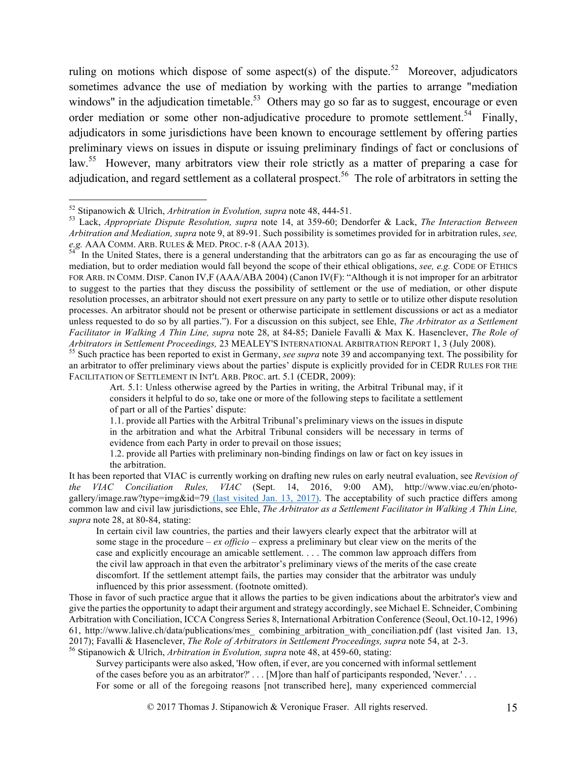ruling on motions which dispose of some aspect(s) of the dispute.[52] Moreover, adjudicators sometimes advance the use of mediation by working with the parties to arrange "mediation windows" in the adjudication timetable.[53] Others may go so far as to suggest, encourage or even order mediation or some other non-adjudicative procedure to promote settlement.[54] Finally, adjudicators in some jurisdictions have been known to encourage settlement by offering parties preliminary views on issues in dispute or issuing preliminary findings of fact or conclusions of law.[55] However, many arbitrators view their role strictly as a matter of preparing a case for adjudication, and regard settlement as a collateral prospect.[56] The role of arbitrators in setting the

---

[52] Stipanowich & Ulrich, *Arbitration in Evolution, supra* note 48, 444-51.

[53] Lack, *Appropriate Dispute Resolution, supra* note 14, at 359-60; Dendorfer & Lack, *The Interaction Between Arbitration and Mediation, supra* note 9, at 89-91. Such possibility is sometimes provided for in arbitration rules, *see, e.g.* AAA COMM. ARB. RULES & MED. PROC. r-8 (AAA 2013).

[54] In the United States, there is a general understanding that the arbitrators can go as far as encouraging the use of mediation, but to order mediation would fall beyond the scope of their ethical obligations, *see, e.g.* CODE OF ETHICS FOR ARB. IN COMM. DISP. Canon IV,F (AAA/ABA 2004) (Canon IV(F): "Although it is not improper for an arbitrator to suggest to the parties that they discuss the possibility of settlement or the use of mediation, or other dispute resolution processes, an arbitrator should not exert pressure on any party to settle or to utilize other dispute resolution processes. An arbitrator should not be present or otherwise participate in settlement discussions or act as a mediator unless requested to do so by all parties."). For a discussion on this subject, see Ehle, *The Arbitrator as a Settlement Facilitator in Walking A Thin Line, supra* note 28, at 84-85; Daniele Favalli & Max K. Hasenclever, *The Role of Arbitrators in Settlement Proceedings,* 23 MEALEY'S INTERNATIONAL ARBITRATION REPORT 1, 3 (July 2008).

[55] Such practice has been reported to exist in Germany, *see supra* note 39 and accompanying text. The possibility for an arbitrator to offer preliminary views about the parties' dispute is explicitly provided for in CEDR RULES FOR THE FACILITATION OF SETTLEMENT IN INT'L ARB. PROC. art. 5.1 (CEDR, 2009):

> Art. 5.1: Unless otherwise agreed by the Parties in writing, the Arbitral Tribunal may, if it considers it helpful to do so, take one or more of the following steps to facilitate a settlement of part or all of the Parties' dispute:
>
> 1.1. provide all Parties with the Arbitral Tribunal's preliminary views on the issues in dispute in the arbitration and what the Arbitral Tribunal considers will be necessary in terms of evidence from each Party in order to prevail on those issues;
>
> 1.2. provide all Parties with preliminary non-binding findings on law or fact on key issues in the arbitration.

It has been reported that VIAC is currently working on drafting new rules on early neutral evaluation, see *Revision of the VIAC Conciliation Rules, VIAC* (Sept. 14, 2016, 9:00 AM), http://www.viac.eu/en/photo-gallery/image.raw?type=img&id=79 (last visited Jan. 13, 2017). The acceptability of such practice differs among common law and civil law jurisdictions, see Ehle, *The Arbitrator as a Settlement Facilitator in Walking A Thin Line, supra* note 28, at 80-84, stating:

> In certain civil law countries, the parties and their lawyers clearly expect that the arbitrator will at some stage in the procedure – *ex officio* – express a preliminary but clear view on the merits of the case and explicitly encourage an amicable settlement. . . . The common law approach differs from the civil law approach in that even the arbitrator's preliminary views of the merits of the case create discomfort. If the settlement attempt fails, the parties may consider that the arbitrator was unduly influenced by this prior assessment. (footnote omitted).

Those in favor of such practice argue that it allows the parties to be given indications about the arbitrator's view and give the parties the opportunity to adapt their argument and strategy accordingly, see Michael E. Schneider, Combining Arbitration with Conciliation, ICCA Congress Series 8, International Arbitration Conference (Seoul, Oct.10-12, 1996) 61, http://www.lalive.ch/data/publications/mes_ combining_arbitration_with_conciliation.pdf (last visited Jan. 13, 2017); Favalli & Hasenclever, *The Role of Arbitrators in Settlement Proceedings, supra* note 54, at 2-3.

[56] Stipanowich & Ulrich, *Arbitration in Evolution, supra* note 48, at 459-60, stating:

> Survey participants were also asked, 'How often, if ever, are you concerned with informal settlement of the cases before you as an arbitrator?' . . . [M]ore than half of participants responded, 'Never.' . . . For some or all of the foregoing reasons [not transcribed here], many experienced commercial

© 2017 Thomas J. Stipanowich & Veronique Fraser. All rights reserved.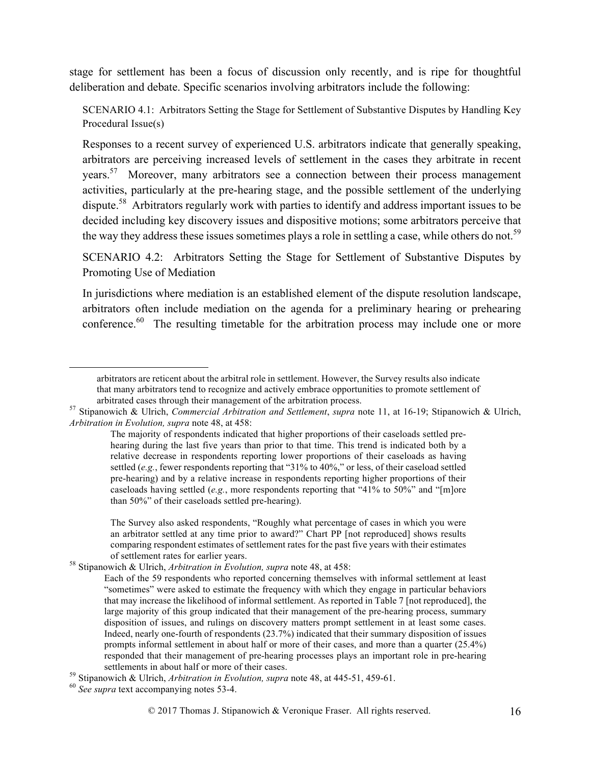stage for settlement has been a focus of discussion only recently, and is ripe for thoughtful deliberation and debate. Specific scenarios involving arbitrators include the following:

> SCENARIO 4.1: Arbitrators Setting the Stage for Settlement of Substantive Disputes by Handling Key Procedural Issue(s)
>
> Responses to a recent survey of experienced U.S. arbitrators indicate that generally speaking, arbitrators are perceiving increased levels of settlement in the cases they arbitrate in recent years.[57] Moreover, many arbitrators see a connection between their process management activities, particularly at the pre-hearing stage, and the possible settlement of the underlying dispute.[58] Arbitrators regularly work with parties to identify and address important issues to be decided including key discovery issues and dispositive motions; some arbitrators perceive that the way they address these issues sometimes plays a role in settling a case, while others do not.[59]
>
> SCENARIO 4.2: Arbitrators Setting the Stage for Settlement of Substantive Disputes by Promoting Use of Mediation
>
> In jurisdictions where mediation is an established element of the dispute resolution landscape, arbitrators often include mediation on the agenda for a preliminary hearing or prehearing conference.[60] The resulting timetable for the arbitration process may include one or more

---

> arbitrators are reticent about the arbitral role in settlement. However, the Survey results also indicate that many arbitrators tend to recognize and actively embrace opportunities to promote settlement of arbitrated cases through their management of the arbitration process.

[57] Stipanowich & Ulrich, *Commercial Arbitration and Settlement*, *supra* note 11, at 16-19; Stipanowich & Ulrich, *Arbitration in Evolution, supra* note 48, at 458:

> The majority of respondents indicated that higher proportions of their caseloads settled pre-hearing during the last five years than prior to that time. This trend is indicated both by a relative decrease in respondents reporting lower proportions of their caseloads as having settled (*e.g.*, fewer respondents reporting that "31% to 40%," or less, of their caseload settled pre-hearing) and by a relative increase in respondents reporting higher proportions of their caseloads having settled (*e.g.*, more respondents reporting that "41% to 50%" and "[m]ore than 50%" of their caseloads settled pre-hearing).
>
> The Survey also asked respondents, "Roughly what percentage of cases in which you were an arbitrator settled at any time prior to award?" Chart PP [not reproduced] shows results comparing respondent estimates of settlement rates for the past five years with their estimates of settlement rates for earlier years.

[58] Stipanowich & Ulrich, *Arbitration in Evolution, supra* note 48, at 458:

> Each of the 59 respondents who reported concerning themselves with informal settlement at least "sometimes" were asked to estimate the frequency with which they engage in particular behaviors that may increase the likelihood of informal settlement. As reported in Table 7 [not reproduced], the large majority of this group indicated that their management of the pre-hearing process, summary disposition of issues, and rulings on discovery matters prompt settlement in at least some cases. Indeed, nearly one-fourth of respondents (23.7%) indicated that their summary disposition of issues prompts informal settlement in about half or more of their cases, and more than a quarter (25.4%) responded that their management of pre-hearing processes plays an important role in pre-hearing settlements in about half or more of their cases.

[59] Stipanowich & Ulrich, *Arbitration in Evolution, supra* note 48, at 445-51, 459-61.

[60] *See supra* text accompanying notes 53-4.

© 2017 Thomas J. Stipanowich & Veronique Fraser. All rights reserved.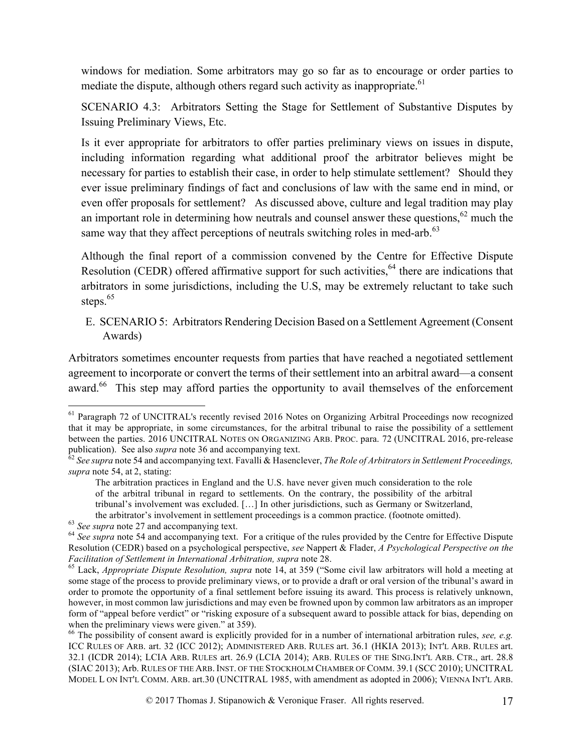windows for mediation. Some arbitrators may go so far as to encourage or order parties to mediate the dispute, although others regard such activity as inappropriate.[61]

SCENARIO 4.3: Arbitrators Setting the Stage for Settlement of Substantive Disputes by Issuing Preliminary Views, Etc.

Is it ever appropriate for arbitrators to offer parties preliminary views on issues in dispute, including information regarding what additional proof the arbitrator believes might be necessary for parties to establish their case, in order to help stimulate settlement? Should they ever issue preliminary findings of fact and conclusions of law with the same end in mind, or even offer proposals for settlement? As discussed above, culture and legal tradition may play an important role in determining how neutrals and counsel answer these questions,[62] much the same way that they affect perceptions of neutrals switching roles in med-arb.[63]

Although the final report of a commission convened by the Centre for Effective Dispute Resolution (CEDR) offered affirmative support for such activities,[64] there are indications that arbitrators in some jurisdictions, including the U.S, may be extremely reluctant to take such steps.[65]

### E. SCENARIO 5: Arbitrators Rendering Decision Based on a Settlement Agreement (Consent Awards)

Arbitrators sometimes encounter requests from parties that have reached a negotiated settlement agreement to incorporate or convert the terms of their settlement into an arbitral award—a consent award.[66] This step may afford parties the opportunity to avail themselves of the enforcement

---

[61] Paragraph 72 of UNCITRAL's recently revised 2016 Notes on Organizing Arbitral Proceedings now recognized that it may be appropriate, in some circumstances, for the arbitral tribunal to raise the possibility of a settlement between the parties. 2016 UNCITRAL NOTES ON ORGANIZING ARB. PROC. para. 72 (UNCITRAL 2016, pre-release publication). See also *supra* note 36 and accompanying text.

[62] *See supra* note 54 and accompanying text. Favalli & Hasenclever, *The Role of Arbitrators in Settlement Proceedings, supra* note 54, at 2, stating:

> The arbitration practices in England and the U.S. have never given much consideration to the role of the arbitral tribunal in regard to settlements. On the contrary, the possibility of the arbitral tribunal's involvement was excluded. […] In other jurisdictions, such as Germany or Switzerland, the arbitrator's involvement in settlement proceedings is a common practice. (footnote omitted).

[63] *See supra* note 27 and accompanying text.

[64] *See supra* note 54 and accompanying text. For a critique of the rules provided by the Centre for Effective Dispute Resolution (CEDR) based on a psychological perspective, *see* Nappert & Flader, *A Psychological Perspective on the Facilitation of Settlement in International Arbitration, supra* note 28.

[65] Lack, *Appropriate Dispute Resolution, supra* note 14, at 359 ("Some civil law arbitrators will hold a meeting at some stage of the process to provide preliminary views, or to provide a draft or oral version of the tribunal's award in order to promote the opportunity of a final settlement before issuing its award. This process is relatively unknown, however, in most common law jurisdictions and may even be frowned upon by common law arbitrators as an improper form of "appeal before verdict" or "risking exposure of a subsequent award to possible attack for bias, depending on when the preliminary views were given." at 359).

[66] The possibility of consent award is explicitly provided for in a number of international arbitration rules, *see, e.g.* ICC RULES OF ARB. art. 32 (ICC 2012); ADMINISTERED ARB. RULES art. 36.1 (HKIA 2013); INT'L ARB. RULES art. 32.1 (ICDR 2014); LCIA ARB. RULES art. 26.9 (LCIA 2014); ARB. RULES OF THE SING.INT'L ARB. CTR., art. 28.8 (SIAC 2013); Arb. RULES OF THE ARB. INST. OF THE STOCKHOLM CHAMBER OF COMM. 39.1 (SCC 2010); UNCITRAL MODEL L ON INT'L COMM. ARB. art.30 (UNCITRAL 1985, with amendment as adopted in 2006); VIENNA INT'L ARB.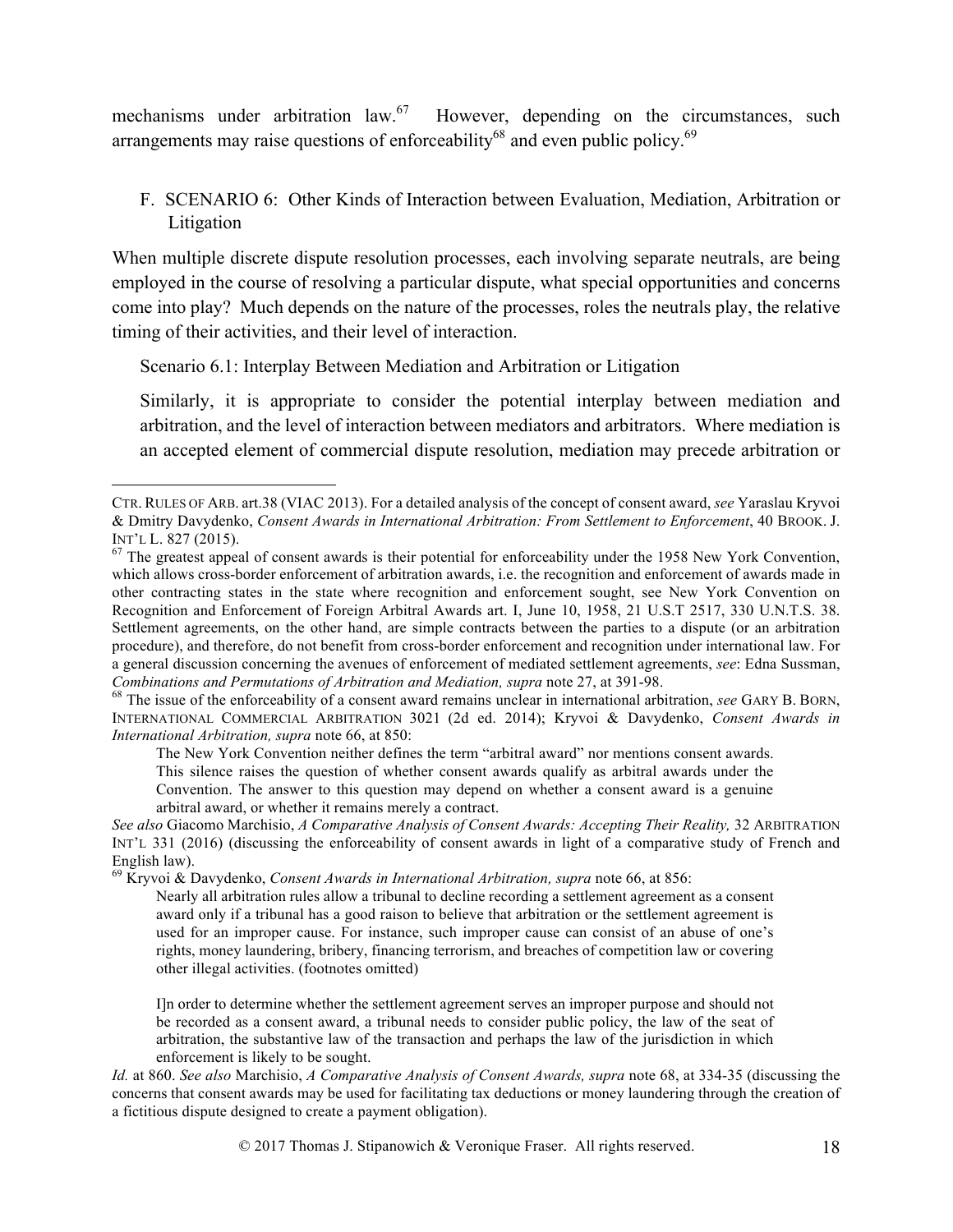mechanisms under arbitration law.[67] However, depending on the circumstances, such arrangements may raise questions of enforceability[68] and even public policy.[69]

### F. SCENARIO 6: Other Kinds of Interaction between Evaluation, Mediation, Arbitration or Litigation

When multiple discrete dispute resolution processes, each involving separate neutrals, are being employed in the course of resolving a particular dispute, what special opportunities and concerns come into play? Much depends on the nature of the processes, roles the neutrals play, the relative timing of their activities, and their level of interaction.

Scenario 6.1: Interplay Between Mediation and Arbitration or Litigation

Similarly, it is appropriate to consider the potential interplay between mediation and arbitration, and the level of interaction between mediators and arbitrators. Where mediation is an accepted element of commercial dispute resolution, mediation may precede arbitration or

---

CTR. RULES OF ARB. art.38 (VIAC 2013). For a detailed analysis of the concept of consent award, *see* Yaraslau Kryvoi & Dmitry Davydenko, *Consent Awards in International Arbitration: From Settlement to Enforcement*, 40 BROOK. J. INT'L L. 827 (2015).

[67] The greatest appeal of consent awards is their potential for enforceability under the 1958 New York Convention, which allows cross-border enforcement of arbitration awards, i.e. the recognition and enforcement of awards made in other contracting states in the state where recognition and enforcement sought, see New York Convention on Recognition and Enforcement of Foreign Arbitral Awards art. I, June 10, 1958, 21 U.S.T 2517, 330 U.N.T.S. 38. Settlement agreements, on the other hand, are simple contracts between the parties to a dispute (or an arbitration procedure), and therefore, do not benefit from cross-border enforcement and recognition under international law. For a general discussion concerning the avenues of enforcement of mediated settlement agreements, *see*: Edna Sussman, *Combinations and Permutations of Arbitration and Mediation, supra* note 27, at 391-98.

[68] The issue of the enforceability of a consent award remains unclear in international arbitration, *see* GARY B. BORN, INTERNATIONAL COMMERCIAL ARBITRATION 3021 (2d ed. 2014); Kryvoi & Davydenko, *Consent Awards in International Arbitration, supra* note 66, at 850:

> The New York Convention neither defines the term "arbitral award" nor mentions consent awards. This silence raises the question of whether consent awards qualify as arbitral awards under the Convention. The answer to this question may depend on whether a consent award is a genuine arbitral award, or whether it remains merely a contract.

*See also* Giacomo Marchisio, *A Comparative Analysis of Consent Awards: Accepting Their Reality,* 32 ARBITRATION INT'L 331 (2016) (discussing the enforceability of consent awards in light of a comparative study of French and English law).

[69] Kryvoi & Davydenko, *Consent Awards in International Arbitration, supra* note 66, at 856:

> Nearly all arbitration rules allow a tribunal to decline recording a settlement agreement as a consent award only if a tribunal has a good raison to believe that arbitration or the settlement agreement is used for an improper cause. For instance, such improper cause can consist of an abuse of one's rights, money laundering, bribery, financing terrorism, and breaches of competition law or covering other illegal activities. (footnotes omitted)
>
> I]n order to determine whether the settlement agreement serves an improper purpose and should not be recorded as a consent award, a tribunal needs to consider public policy, the law of the seat of arbitration, the substantive law of the transaction and perhaps the law of the jurisdiction in which enforcement is likely to be sought.

*Id.* at 860. *See also* Marchisio, *A Comparative Analysis of Consent Awards, supra* note 68, at 334-35 (discussing the concerns that consent awards may be used for facilitating tax deductions or money laundering through the creation of a fictitious dispute designed to create a payment obligation).

© 2017 Thomas J. Stipanowich & Veronique Fraser. All rights reserved.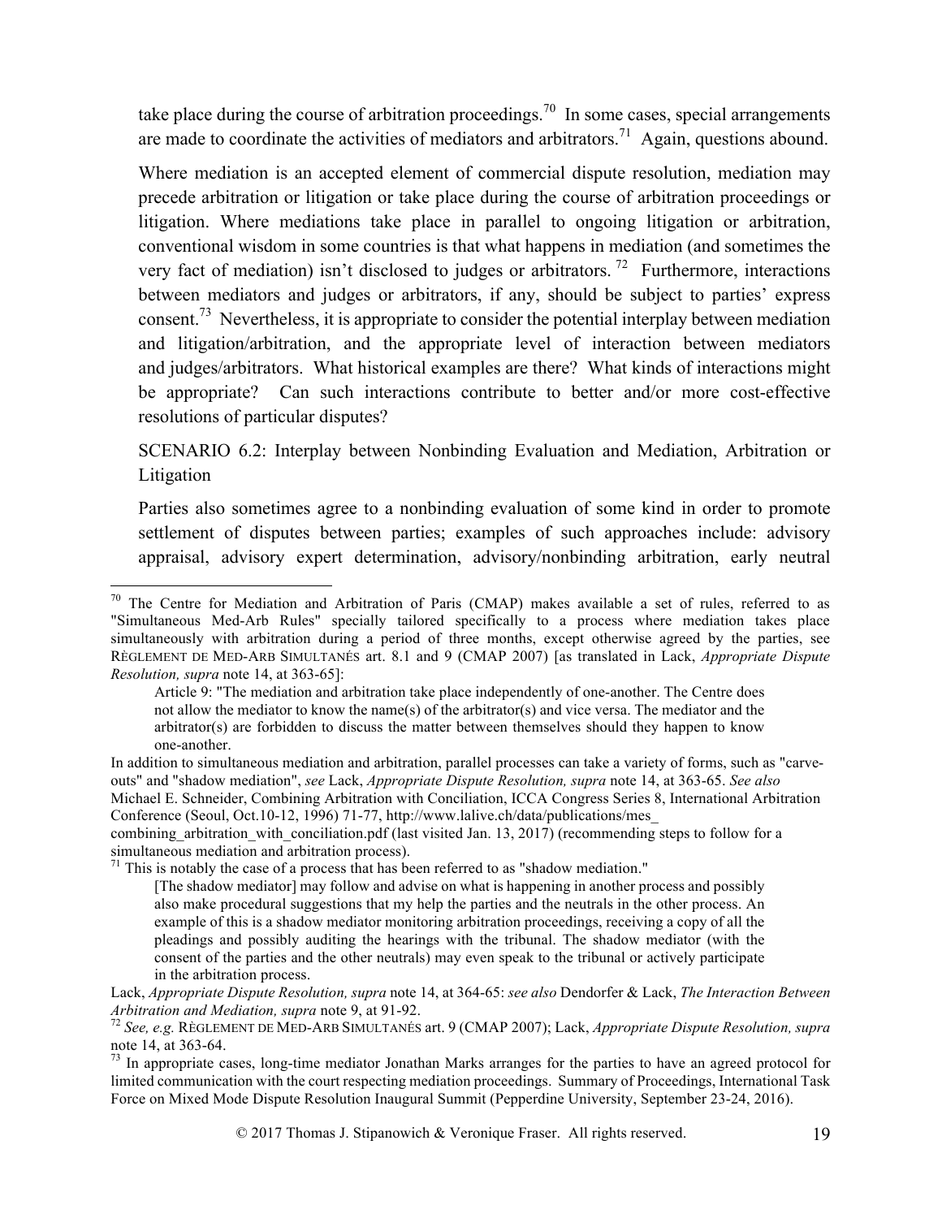take place during the course of arbitration proceedings.[70] In some cases, special arrangements are made to coordinate the activities of mediators and arbitrators.[71] Again, questions abound.

Where mediation is an accepted element of commercial dispute resolution, mediation may precede arbitration or litigation or take place during the course of arbitration proceedings or litigation. Where mediations take place in parallel to ongoing litigation or arbitration, conventional wisdom in some countries is that what happens in mediation (and sometimes the very fact of mediation) isn't disclosed to judges or arbitrators.[72] Furthermore, interactions between mediators and judges or arbitrators, if any, should be subject to parties' express consent.[73] Nevertheless, it is appropriate to consider the potential interplay between mediation and litigation/arbitration, and the appropriate level of interaction between mediators and judges/arbitrators. What historical examples are there? What kinds of interactions might be appropriate? Can such interactions contribute to better and/or more cost-effective resolutions of particular disputes?

SCENARIO 6.2: Interplay between Nonbinding Evaluation and Mediation, Arbitration or Litigation

Parties also sometimes agree to a nonbinding evaluation of some kind in order to promote settlement of disputes between parties; examples of such approaches include: advisory appraisal, advisory expert determination, advisory/nonbinding arbitration, early neutral

---

[70] The Centre for Mediation and Arbitration of Paris (CMAP) makes available a set of rules, referred to as "Simultaneous Med-Arb Rules" specially tailored specifically to a process where mediation takes place simultaneously with arbitration during a period of three months, except otherwise agreed by the parties, see RÈGLEMENT DE MED-ARB SIMULTANÉS art. 8.1 and 9 (CMAP 2007) [as translated in Lack, *Appropriate Dispute Resolution, supra* note 14, at 363-65]:

> Article 9: "The mediation and arbitration take place independently of one-another. The Centre does not allow the mediator to know the name(s) of the arbitrator(s) and vice versa. The mediator and the arbitrator(s) are forbidden to discuss the matter between themselves should they happen to know one-another.

In addition to simultaneous mediation and arbitration, parallel processes can take a variety of forms, such as "carve-outs" and "shadow mediation", *see* Lack, *Appropriate Dispute Resolution, supra* note 14, at 363-65. *See also* Michael E. Schneider, Combining Arbitration with Conciliation, ICCA Congress Series 8, International Arbitration Conference (Seoul, Oct.10-12, 1996) 71-77, http://www.lalive.ch/data/publications/mes_combining_arbitration_with_conciliation.pdf (last visited Jan. 13, 2017) (recommending steps to follow for a simultaneous mediation and arbitration process).

[71] This is notably the case of a process that has been referred to as "shadow mediation."

> [The shadow mediator] may follow and advise on what is happening in another process and possibly also make procedural suggestions that my help the parties and the neutrals in the other process. An example of this is a shadow mediator monitoring arbitration proceedings, receiving a copy of all the pleadings and possibly auditing the hearings with the tribunal. The shadow mediator (with the consent of the parties and the other neutrals) may even speak to the tribunal or actively participate in the arbitration process.

Lack, *Appropriate Dispute Resolution, supra* note 14, at 364-65: *see also* Dendorfer & Lack, *The Interaction Between Arbitration and Mediation, supra* note 9, at 91-92.

[72] *See, e.g.* RÈGLEMENT DE MED-ARB SIMULTANÉS art. 9 (CMAP 2007); Lack, *Appropriate Dispute Resolution, supra* note 14, at 363-64.

[73] In appropriate cases, long-time mediator Jonathan Marks arranges for the parties to have an agreed protocol for limited communication with the court respecting mediation proceedings. Summary of Proceedings, International Task Force on Mixed Mode Dispute Resolution Inaugural Summit (Pepperdine University, September 23-24, 2016).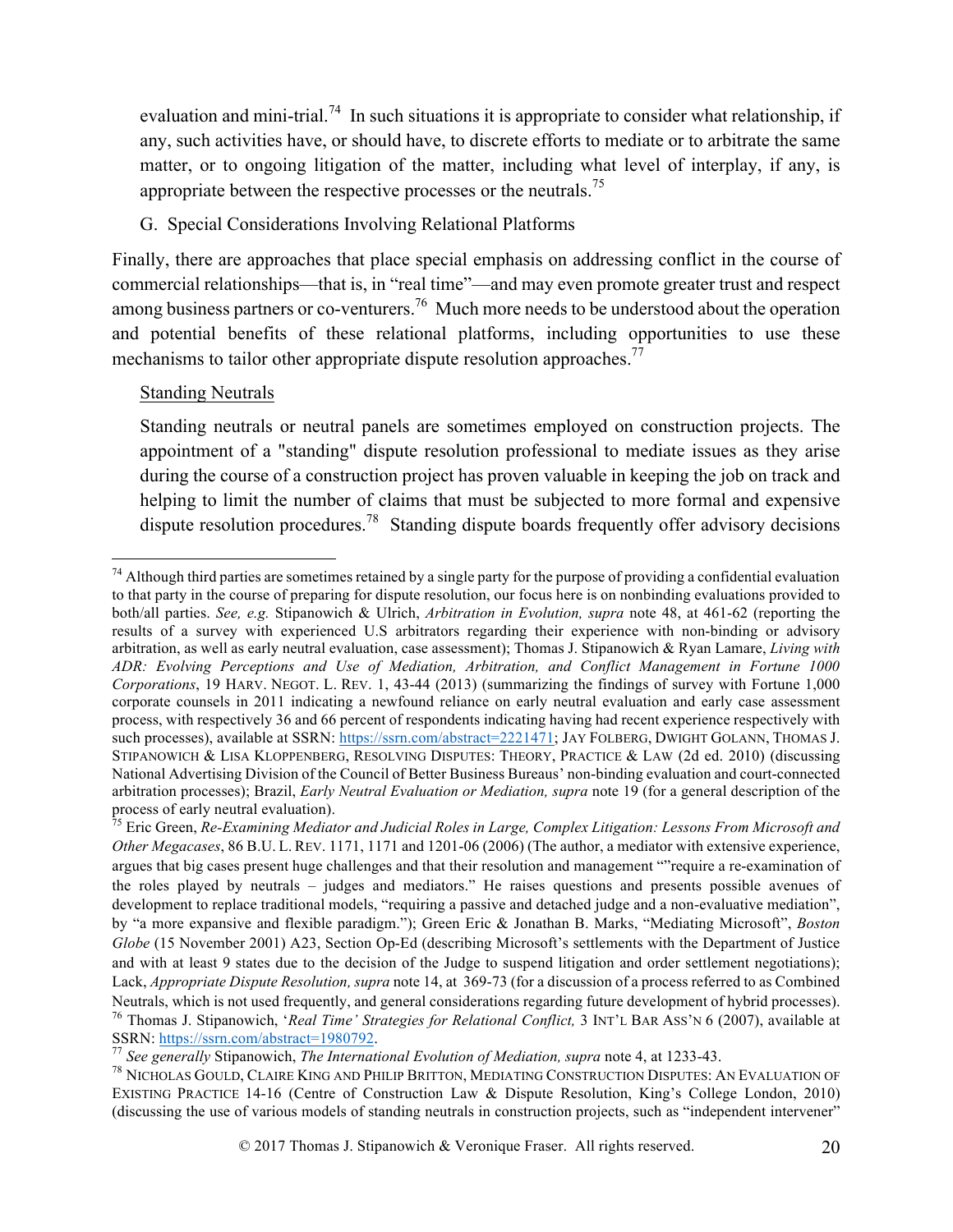evaluation and mini-trial.[74] In such situations it is appropriate to consider what relationship, if any, such activities have, or should have, to discrete efforts to mediate or to arbitrate the same matter, or to ongoing litigation of the matter, including what level of interplay, if any, is appropriate between the respective processes or the neutrals.[75]

G. Special Considerations Involving Relational Platforms

Finally, there are approaches that place special emphasis on addressing conflict in the course of commercial relationships—that is, in "real time"—and may even promote greater trust and respect among business partners or co-venturers.[76] Much more needs to be understood about the operation and potential benefits of these relational platforms, including opportunities to use these mechanisms to tailor other appropriate dispute resolution approaches.[77]

Standing Neutrals

Standing neutrals or neutral panels are sometimes employed on construction projects. The appointment of a "standing" dispute resolution professional to mediate issues as they arise during the course of a construction project has proven valuable in keeping the job on track and helping to limit the number of claims that must be subjected to more formal and expensive dispute resolution procedures.[78] Standing dispute boards frequently offer advisory decisions

---

[74] Although third parties are sometimes retained by a single party for the purpose of providing a confidential evaluation to that party in the course of preparing for dispute resolution, our focus here is on nonbinding evaluations provided to both/all parties. *See, e.g.* Stipanowich & Ulrich, *Arbitration in Evolution, supra* note 48, at 461-62 (reporting the results of a survey with experienced U.S arbitrators regarding their experience with non-binding or advisory arbitration, as well as early neutral evaluation, case assessment); Thomas J. Stipanowich & Ryan Lamare, *Living with ADR: Evolving Perceptions and Use of Mediation, Arbitration, and Conflict Management in Fortune 1000 Corporations*, 19 HARV. NEGOT. L. REV. 1, 43-44 (2013) (summarizing the findings of survey with Fortune 1,000 corporate counsels in 2011 indicating a newfound reliance on early neutral evaluation and early case assessment process, with respectively 36 and 66 percent of respondents indicating having had recent experience respectively with such processes), available at SSRN: https://ssrn.com/abstract=2221471; JAY FOLBERG, DWIGHT GOLANN, THOMAS J. STIPANOWICH & LISA KLOPPENBERG, RESOLVING DISPUTES: THEORY, PRACTICE & LAW (2d ed. 2010) (discussing National Advertising Division of the Council of Better Business Bureaus' non-binding evaluation and court-connected arbitration processes); Brazil, *Early Neutral Evaluation or Mediation, supra* note 19 (for a general description of the process of early neutral evaluation).

[75] Eric Green, *Re-Examining Mediator and Judicial Roles in Large, Complex Litigation: Lessons From Microsoft and Other Megacases*, 86 B.U. L. REV. 1171, 1171 and 1201-06 (2006) (The author, a mediator with extensive experience, argues that big cases present huge challenges and that their resolution and management ""require a re-examination of the roles played by neutrals – judges and mediators." He raises questions and presents possible avenues of development to replace traditional models, "requiring a passive and detached judge and a non-evaluative mediation", by "a more expansive and flexible paradigm."); Green Eric & Jonathan B. Marks, "Mediating Microsoft", *Boston Globe* (15 November 2001) A23, Section Op-Ed (describing Microsoft's settlements with the Department of Justice and with at least 9 states due to the decision of the Judge to suspend litigation and order settlement negotiations); Lack, *Appropriate Dispute Resolution, supra* note 14, at 369-73 (for a discussion of a process referred to as Combined Neutrals, which is not used frequently, and general considerations regarding future development of hybrid processes).

[76] Thomas J. Stipanowich, '*Real Time' Strategies for Relational Conflict,* 3 INT'L BAR ASS'N 6 (2007), available at SSRN: https://ssrn.com/abstract=1980792.

[77] *See generally* Stipanowich, *The International Evolution of Mediation, supra* note 4, at 1233-43.

[78] NICHOLAS GOULD, CLAIRE KING AND PHILIP BRITTON, MEDIATING CONSTRUCTION DISPUTES: AN EVALUATION OF EXISTING PRACTICE 14-16 (Centre of Construction Law & Dispute Resolution, King's College London, 2010) (discussing the use of various models of standing neutrals in construction projects, such as "independent intervener"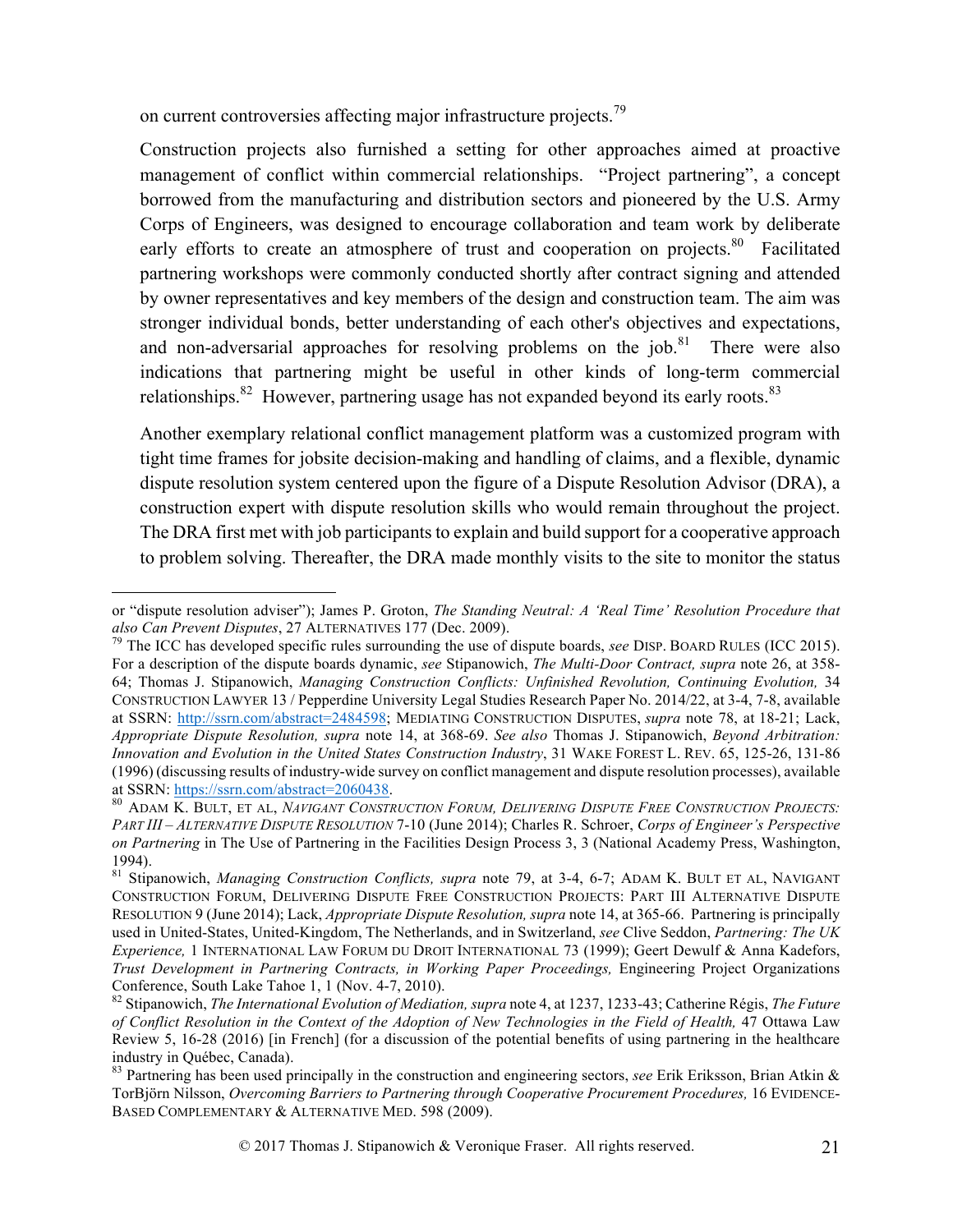on current controversies affecting major infrastructure projects.[79]

Construction projects also furnished a setting for other approaches aimed at proactive management of conflict within commercial relationships. "Project partnering", a concept borrowed from the manufacturing and distribution sectors and pioneered by the U.S. Army Corps of Engineers, was designed to encourage collaboration and team work by deliberate early efforts to create an atmosphere of trust and cooperation on projects.[80] Facilitated partnering workshops were commonly conducted shortly after contract signing and attended by owner representatives and key members of the design and construction team. The aim was stronger individual bonds, better understanding of each other's objectives and expectations, and non-adversarial approaches for resolving problems on the job.[81] There were also indications that partnering might be useful in other kinds of long-term commercial relationships.[82] However, partnering usage has not expanded beyond its early roots.[83]

Another exemplary relational conflict management platform was a customized program with tight time frames for jobsite decision-making and handling of claims, and a flexible, dynamic dispute resolution system centered upon the figure of a Dispute Resolution Advisor (DRA), a construction expert with dispute resolution skills who would remain throughout the project. The DRA first met with job participants to explain and build support for a cooperative approach to problem solving. Thereafter, the DRA made monthly visits to the site to monitor the status

---

or "dispute resolution adviser"); James P. Groton, *The Standing Neutral: A 'Real Time' Resolution Procedure that also Can Prevent Disputes*, 27 ALTERNATIVES 177 (Dec. 2009).

[79] The ICC has developed specific rules surrounding the use of dispute boards, *see* DISP. BOARD RULES (ICC 2015). For a description of the dispute boards dynamic, *see* Stipanowich, *The Multi-Door Contract, supra* note 26, at 358-64; Thomas J. Stipanowich, *Managing Construction Conflicts: Unfinished Revolution, Continuing Evolution,* 34 CONSTRUCTION LAWYER 13 / Pepperdine University Legal Studies Research Paper No. 2014/22, at 3-4, 7-8, available at SSRN: http://ssrn.com/abstract=2484598; MEDIATING CONSTRUCTION DISPUTES, *supra* note 78, at 18-21; Lack, *Appropriate Dispute Resolution, supra* note 14, at 368-69. *See also* Thomas J. Stipanowich, *Beyond Arbitration: Innovation and Evolution in the United States Construction Industry*, 31 WAKE FOREST L. REV. 65, 125-26, 131-86 (1996) (discussing results of industry-wide survey on conflict management and dispute resolution processes), available at SSRN: https://ssrn.com/abstract=2060438.

[80] ADAM K. BULT, ET AL, *NAVIGANT CONSTRUCTION FORUM, DELIVERING DISPUTE FREE CONSTRUCTION PROJECTS: PART III – ALTERNATIVE DISPUTE RESOLUTION* 7-10 (June 2014); Charles R. Schroer, *Corps of Engineer's Perspective on Partnering* in The Use of Partnering in the Facilities Design Process 3, 3 (National Academy Press, Washington, 1994).

[81] Stipanowich, *Managing Construction Conflicts, supra* note 79, at 3-4, 6-7; ADAM K. BULT ET AL, NAVIGANT CONSTRUCTION FORUM, DELIVERING DISPUTE FREE CONSTRUCTION PROJECTS: PART III ALTERNATIVE DISPUTE RESOLUTION 9 (June 2014); Lack, *Appropriate Dispute Resolution, supra* note 14, at 365-66. Partnering is principally used in United-States, United-Kingdom, The Netherlands, and in Switzerland, *see* Clive Seddon, *Partnering: The UK Experience,* 1 INTERNATIONAL LAW FORUM DU DROIT INTERNATIONAL 73 (1999); Geert Dewulf & Anna Kadefors, *Trust Development in Partnering Contracts, in Working Paper Proceedings,* Engineering Project Organizations Conference, South Lake Tahoe 1, 1 (Nov. 4-7, 2010).

[82] Stipanowich, *The International Evolution of Mediation, supra* note 4, at 1237, 1233-43; Catherine Régis, *The Future of Conflict Resolution in the Context of the Adoption of New Technologies in the Field of Health,* 47 Ottawa Law Review 5, 16-28 (2016) [in French] (for a discussion of the potential benefits of using partnering in the healthcare industry in Québec, Canada).

[83] Partnering has been used principally in the construction and engineering sectors, *see* Erik Eriksson, Brian Atkin & TorBjörn Nilsson, *Overcoming Barriers to Partnering through Cooperative Procurement Procedures,* 16 EVIDENCE-BASED COMPLEMENTARY & ALTERNATIVE MED. 598 (2009).

© 2017 Thomas J. Stipanowich & Veronique Fraser. All rights reserved.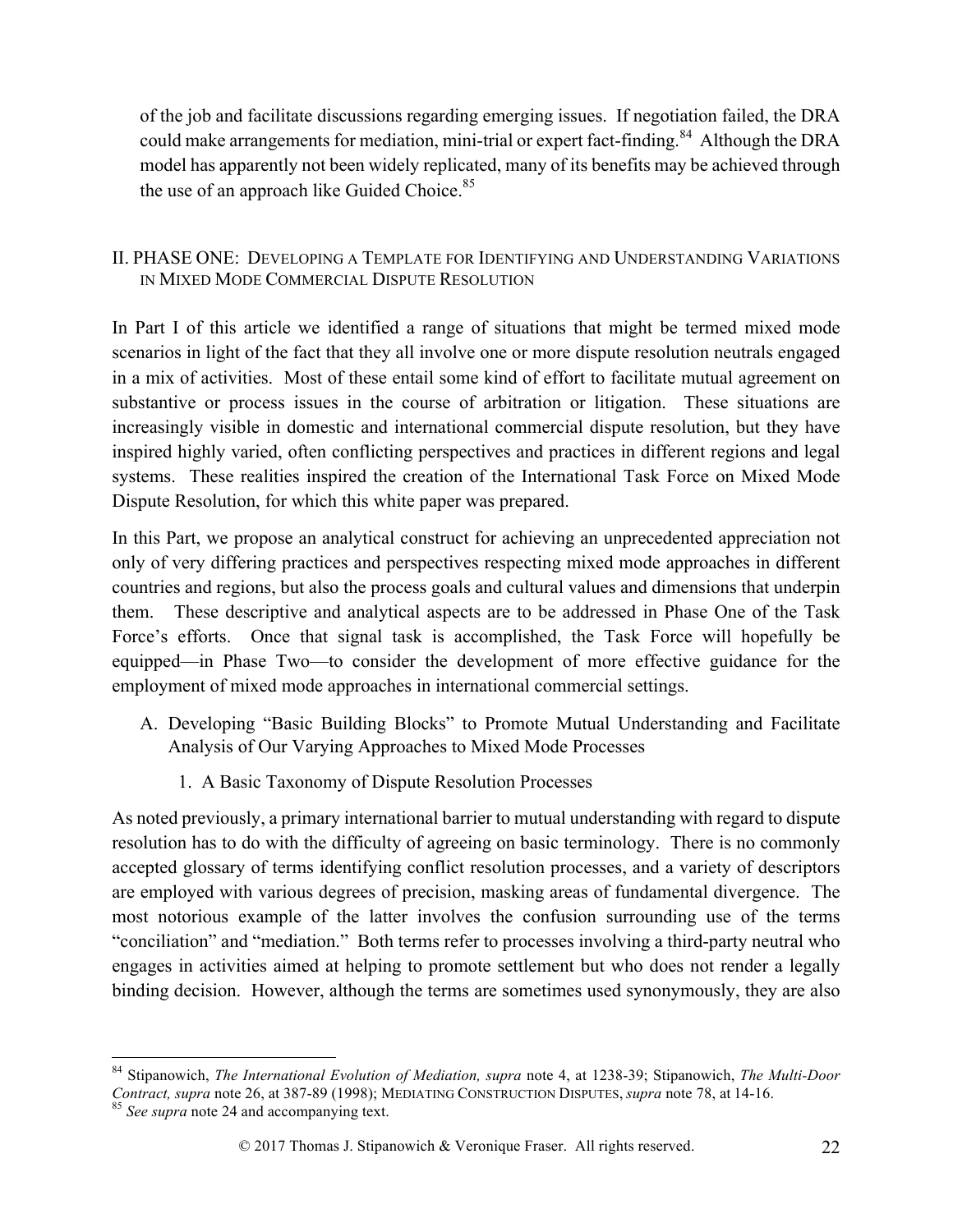of the job and facilitate discussions regarding emerging issues. If negotiation failed, the DRA could make arrangements for mediation, mini-trial or expert fact-finding.[84] Although the DRA model has apparently not been widely replicated, many of its benefits may be achieved through the use of an approach like Guided Choice.[85]

## II. PHASE ONE: DEVELOPING A TEMPLATE FOR IDENTIFYING AND UNDERSTANDING VARIATIONS IN MIXED MODE COMMERCIAL DISPUTE RESOLUTION

In Part I of this article we identified a range of situations that might be termed mixed mode scenarios in light of the fact that they all involve one or more dispute resolution neutrals engaged in a mix of activities. Most of these entail some kind of effort to facilitate mutual agreement on substantive or process issues in the course of arbitration or litigation. These situations are increasingly visible in domestic and international commercial dispute resolution, but they have inspired highly varied, often conflicting perspectives and practices in different regions and legal systems. These realities inspired the creation of the International Task Force on Mixed Mode Dispute Resolution, for which this white paper was prepared.

In this Part, we propose an analytical construct for achieving an unprecedented appreciation not only of very differing practices and perspectives respecting mixed mode approaches in different countries and regions, but also the process goals and cultural values and dimensions that underpin them. These descriptive and analytical aspects are to be addressed in Phase One of the Task Force's efforts. Once that signal task is accomplished, the Task Force will hopefully be equipped—in Phase Two—to consider the development of more effective guidance for the employment of mixed mode approaches in international commercial settings.

### A. Developing "Basic Building Blocks" to Promote Mutual Understanding and Facilitate Analysis of Our Varying Approaches to Mixed Mode Processes

#### 1. A Basic Taxonomy of Dispute Resolution Processes

As noted previously, a primary international barrier to mutual understanding with regard to dispute resolution has to do with the difficulty of agreeing on basic terminology. There is no commonly accepted glossary of terms identifying conflict resolution processes, and a variety of descriptors are employed with various degrees of precision, masking areas of fundamental divergence. The most notorious example of the latter involves the confusion surrounding use of the terms "conciliation" and "mediation." Both terms refer to processes involving a third-party neutral who engages in activities aimed at helping to promote settlement but who does not render a legally binding decision. However, although the terms are sometimes used synonymously, they are also

---

[84] Stipanowich, *The International Evolution of Mediation, supra* note 4, at 1238-39; Stipanowich, *The Multi-Door Contract, supra* note 26, at 387-89 (1998); MEDIATING CONSTRUCTION DISPUTES, *supra* note 78, at 14-16.

[85] *See supra* note 24 and accompanying text.

© 2017 Thomas J. Stipanowich & Veronique Fraser. All rights reserved.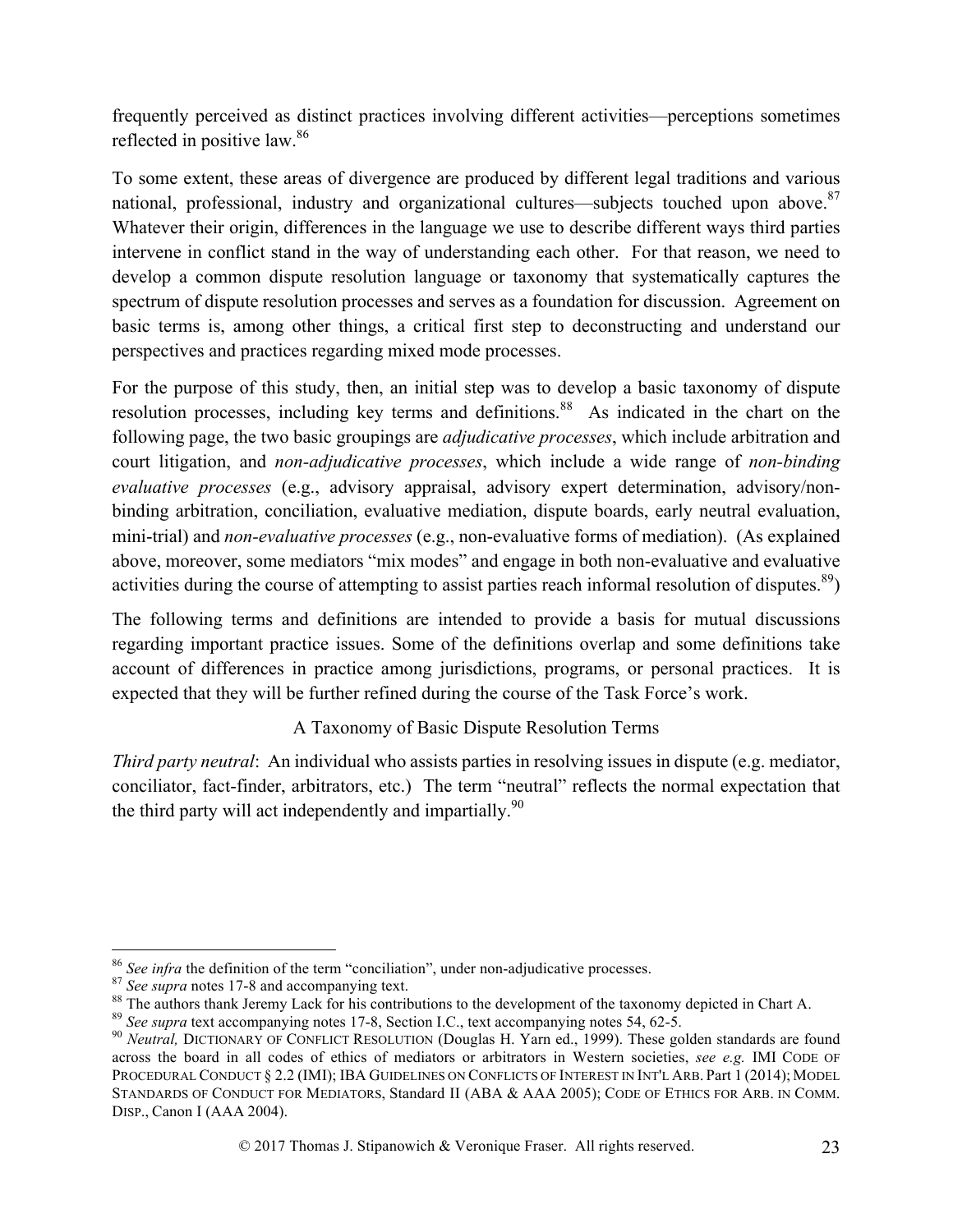frequently perceived as distinct practices involving different activities—perceptions sometimes reflected in positive law.[86]

To some extent, these areas of divergence are produced by different legal traditions and various national, professional, industry and organizational cultures—subjects touched upon above.[87] Whatever their origin, differences in the language we use to describe different ways third parties intervene in conflict stand in the way of understanding each other. For that reason, we need to develop a common dispute resolution language or taxonomy that systematically captures the spectrum of dispute resolution processes and serves as a foundation for discussion. Agreement on basic terms is, among other things, a critical first step to deconstructing and understand our perspectives and practices regarding mixed mode processes.

For the purpose of this study, then, an initial step was to develop a basic taxonomy of dispute resolution processes, including key terms and definitions.[88] As indicated in the chart on the following page, the two basic groupings are *adjudicative processes*, which include arbitration and court litigation, and *non-adjudicative processes*, which include a wide range of *non-binding evaluative processes* (e.g., advisory appraisal, advisory expert determination, advisory/non-binding arbitration, conciliation, evaluative mediation, dispute boards, early neutral evaluation, mini-trial) and *non-evaluative processes* (e.g., non-evaluative forms of mediation). (As explained above, moreover, some mediators "mix modes" and engage in both non-evaluative and evaluative activities during the course of attempting to assist parties reach informal resolution of disputes.[89])

The following terms and definitions are intended to provide a basis for mutual discussions regarding important practice issues. Some of the definitions overlap and some definitions take account of differences in practice among jurisdictions, programs, or personal practices. It is expected that they will be further refined during the course of the Task Force's work.

A Taxonomy of Basic Dispute Resolution Terms

*Third party neutral*: An individual who assists parties in resolving issues in dispute (e.g. mediator, conciliator, fact-finder, arbitrators, etc.) The term "neutral" reflects the normal expectation that the third party will act independently and impartially.[90]

---

[86] *See infra* the definition of the term "conciliation", under non-adjudicative processes.

[87] *See supra* notes 17-8 and accompanying text.

[88] The authors thank Jeremy Lack for his contributions to the development of the taxonomy depicted in Chart A.

[89] *See supra* text accompanying notes 17-8, Section I.C., text accompanying notes 54, 62-5.

[90] *Neutral,* DICTIONARY OF CONFLICT RESOLUTION (Douglas H. Yarn ed., 1999). These golden standards are found across the board in all codes of ethics of mediators or arbitrators in Western societies, *see e.g.* IMI CODE OF PROCEDURAL CONDUCT § 2.2 (IMI); IBA GUIDELINES ON CONFLICTS OF INTEREST IN INT'L ARB. Part 1 (2014); MODEL STANDARDS OF CONDUCT FOR MEDIATORS, Standard II (ABA & AAA 2005); CODE OF ETHICS FOR ARB. IN COMM. DISP., Canon I (AAA 2004).

© 2017 Thomas J. Stipanowich & Veronique Fraser. All rights reserved.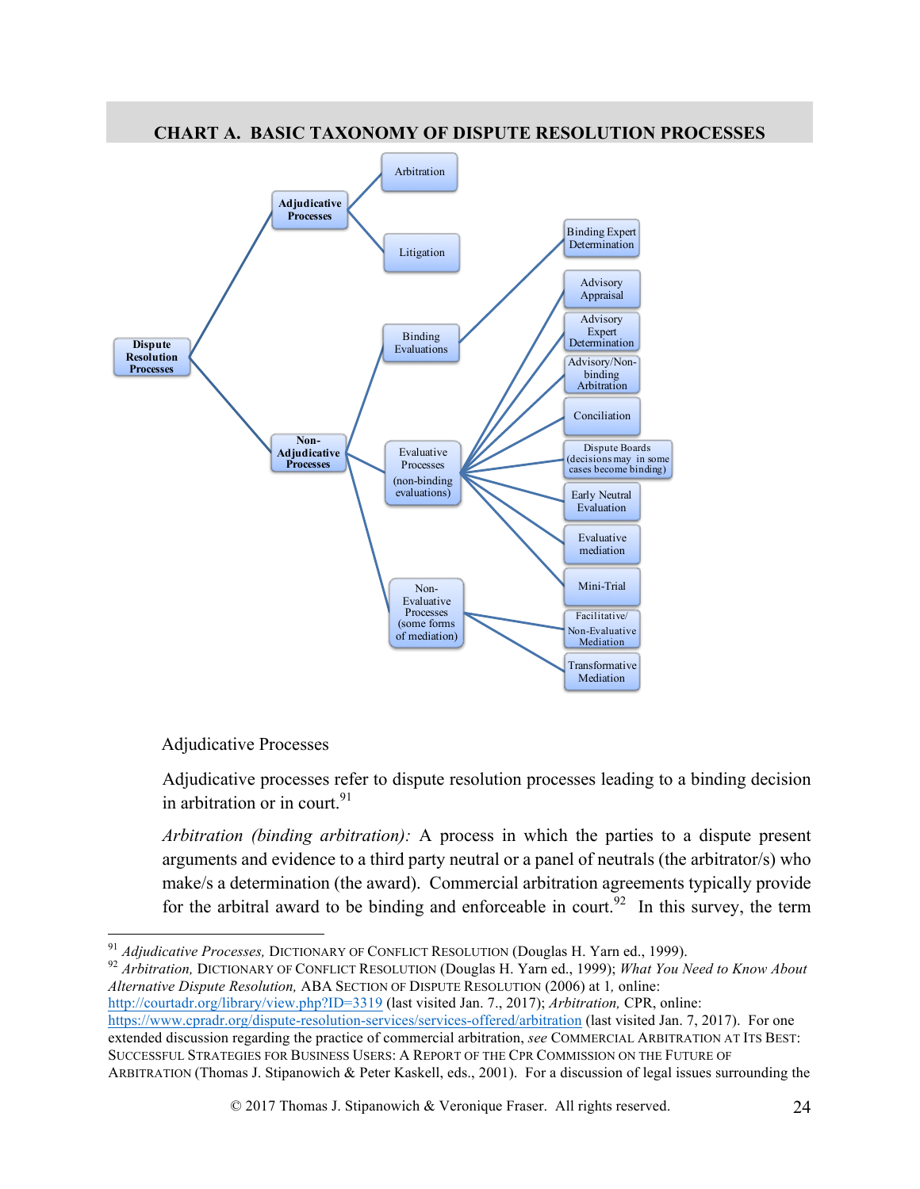## CHART A. BASIC TAXONOMY OF DISPUTE RESOLUTION PROCESSES

- **Dispute Resolution Processes**
  - **Adjudicative Processes**
    - Arbitration
    - Litigation
  - **Non-Adjudicative Processes**
    - Binding Evaluations
      - Binding Expert Determination
    - Evaluative Processes (non-binding evaluations)
      - Advisory Appraisal
      - Advisory Expert Determination
      - Advisory/Non-binding Arbitration
      - Conciliation
      - Dispute Boards (decisions may in some cases become binding)
      - Early Neutral Evaluation
      - Evaluative mediation
      - Mini-Trial
    - Non-Evaluative Processes (some forms of mediation)
      - Facilitative/ Non-Evaluative Mediation
      - Transformative Mediation

Adjudicative Processes

Adjudicative processes refer to dispute resolution processes leading to a binding decision in arbitration or in court.[91]

*Arbitration (binding arbitration):* A process in which the parties to a dispute present arguments and evidence to a third party neutral or a panel of neutrals (the arbitrator/s) who make/s a determination (the award). Commercial arbitration agreements typically provide for the arbitral award to be binding and enforceable in court.[92] In this survey, the term

---

[91] *Adjudicative Processes,* DICTIONARY OF CONFLICT RESOLUTION (Douglas H. Yarn ed., 1999).

[92] *Arbitration,* DICTIONARY OF CONFLICT RESOLUTION (Douglas H. Yarn ed., 1999); *What You Need to Know About Alternative Dispute Resolution,* ABA SECTION OF DISPUTE RESOLUTION (2006) at 1, online: http://courtadr.org/library/view.php?ID=3319 (last visited Jan. 7., 2017); *Arbitration,* CPR, online: https://www.cpradr.org/dispute-resolution-services/services-offered/arbitration (last visited Jan. 7, 2017). For one extended discussion regarding the practice of commercial arbitration, *see* COMMERCIAL ARBITRATION AT ITS BEST: SUCCESSFUL STRATEGIES FOR BUSINESS USERS: A REPORT OF THE CPR COMMISSION ON THE FUTURE OF ARBITRATION (Thomas J. Stipanowich & Peter Kaskell, eds., 2001). For a discussion of legal issues surrounding the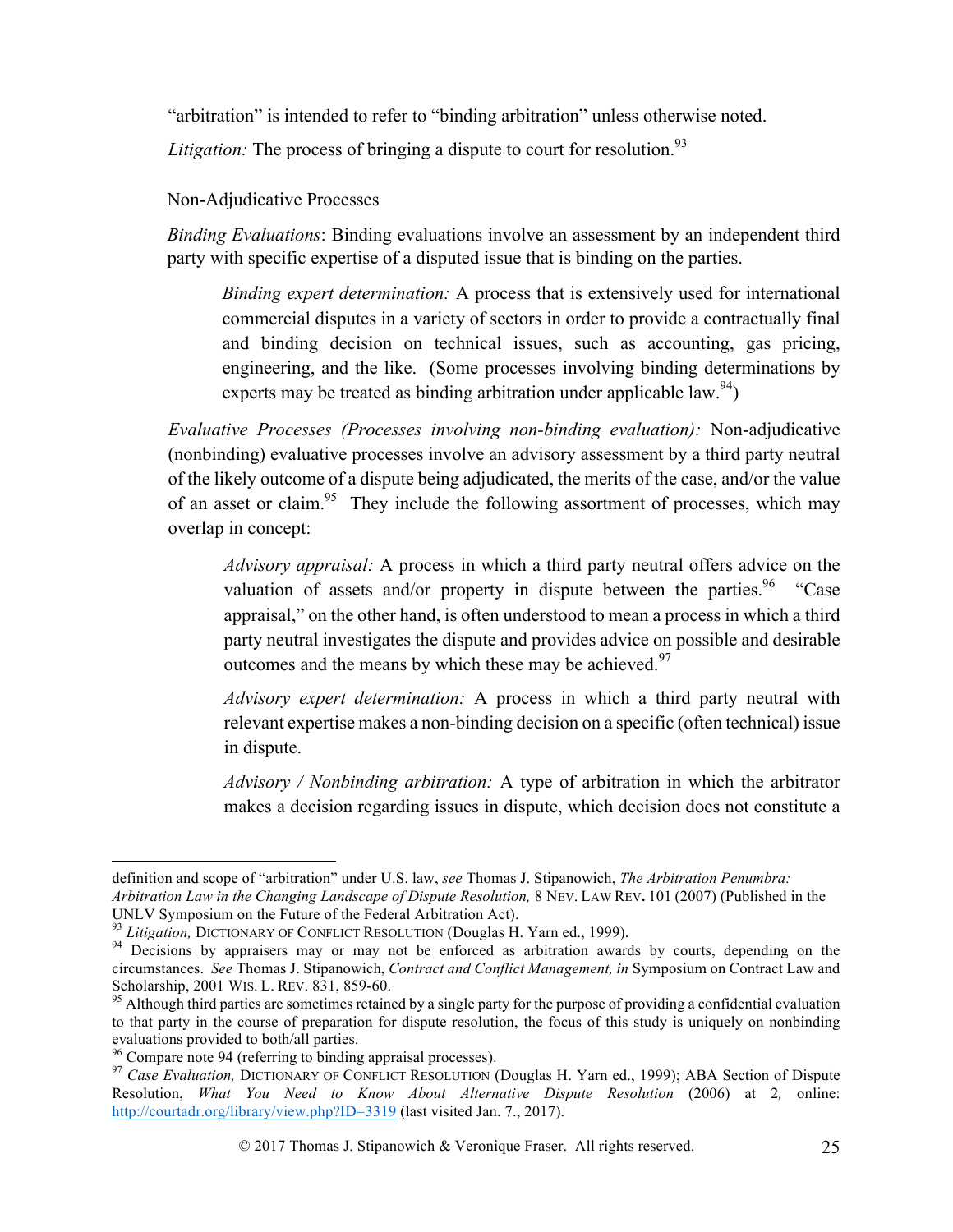"arbitration" is intended to refer to "binding arbitration" unless otherwise noted.

*Litigation:* The process of bringing a dispute to court for resolution.[93]

Non-Adjudicative Processes

*Binding Evaluations*: Binding evaluations involve an assessment by an independent third party with specific expertise of a disputed issue that is binding on the parties.

> *Binding expert determination:* A process that is extensively used for international commercial disputes in a variety of sectors in order to provide a contractually final and binding decision on technical issues, such as accounting, gas pricing, engineering, and the like. (Some processes involving binding determinations by experts may be treated as binding arbitration under applicable law.[94])

*Evaluative Processes (Processes involving non-binding evaluation):* Non-adjudicative (nonbinding) evaluative processes involve an advisory assessment by a third party neutral of the likely outcome of a dispute being adjudicated, the merits of the case, and/or the value of an asset or claim.[95] They include the following assortment of processes, which may overlap in concept:

> *Advisory appraisal:* A process in which a third party neutral offers advice on the valuation of assets and/or property in dispute between the parties.[96] "Case appraisal," on the other hand, is often understood to mean a process in which a third party neutral investigates the dispute and provides advice on possible and desirable outcomes and the means by which these may be achieved.[97]
>
> *Advisory expert determination:* A process in which a third party neutral with relevant expertise makes a non-binding decision on a specific (often technical) issue in dispute.
>
> *Advisory / Nonbinding arbitration:* A type of arbitration in which the arbitrator makes a decision regarding issues in dispute, which decision does not constitute a

---

definition and scope of "arbitration" under U.S. law, *see* Thomas J. Stipanowich, *The Arbitration Penumbra: Arbitration Law in the Changing Landscape of Dispute Resolution,* 8 NEV. LAW REV. 101 (2007) (Published in the UNLV Symposium on the Future of the Federal Arbitration Act).

[93] *Litigation,* DICTIONARY OF CONFLICT RESOLUTION (Douglas H. Yarn ed., 1999).

[94] Decisions by appraisers may or may not be enforced as arbitration awards by courts, depending on the circumstances. *See* Thomas J. Stipanowich, *Contract and Conflict Management, in* Symposium on Contract Law and Scholarship, 2001 WIS. L. REV. 831, 859-60.

[95] Although third parties are sometimes retained by a single party for the purpose of providing a confidential evaluation to that party in the course of preparation for dispute resolution, the focus of this study is uniquely on nonbinding evaluations provided to both/all parties.

[96] Compare note 94 (referring to binding appraisal processes).

[97] *Case Evaluation,* DICTIONARY OF CONFLICT RESOLUTION (Douglas H. Yarn ed., 1999); ABA Section of Dispute Resolution, *What You Need to Know About Alternative Dispute Resolution* (2006) at 2, online: http://courtadr.org/library/view.php?ID=3319 (last visited Jan. 7., 2017).

© 2017 Thomas J. Stipanowich & Veronique Fraser. All rights reserved.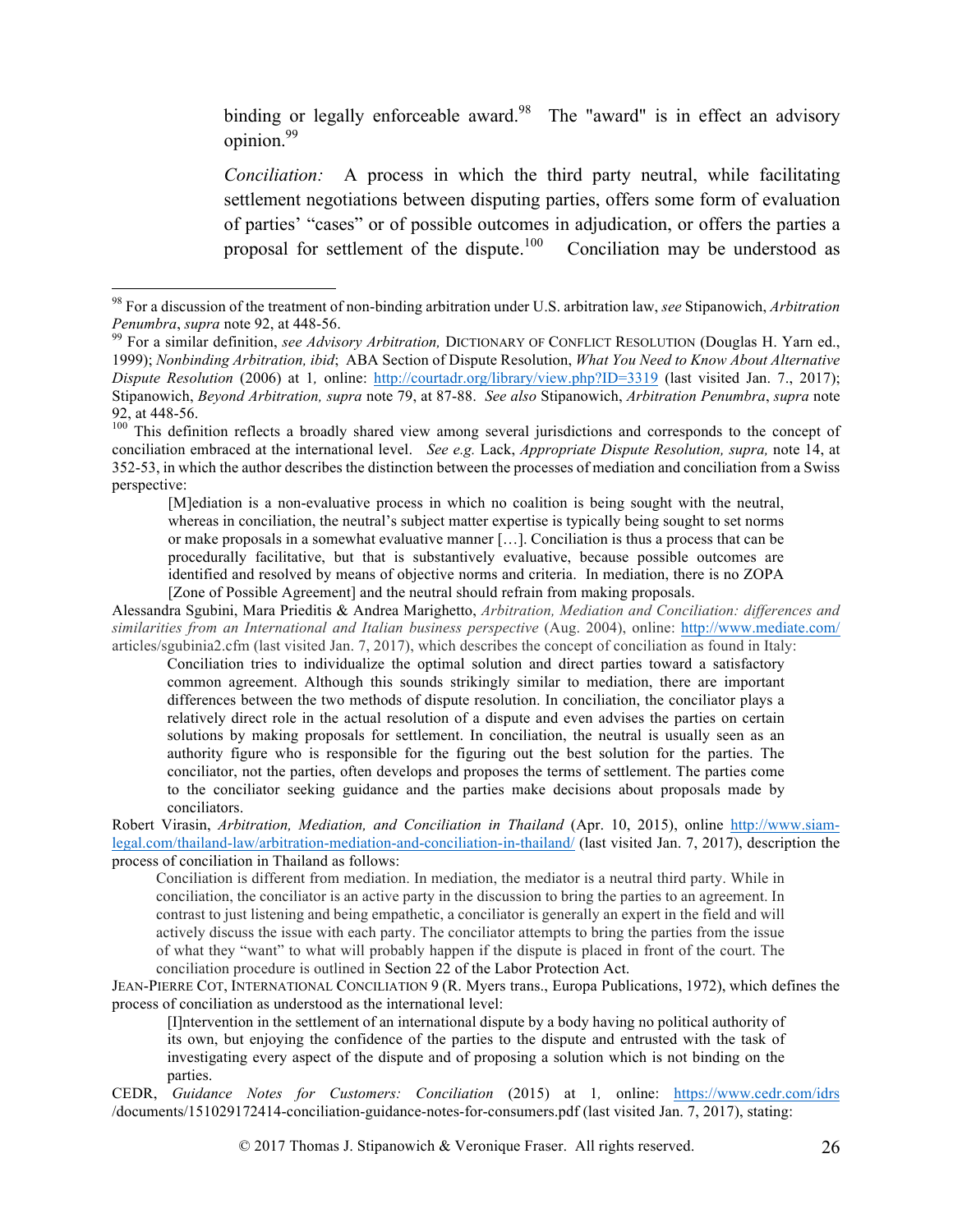binding or legally enforceable award.[98] The "award" is in effect an advisory opinion.[99]

*Conciliation:* A process in which the third party neutral, while facilitating settlement negotiations between disputing parties, offers some form of evaluation of parties' "cases" or of possible outcomes in adjudication, or offers the parties a proposal for settlement of the dispute.[100] Conciliation may be understood as

---

[98] For a discussion of the treatment of non-binding arbitration under U.S. arbitration law, *see* Stipanowich, *Arbitration Penumbra*, *supra* note 92, at 448-56.

[99] For a similar definition, *see Advisory Arbitration,* DICTIONARY OF CONFLICT RESOLUTION (Douglas H. Yarn ed., 1999); *Nonbinding Arbitration, ibid*; ABA Section of Dispute Resolution, *What You Need to Know About Alternative Dispute Resolution* (2006) at 1, online: http://courtadr.org/library/view.php?ID=3319 (last visited Jan. 7., 2017); Stipanowich, *Beyond Arbitration, supra* note 79, at 87-88. *See also* Stipanowich, *Arbitration Penumbra*, *supra* note 92, at 448-56.

[100] This definition reflects a broadly shared view among several jurisdictions and corresponds to the concept of conciliation embraced at the international level. *See e.g.* Lack, *Appropriate Dispute Resolution, supra,* note 14, at 352-53, in which the author describes the distinction between the processes of mediation and conciliation from a Swiss perspective:

> [M]ediation is a non-evaluative process in which no coalition is being sought with the neutral, whereas in conciliation, the neutral's subject matter expertise is typically being sought to set norms or make proposals in a somewhat evaluative manner […]. Conciliation is thus a process that can be procedurally facilitative, but that is substantively evaluative, because possible outcomes are identified and resolved by means of objective norms and criteria. In mediation, there is no ZOPA [Zone of Possible Agreement] and the neutral should refrain from making proposals.

Alessandra Sgubini, Mara Prieditis & Andrea Marighetto, *Arbitration, Mediation and Conciliation: differences and similarities from an International and Italian business perspective* (Aug. 2004), online: http://www.mediate.com/articles/sgubinia2.cfm (last visited Jan. 7, 2017), which describes the concept of conciliation as found in Italy:

> Conciliation tries to individualize the optimal solution and direct parties toward a satisfactory common agreement. Although this sounds strikingly similar to mediation, there are important differences between the two methods of dispute resolution. In conciliation, the conciliator plays a relatively direct role in the actual resolution of a dispute and even advises the parties on certain solutions by making proposals for settlement. In conciliation, the neutral is usually seen as an authority figure who is responsible for the figuring out the best solution for the parties. The conciliator, not the parties, often develops and proposes the terms of settlement. The parties come to the conciliator seeking guidance and the parties make decisions about proposals made by conciliators.

Robert Virasin, *Arbitration, Mediation, and Conciliation in Thailand* (Apr. 10, 2015), online http://www.siam-legal.com/thailand-law/arbitration-mediation-and-conciliation-in-thailand/ (last visited Jan. 7, 2017), description the process of conciliation in Thailand as follows:

> Conciliation is different from mediation. In mediation, the mediator is a neutral third party. While in conciliation, the conciliator is an active party in the discussion to bring the parties to an agreement. In contrast to just listening and being empathetic, a conciliator is generally an expert in the field and will actively discuss the issue with each party. The conciliator attempts to bring the parties from the issue of what they "want" to what will probably happen if the dispute is placed in front of the court. The conciliation procedure is outlined in Section 22 of the Labor Protection Act.

JEAN-PIERRE COT, INTERNATIONAL CONCILIATION 9 (R. Myers trans., Europa Publications, 1972), which defines the process of conciliation as understood as the international level:

> [I]ntervention in the settlement of an international dispute by a body having no political authority of its own, but enjoying the confidence of the parties to the dispute and entrusted with the task of investigating every aspect of the dispute and of proposing a solution which is not binding on the parties.

CEDR, *Guidance Notes for Customers: Conciliation* (2015) at 1, online: https://www.cedr.com/idrs/documents/151029172414-conciliation-guidance-notes-for-consumers.pdf (last visited Jan. 7, 2017), stating: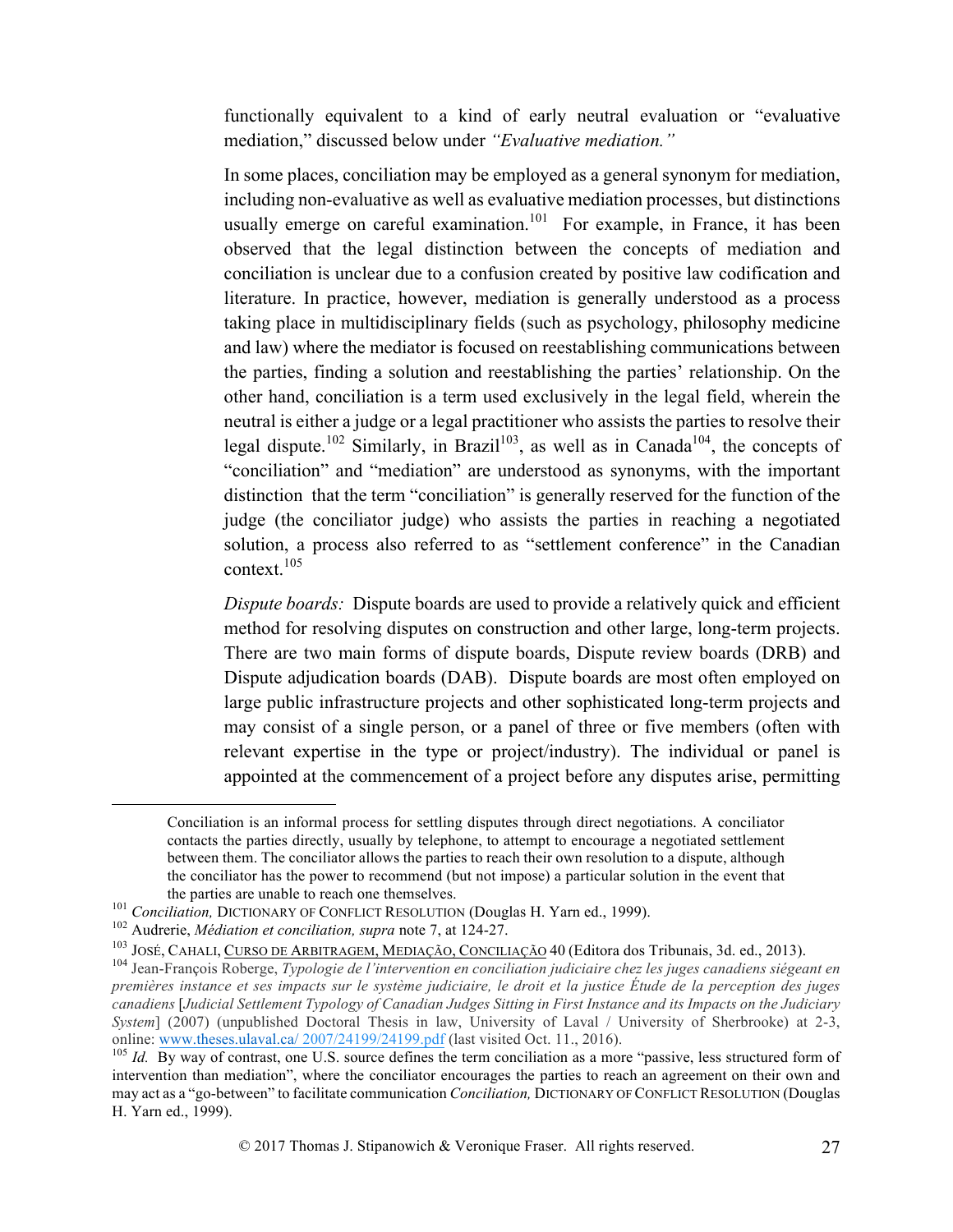functionally equivalent to a kind of early neutral evaluation or "evaluative mediation," discussed below under *"Evaluative mediation."*

In some places, conciliation may be employed as a general synonym for mediation, including non-evaluative as well as evaluative mediation processes, but distinctions usually emerge on careful examination.[101] For example, in France, it has been observed that the legal distinction between the concepts of mediation and conciliation is unclear due to a confusion created by positive law codification and literature. In practice, however, mediation is generally understood as a process taking place in multidisciplinary fields (such as psychology, philosophy medicine and law) where the mediator is focused on reestablishing communications between the parties, finding a solution and reestablishing the parties' relationship. On the other hand, conciliation is a term used exclusively in the legal field, wherein the neutral is either a judge or a legal practitioner who assists the parties to resolve their legal dispute.[102] Similarly, in Brazil[103], as well as in Canada[104], the concepts of "conciliation" and "mediation" are understood as synonyms, with the important distinction that the term "conciliation" is generally reserved for the function of the judge (the conciliator judge) who assists the parties in reaching a negotiated solution, a process also referred to as "settlement conference" in the Canadian context.[105]

*Dispute boards:* Dispute boards are used to provide a relatively quick and efficient method for resolving disputes on construction and other large, long-term projects. There are two main forms of dispute boards, Dispute review boards (DRB) and Dispute adjudication boards (DAB). Dispute boards are most often employed on large public infrastructure projects and other sophisticated long-term projects and may consist of a single person, or a panel of three or five members (often with relevant expertise in the type or project/industry). The individual or panel is appointed at the commencement of a project before any disputes arise, permitting

---

> Conciliation is an informal process for settling disputes through direct negotiations. A conciliator contacts the parties directly, usually by telephone, to attempt to encourage a negotiated settlement between them. The conciliator allows the parties to reach their own resolution to a dispute, although the conciliator has the power to recommend (but not impose) a particular solution in the event that the parties are unable to reach one themselves.

[101] *Conciliation,* DICTIONARY OF CONFLICT RESOLUTION (Douglas H. Yarn ed., 1999).

[102] Audrerie, *Médiation et conciliation, supra* note 7, at 124-27.

[103] JOSÉ, CAHALI, CURSO DE ARBITRAGEM, MEDIAÇÃO, CONCILIAÇÃO 40 (Editora dos Tribunais, 3d. ed., 2013).

[104] Jean-François Roberge, *Typologie de l'intervention en conciliation judiciaire chez les juges canadiens siégeant en premières instance et ses impacts sur le système judiciaire, le droit et la justice Étude de la perception des juges canadiens* [*Judicial Settlement Typology of Canadian Judges Sitting in First Instance and its Impacts on the Judiciary System*] (2007) (unpublished Doctoral Thesis in law, University of Laval / University of Sherbrooke) at 2-3, online: www.theses.ulaval.ca/ 2007/24199/24199.pdf (last visited Oct. 11., 2016).

[105] *Id.* By way of contrast, one U.S. source defines the term conciliation as a more "passive, less structured form of intervention than mediation", where the conciliator encourages the parties to reach an agreement on their own and may act as a "go-between" to facilitate communication *Conciliation,* DICTIONARY OF CONFLICT RESOLUTION (Douglas H. Yarn ed., 1999).

© 2017 Thomas J. Stipanowich & Veronique Fraser. All rights reserved.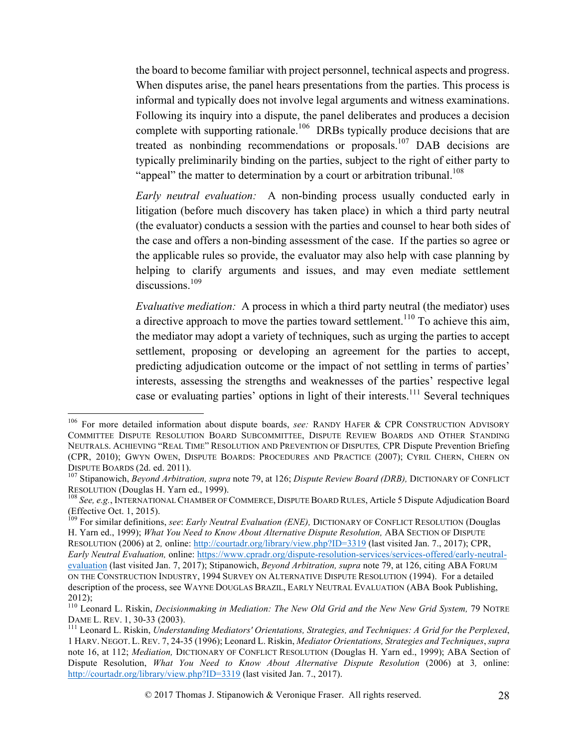the board to become familiar with project personnel, technical aspects and progress. When disputes arise, the panel hears presentations from the parties. This process is informal and typically does not involve legal arguments and witness examinations. Following its inquiry into a dispute, the panel deliberates and produces a decision complete with supporting rationale.[106] DRBs typically produce decisions that are treated as nonbinding recommendations or proposals.[107] DAB decisions are typically preliminarily binding on the parties, subject to the right of either party to "appeal" the matter to determination by a court or arbitration tribunal.[108]

*Early neutral evaluation:* A non-binding process usually conducted early in litigation (before much discovery has taken place) in which a third party neutral (the evaluator) conducts a session with the parties and counsel to hear both sides of the case and offers a non-binding assessment of the case. If the parties so agree or the applicable rules so provide, the evaluator may also help with case planning by helping to clarify arguments and issues, and may even mediate settlement discussions.[109]

*Evaluative mediation:* A process in which a third party neutral (the mediator) uses a directive approach to move the parties toward settlement.[110] To achieve this aim, the mediator may adopt a variety of techniques, such as urging the parties to accept settlement, proposing or developing an agreement for the parties to accept, predicting adjudication outcome or the impact of not settling in terms of parties' interests, assessing the strengths and weaknesses of the parties' respective legal case or evaluating parties' options in light of their interests.[111] Several techniques

---

[106] For more detailed information about dispute boards, *see:* RANDY HAFER & CPR CONSTRUCTION ADVISORY COMMITTEE DISPUTE RESOLUTION BOARD SUBCOMMITTEE, DISPUTE REVIEW BOARDS AND OTHER STANDING NEUTRALS. ACHIEVING "REAL TIME" RESOLUTION AND PREVENTION OF DISPUTES*,* CPR Dispute Prevention Briefing (CPR, 2010); GWYN OWEN, DISPUTE BOARDS: PROCEDURES AND PRACTICE (2007); CYRIL CHERN, CHERN ON DISPUTE BOARDS (2d. ed. 2011).

[107] Stipanowich, *Beyond Arbitration, supra* note 79, at 126; *Dispute Review Board (DRB),* DICTIONARY OF CONFLICT RESOLUTION (Douglas H. Yarn ed., 1999).

[108] *See, e.g.*, INTERNATIONAL CHAMBER OF COMMERCE, DISPUTE BOARD RULES, Article 5 Dispute Adjudication Board (Effective Oct. 1, 2015).

[109] For similar definitions, *see*: *Early Neutral Evaluation (ENE),* DICTIONARY OF CONFLICT RESOLUTION (Douglas H. Yarn ed., 1999); *What You Need to Know About Alternative Dispute Resolution,* ABA SECTION OF DISPUTE RESOLUTION (2006) at 2*,* online: http://courtadr.org/library/view.php?ID=3319 (last visited Jan. 7., 2017); CPR, *Early Neutral Evaluation,* online: https://www.cpradr.org/dispute-resolution-services/services-offered/early-neutral-evaluation (last visited Jan. 7, 2017); Stipanowich, *Beyond Arbitration, supra* note 79, at 126, citing ABA FORUM ON THE CONSTRUCTION INDUSTRY, 1994 SURVEY ON ALTERNATIVE DISPUTE RESOLUTION (1994). For a detailed description of the process, see WAYNE DOUGLAS BRAZIL, EARLY NEUTRAL EVALUATION (ABA Book Publishing, 2012);

[110] Leonard L. Riskin, *Decisionmaking in Mediation: The New Old Grid and the New New Grid System,* 79 NOTRE DAME L. REV. 1, 30-33 (2003).

[111] Leonard L. Riskin, *Understanding Mediators' Orientations, Strategies, and Techniques: A Grid for the Perplexed*, 1 HARV. NEGOT. L. REV. 7, 24-35 (1996); Leonard L. Riskin, *Mediator Orientations, Strategies and Techniques*, *supra* note 16, at 112; *Mediation,* DICTIONARY OF CONFLICT RESOLUTION (Douglas H. Yarn ed., 1999); ABA Section of Dispute Resolution, *What You Need to Know About Alternative Dispute Resolution* (2006) at 3*,* online: http://courtadr.org/library/view.php?ID=3319 (last visited Jan. 7., 2017).

© 2017 Thomas J. Stipanowich & Veronique Fraser. All rights reserved.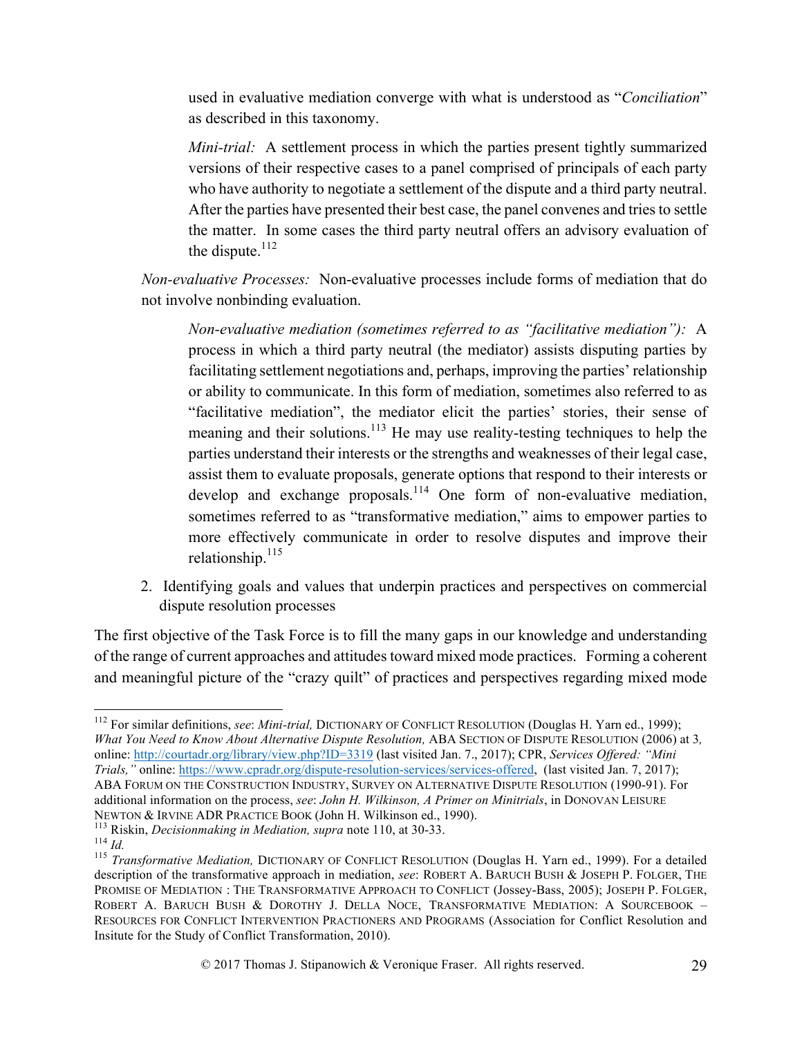used in evaluative mediation converge with what is understood as "*Conciliation*" as described in this taxonomy.

*Mini-trial:* A settlement process in which the parties present tightly summarized versions of their respective cases to a panel comprised of principals of each party who have authority to negotiate a settlement of the dispute and a third party neutral. After the parties have presented their best case, the panel convenes and tries to settle the matter. In some cases the third party neutral offers an advisory evaluation of the dispute.[112]

*Non-evaluative Processes:* Non-evaluative processes include forms of mediation that do not involve nonbinding evaluation.

*Non-evaluative mediation (sometimes referred to as "facilitative mediation"):* A process in which a third party neutral (the mediator) assists disputing parties by facilitating settlement negotiations and, perhaps, improving the parties' relationship or ability to communicate. In this form of mediation, sometimes also referred to as "facilitative mediation", the mediator elicit the parties' stories, their sense of meaning and their solutions.[113] He may use reality-testing techniques to help the parties understand their interests or the strengths and weaknesses of their legal case, assist them to evaluate proposals, generate options that respond to their interests or develop and exchange proposals.[114] One form of non-evaluative mediation, sometimes referred to as "transformative mediation," aims to empower parties to more effectively communicate in order to resolve disputes and improve their relationship.[115]

2. Identifying goals and values that underpin practices and perspectives on commercial dispute resolution processes

The first objective of the Task Force is to fill the many gaps in our knowledge and understanding of the range of current approaches and attitudes toward mixed mode practices. Forming a coherent and meaningful picture of the "crazy quilt" of practices and perspectives regarding mixed mode

---

[112] For similar definitions, *see*: *Mini-trial,* DICTIONARY OF CONFLICT RESOLUTION (Douglas H. Yarn ed., 1999); *What You Need to Know About Alternative Dispute Resolution,* ABA SECTION OF DISPUTE RESOLUTION (2006) at 3, online: http://courtadr.org/library/view.php?ID=3319 (last visited Jan. 7., 2017); CPR, *Services Offered: "Mini Trials,"* online: https://www.cpradr.org/dispute-resolution-services/services-offered, (last visited Jan. 7, 2017); ABA FORUM ON THE CONSTRUCTION INDUSTRY, SURVEY ON ALTERNATIVE DISPUTE RESOLUTION (1990-91). For additional information on the process, *see*: *John H. Wilkinson, A Primer on Minitrials*, in DONOVAN LEISURE NEWTON & IRVINE ADR PRACTICE BOOK (John H. Wilkinson ed., 1990).

[113] Riskin, *Decisionmaking in Mediation, supra* note 110, at 30-33.

[114] *Id.*

[115] *Transformative Mediation,* DICTIONARY OF CONFLICT RESOLUTION (Douglas H. Yarn ed., 1999). For a detailed description of the transformative approach in mediation, *see*: ROBERT A. BARUCH BUSH & JOSEPH P. FOLGER, THE PROMISE OF MEDIATION : THE TRANSFORMATIVE APPROACH TO CONFLICT (Jossey-Bass, 2005); JOSEPH P. FOLGER, ROBERT A. BARUCH BUSH & DOROTHY J. DELLA NOCE, TRANSFORMATIVE MEDIATION: A SOURCEBOOK – RESOURCES FOR CONFLICT INTERVENTION PRACTIONERS AND PROGRAMS (Association for Conflict Resolution and Insitute for the Study of Conflict Transformation, 2010).

© 2017 Thomas J. Stipanowich & Veronique Fraser. All rights reserved.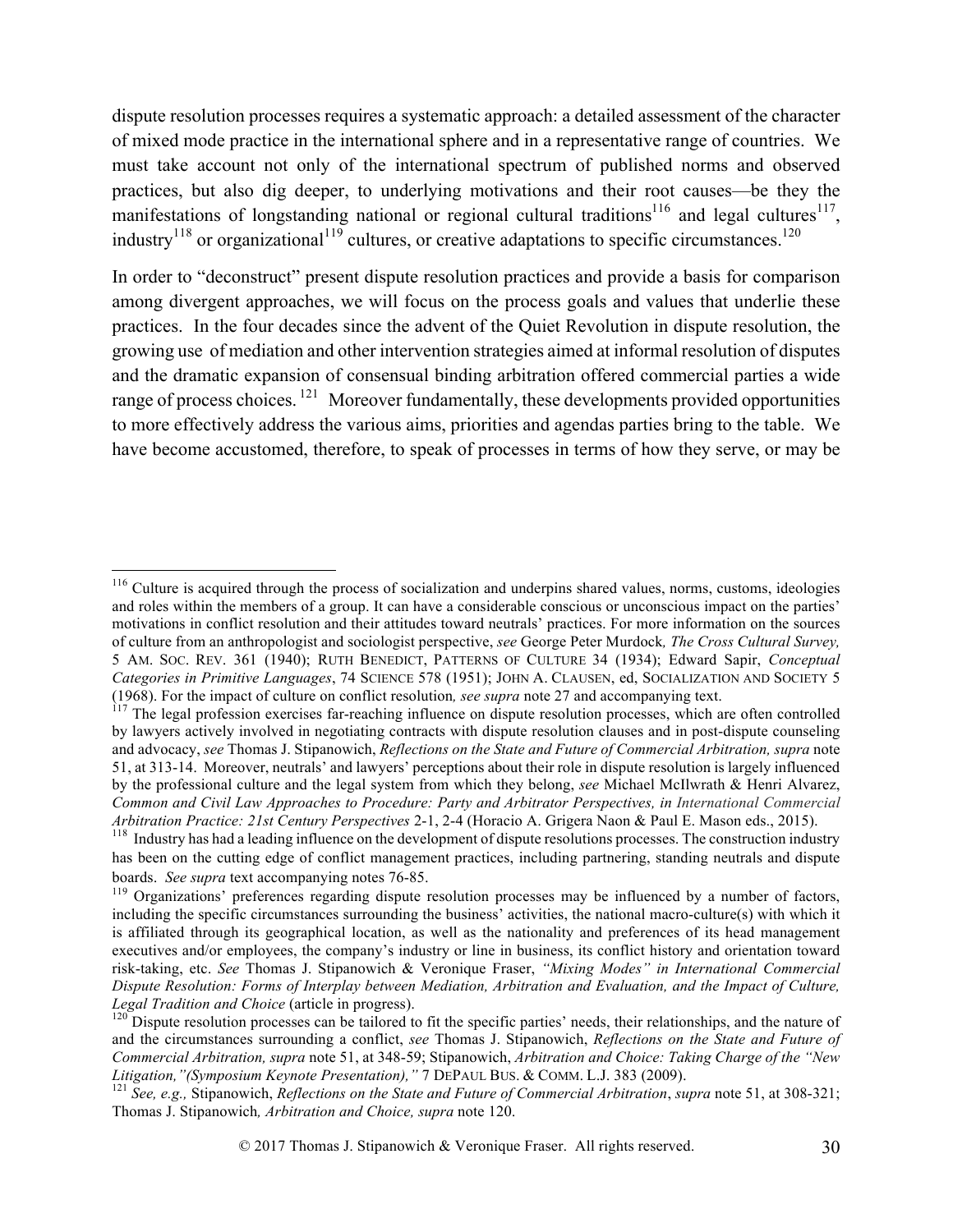dispute resolution processes requires a systematic approach: a detailed assessment of the character of mixed mode practice in the international sphere and in a representative range of countries. We must take account not only of the international spectrum of published norms and observed practices, but also dig deeper, to underlying motivations and their root causes—be they the manifestations of longstanding national or regional cultural traditions[116] and legal cultures[117], industry[118] or organizational[119] cultures, or creative adaptations to specific circumstances.[120]

In order to "deconstruct" present dispute resolution practices and provide a basis for comparison among divergent approaches, we will focus on the process goals and values that underlie these practices. In the four decades since the advent of the Quiet Revolution in dispute resolution, the growing use of mediation and other intervention strategies aimed at informal resolution of disputes and the dramatic expansion of consensual binding arbitration offered commercial parties a wide range of process choices.[121] Moreover fundamentally, these developments provided opportunities to more effectively address the various aims, priorities and agendas parties bring to the table. We have become accustomed, therefore, to speak of processes in terms of how they serve, or may be

---

[116] Culture is acquired through the process of socialization and underpins shared values, norms, customs, ideologies and roles within the members of a group. It can have a considerable conscious or unconscious impact on the parties' motivations in conflict resolution and their attitudes toward neutrals' practices. For more information on the sources of culture from an anthropologist and sociologist perspective, *see* George Peter Murdock*, The Cross Cultural Survey,* 5 AM. SOC. REV. 361 (1940); RUTH BENEDICT, PATTERNS OF CULTURE 34 (1934); Edward Sapir, *Conceptual Categories in Primitive Languages*, 74 SCIENCE 578 (1951); JOHN A. CLAUSEN, ed, SOCIALIZATION AND SOCIETY 5 (1968). For the impact of culture on conflict resolution*, see supra* note 27 and accompanying text.

[117] The legal profession exercises far-reaching influence on dispute resolution processes, which are often controlled by lawyers actively involved in negotiating contracts with dispute resolution clauses and in post-dispute counseling and advocacy, *see* Thomas J. Stipanowich, *Reflections on the State and Future of Commercial Arbitration, supra* note 51, at 313-14. Moreover, neutrals' and lawyers' perceptions about their role in dispute resolution is largely influenced by the professional culture and the legal system from which they belong, *see* Michael McIlwrath & Henri Alvarez, *Common and Civil Law Approaches to Procedure: Party and Arbitrator Perspectives, in International Commercial Arbitration Practice: 21st Century Perspectives* 2-1, 2-4 (Horacio A. Grigera Naon & Paul E. Mason eds., 2015).

[118] Industry has had a leading influence on the development of dispute resolutions processes. The construction industry has been on the cutting edge of conflict management practices, including partnering, standing neutrals and dispute boards. *See supra* text accompanying notes 76-85.

[119] Organizations' preferences regarding dispute resolution processes may be influenced by a number of factors, including the specific circumstances surrounding the business' activities, the national macro-culture(s) with which it is affiliated through its geographical location, as well as the nationality and preferences of its head management executives and/or employees, the company's industry or line in business, its conflict history and orientation toward risk-taking, etc. *See* Thomas J. Stipanowich & Veronique Fraser, *"Mixing Modes" in International Commercial Dispute Resolution: Forms of Interplay between Mediation, Arbitration and Evaluation, and the Impact of Culture, Legal Tradition and Choice* (article in progress).

[120] Dispute resolution processes can be tailored to fit the specific parties' needs, their relationships, and the nature of and the circumstances surrounding a conflict, *see* Thomas J. Stipanowich, *Reflections on the State and Future of Commercial Arbitration, supra* note 51, at 348-59; Stipanowich, *Arbitration and Choice: Taking Charge of the "New Litigation,"(Symposium Keynote Presentation),"* 7 DEPAUL BUS. & COMM. L.J. 383 (2009).

[121] *See, e.g.,* Stipanowich, *Reflections on the State and Future of Commercial Arbitration*, *supra* note 51, at 308-321; Thomas J. Stipanowich*, Arbitration and Choice, supra* note 120.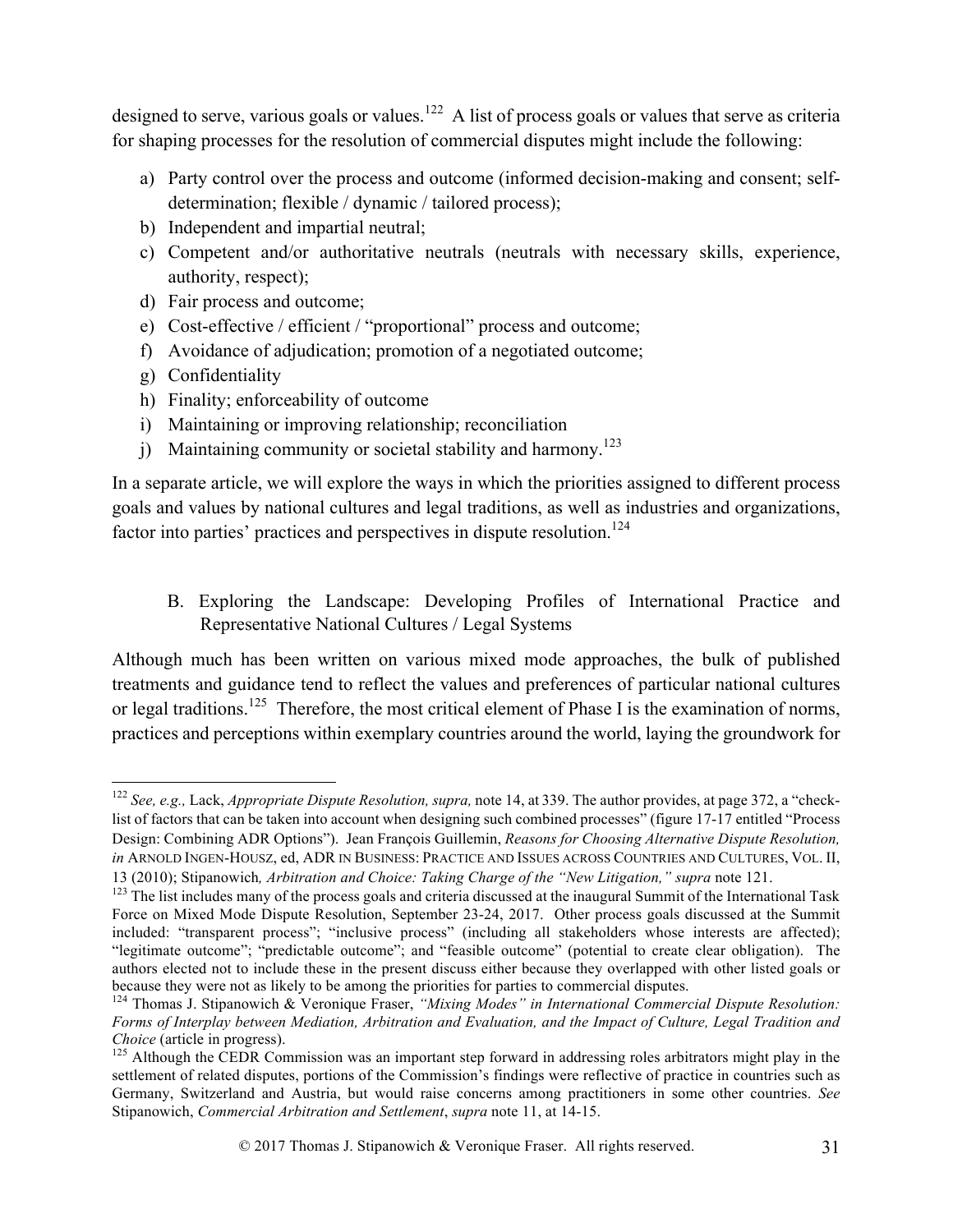designed to serve, various goals or values.[122] A list of process goals or values that serve as criteria for shaping processes for the resolution of commercial disputes might include the following:

a) Party control over the process and outcome (informed decision-making and consent; self-determination; flexible / dynamic / tailored process);
b) Independent and impartial neutral;
c) Competent and/or authoritative neutrals (neutrals with necessary skills, experience, authority, respect);
d) Fair process and outcome;
e) Cost-effective / efficient / "proportional" process and outcome;
f) Avoidance of adjudication; promotion of a negotiated outcome;
g) Confidentiality
h) Finality; enforceability of outcome
i) Maintaining or improving relationship; reconciliation
j) Maintaining community or societal stability and harmony.[123]

In a separate article, we will explore the ways in which the priorities assigned to different process goals and values by national cultures and legal traditions, as well as industries and organizations, factor into parties' practices and perspectives in dispute resolution.[124]

### B. Exploring the Landscape: Developing Profiles of International Practice and Representative National Cultures / Legal Systems

Although much has been written on various mixed mode approaches, the bulk of published treatments and guidance tend to reflect the values and preferences of particular national cultures or legal traditions.[125] Therefore, the most critical element of Phase I is the examination of norms, practices and perceptions within exemplary countries around the world, laying the groundwork for

---

[122] *See, e.g.,* Lack, *Appropriate Dispute Resolution, supra,* note 14, at 339. The author provides, at page 372, a "check-list of factors that can be taken into account when designing such combined processes" (figure 17-17 entitled "Process Design: Combining ADR Options"). Jean François Guillemin, *Reasons for Choosing Alternative Dispute Resolution, in* ARNOLD INGEN-HOUSZ, ed, ADR IN BUSINESS: PRACTICE AND ISSUES ACROSS COUNTRIES AND CULTURES, VOL. II, 13 (2010); Stipanowich, *Arbitration and Choice: Taking Charge of the "New Litigation," supra* note 121.

[123] The list includes many of the process goals and criteria discussed at the inaugural Summit of the International Task Force on Mixed Mode Dispute Resolution, September 23-24, 2017. Other process goals discussed at the Summit included: "transparent process"; "inclusive process" (including all stakeholders whose interests are affected); "legitimate outcome"; "predictable outcome"; and "feasible outcome" (potential to create clear obligation). The authors elected not to include these in the present discuss either because they overlapped with other listed goals or because they were not as likely to be among the priorities for parties to commercial disputes.

[124] Thomas J. Stipanowich & Veronique Fraser, *"Mixing Modes" in International Commercial Dispute Resolution: Forms of Interplay between Mediation, Arbitration and Evaluation, and the Impact of Culture, Legal Tradition and Choice* (article in progress).

[125] Although the CEDR Commission was an important step forward in addressing roles arbitrators might play in the settlement of related disputes, portions of the Commission's findings were reflective of practice in countries such as Germany, Switzerland and Austria, but would raise concerns among practitioners in some other countries. *See* Stipanowich, *Commercial Arbitration and Settlement*, *supra* note 11, at 14-15.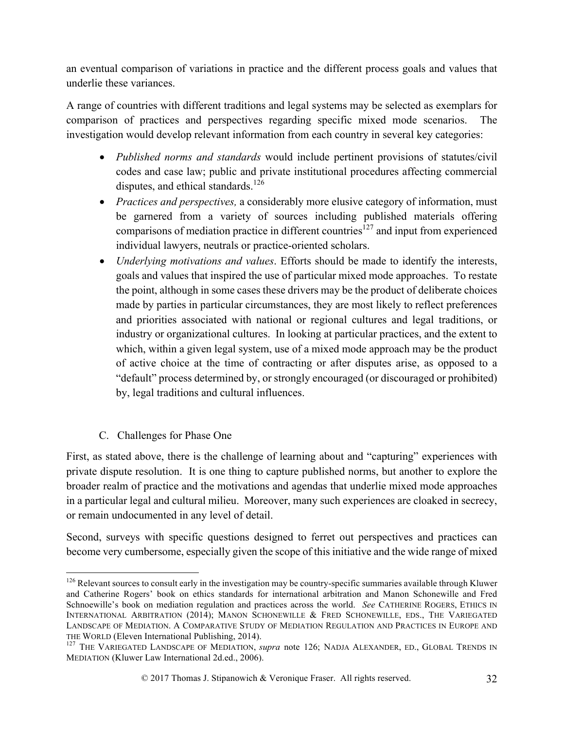an eventual comparison of variations in practice and the different process goals and values that underlie these variances.

A range of countries with different traditions and legal systems may be selected as exemplars for comparison of practices and perspectives regarding specific mixed mode scenarios. The investigation would develop relevant information from each country in several key categories:

- *Published norms and standards* would include pertinent provisions of statutes/civil codes and case law; public and private institutional procedures affecting commercial disputes, and ethical standards.[126]
- *Practices and perspectives,* a considerably more elusive category of information, must be garnered from a variety of sources including published materials offering comparisons of mediation practice in different countries[127] and input from experienced individual lawyers, neutrals or practice-oriented scholars.
- *Underlying motivations and values*. Efforts should be made to identify the interests, goals and values that inspired the use of particular mixed mode approaches. To restate the point, although in some cases these drivers may be the product of deliberate choices made by parties in particular circumstances, they are most likely to reflect preferences and priorities associated with national or regional cultures and legal traditions, or industry or organizational cultures. In looking at particular practices, and the extent to which, within a given legal system, use of a mixed mode approach may be the product of active choice at the time of contracting or after disputes arise, as opposed to a "default" process determined by, or strongly encouraged (or discouraged or prohibited) by, legal traditions and cultural influences.

### C. Challenges for Phase One

First, as stated above, there is the challenge of learning about and "capturing" experiences with private dispute resolution. It is one thing to capture published norms, but another to explore the broader realm of practice and the motivations and agendas that underlie mixed mode approaches in a particular legal and cultural milieu. Moreover, many such experiences are cloaked in secrecy, or remain undocumented in any level of detail.

Second, surveys with specific questions designed to ferret out perspectives and practices can become very cumbersome, especially given the scope of this initiative and the wide range of mixed

---

[126] Relevant sources to consult early in the investigation may be country-specific summaries available through Kluwer and Catherine Rogers' book on ethics standards for international arbitration and Manon Schonewille and Fred Schnoewille's book on mediation regulation and practices across the world. *See* CATHERINE ROGERS, ETHICS IN INTERNATIONAL ARBITRATION (2014); MANON SCHONEWILLE & FRED SCHONEWILLE, EDS., THE VARIEGATED LANDSCAPE OF MEDIATION. A COMPARATIVE STUDY OF MEDIATION REGULATION AND PRACTICES IN EUROPE AND THE WORLD (Eleven International Publishing, 2014).

[127] THE VARIEGATED LANDSCAPE OF MEDIATION, *supra* note 126; NADJA ALEXANDER, ED., GLOBAL TRENDS IN MEDIATION (Kluwer Law International 2d.ed., 2006).

© 2017 Thomas J. Stipanowich & Veronique Fraser. All rights reserved.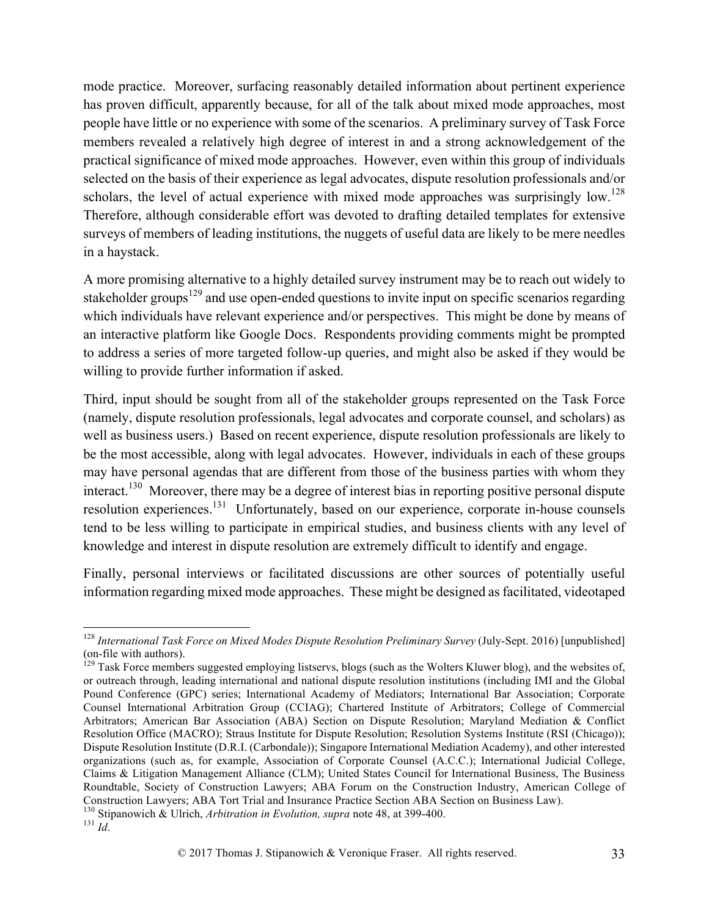mode practice. Moreover, surfacing reasonably detailed information about pertinent experience has proven difficult, apparently because, for all of the talk about mixed mode approaches, most people have little or no experience with some of the scenarios. A preliminary survey of Task Force members revealed a relatively high degree of interest in and a strong acknowledgement of the practical significance of mixed mode approaches. However, even within this group of individuals selected on the basis of their experience as legal advocates, dispute resolution professionals and/or scholars, the level of actual experience with mixed mode approaches was surprisingly low.[128] Therefore, although considerable effort was devoted to drafting detailed templates for extensive surveys of members of leading institutions, the nuggets of useful data are likely to be mere needles in a haystack.

A more promising alternative to a highly detailed survey instrument may be to reach out widely to stakeholder groups[129] and use open-ended questions to invite input on specific scenarios regarding which individuals have relevant experience and/or perspectives. This might be done by means of an interactive platform like Google Docs. Respondents providing comments might be prompted to address a series of more targeted follow-up queries, and might also be asked if they would be willing to provide further information if asked.

Third, input should be sought from all of the stakeholder groups represented on the Task Force (namely, dispute resolution professionals, legal advocates and corporate counsel, and scholars) as well as business users.) Based on recent experience, dispute resolution professionals are likely to be the most accessible, along with legal advocates. However, individuals in each of these groups may have personal agendas that are different from those of the business parties with whom they interact.[130] Moreover, there may be a degree of interest bias in reporting positive personal dispute resolution experiences.[131] Unfortunately, based on our experience, corporate in-house counsels tend to be less willing to participate in empirical studies, and business clients with any level of knowledge and interest in dispute resolution are extremely difficult to identify and engage.

Finally, personal interviews or facilitated discussions are other sources of potentially useful information regarding mixed mode approaches. These might be designed as facilitated, videotaped

---

[128] *International Task Force on Mixed Modes Dispute Resolution Preliminary Survey* (July-Sept. 2016) [unpublished] (on-file with authors).

[129] Task Force members suggested employing listservs, blogs (such as the Wolters Kluwer blog), and the websites of, or outreach through, leading international and national dispute resolution institutions (including IMI and the Global Pound Conference (GPC) series; International Academy of Mediators; International Bar Association; Corporate Counsel International Arbitration Group (CCIAG); Chartered Institute of Arbitrators; College of Commercial Arbitrators; American Bar Association (ABA) Section on Dispute Resolution; Maryland Mediation & Conflict Resolution Office (MACRO); Straus Institute for Dispute Resolution; Resolution Systems Institute (RSI (Chicago)); Dispute Resolution Institute (D.R.I. (Carbondale)); Singapore International Mediation Academy), and other interested organizations (such as, for example, Association of Corporate Counsel (A.C.C.); International Judicial College, Claims & Litigation Management Alliance (CLM); United States Council for International Business, The Business Roundtable, Society of Construction Lawyers; ABA Forum on the Construction Industry, American College of Construction Lawyers; ABA Tort Trial and Insurance Practice Section ABA Section on Business Law).

[130] Stipanowich & Ulrich, *Arbitration in Evolution, supra* note 48, at 399-400.

[131] *Id*.

© 2017 Thomas J. Stipanowich & Veronique Fraser. All rights reserved.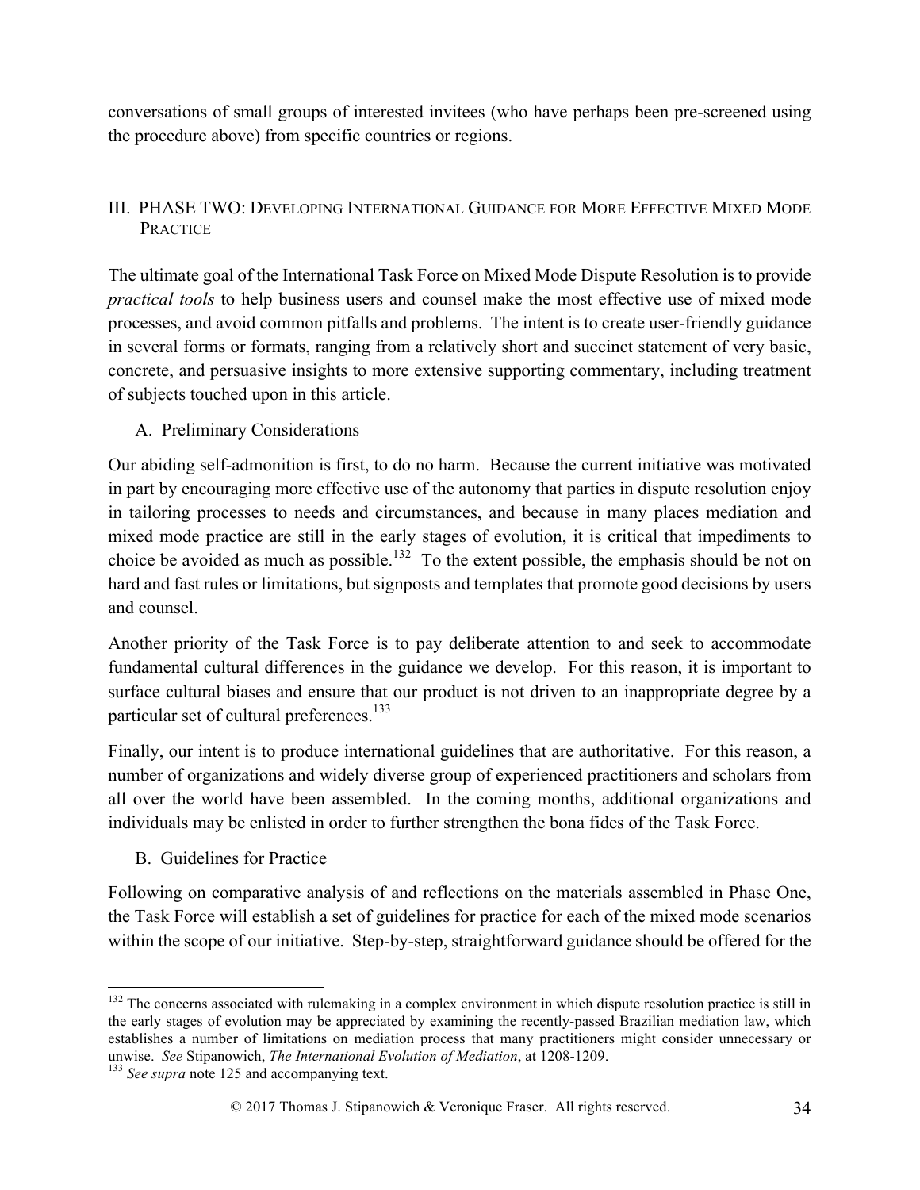conversations of small groups of interested invitees (who have perhaps been pre-screened using the procedure above) from specific countries or regions.

## III. PHASE TWO: DEVELOPING INTERNATIONAL GUIDANCE FOR MORE EFFECTIVE MIXED MODE PRACTICE

The ultimate goal of the International Task Force on Mixed Mode Dispute Resolution is to provide *practical tools* to help business users and counsel make the most effective use of mixed mode processes, and avoid common pitfalls and problems. The intent is to create user-friendly guidance in several forms or formats, ranging from a relatively short and succinct statement of very basic, concrete, and persuasive insights to more extensive supporting commentary, including treatment of subjects touched upon in this article.

### A. Preliminary Considerations

Our abiding self-admonition is first, to do no harm. Because the current initiative was motivated in part by encouraging more effective use of the autonomy that parties in dispute resolution enjoy in tailoring processes to needs and circumstances, and because in many places mediation and mixed mode practice are still in the early stages of evolution, it is critical that impediments to choice be avoided as much as possible.[132] To the extent possible, the emphasis should be not on hard and fast rules or limitations, but signposts and templates that promote good decisions by users and counsel.

Another priority of the Task Force is to pay deliberate attention to and seek to accommodate fundamental cultural differences in the guidance we develop. For this reason, it is important to surface cultural biases and ensure that our product is not driven to an inappropriate degree by a particular set of cultural preferences.[133]

Finally, our intent is to produce international guidelines that are authoritative. For this reason, a number of organizations and widely diverse group of experienced practitioners and scholars from all over the world have been assembled. In the coming months, additional organizations and individuals may be enlisted in order to further strengthen the bona fides of the Task Force.

### B. Guidelines for Practice

Following on comparative analysis of and reflections on the materials assembled in Phase One, the Task Force will establish a set of guidelines for practice for each of the mixed mode scenarios within the scope of our initiative. Step-by-step, straightforward guidance should be offered for the

---

[132] The concerns associated with rulemaking in a complex environment in which dispute resolution practice is still in the early stages of evolution may be appreciated by examining the recently-passed Brazilian mediation law, which establishes a number of limitations on mediation process that many practitioners might consider unnecessary or unwise. *See* Stipanowich, *The International Evolution of Mediation*, at 1208-1209.

[133] *See supra* note 125 and accompanying text.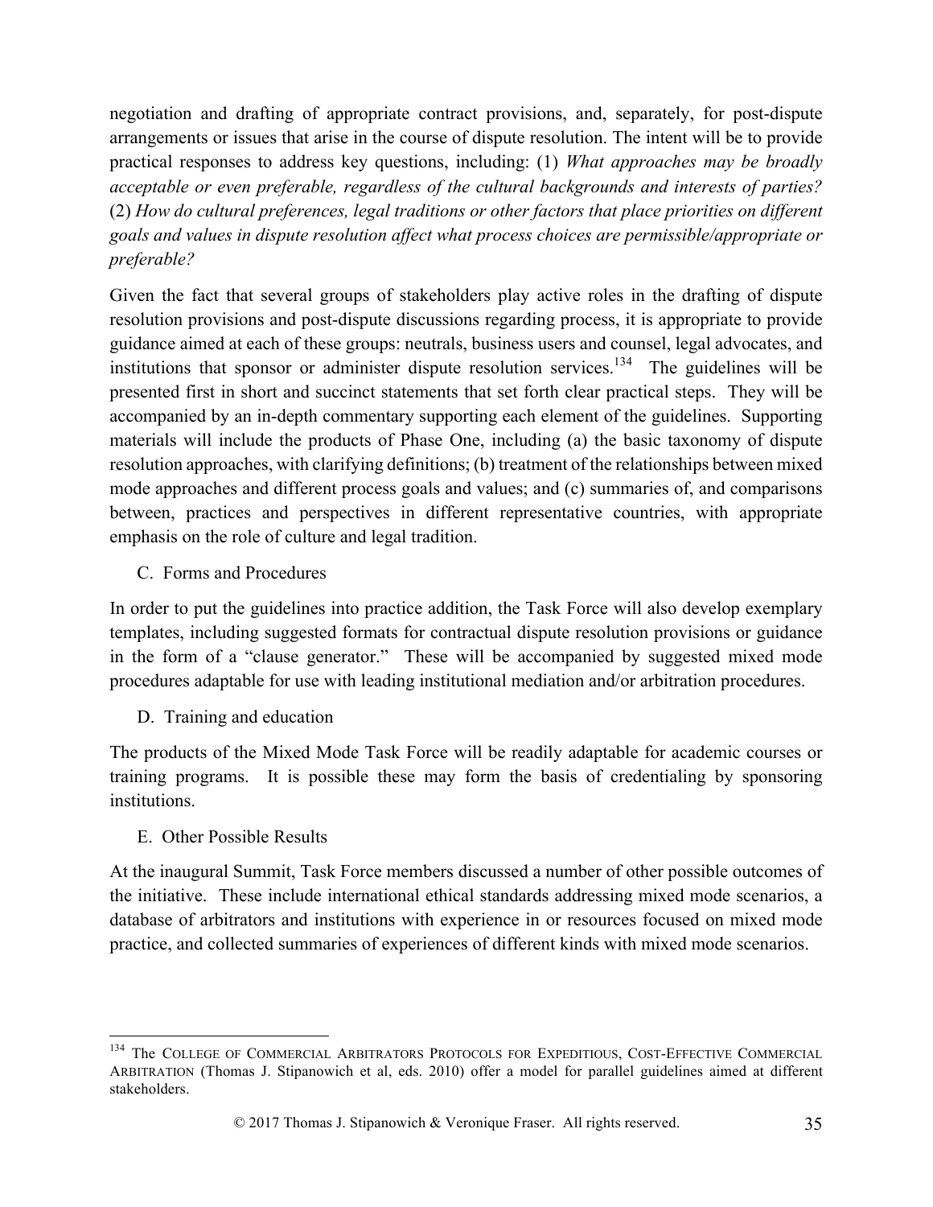negotiation and drafting of appropriate contract provisions, and, separately, for post-dispute arrangements or issues that arise in the course of dispute resolution. The intent will be to provide practical responses to address key questions, including: (1) *What approaches may be broadly acceptable or even preferable, regardless of the cultural backgrounds and interests of parties?* (2) *How do cultural preferences, legal traditions or other factors that place priorities on different goals and values in dispute resolution affect what process choices are permissible/appropriate or preferable?*

Given the fact that several groups of stakeholders play active roles in the drafting of dispute resolution provisions and post-dispute discussions regarding process, it is appropriate to provide guidance aimed at each of these groups: neutrals, business users and counsel, legal advocates, and institutions that sponsor or administer dispute resolution services.[134] The guidelines will be presented first in short and succinct statements that set forth clear practical steps. They will be accompanied by an in-depth commentary supporting each element of the guidelines. Supporting materials will include the products of Phase One, including (a) the basic taxonomy of dispute resolution approaches, with clarifying definitions; (b) treatment of the relationships between mixed mode approaches and different process goals and values; and (c) summaries of, and comparisons between, practices and perspectives in different representative countries, with appropriate emphasis on the role of culture and legal tradition.

### C. Forms and Procedures

In order to put the guidelines into practice addition, the Task Force will also develop exemplary templates, including suggested formats for contractual dispute resolution provisions or guidance in the form of a "clause generator." These will be accompanied by suggested mixed mode procedures adaptable for use with leading institutional mediation and/or arbitration procedures.

### D. Training and education

The products of the Mixed Mode Task Force will be readily adaptable for academic courses or training programs. It is possible these may form the basis of credentialing by sponsoring institutions.

### E. Other Possible Results

At the inaugural Summit, Task Force members discussed a number of other possible outcomes of the initiative. These include international ethical standards addressing mixed mode scenarios, a database of arbitrators and institutions with experience in or resources focused on mixed mode practice, and collected summaries of experiences of different kinds with mixed mode scenarios.

---

[134] The College of Commercial Arbitrators Protocols for Expeditious, Cost-Effective Commercial Arbitration (Thomas J. Stipanowich et al, eds. 2010) offer a model for parallel guidelines aimed at different stakeholders.

© 2017 Thomas J. Stipanowich & Veronique Fraser. All rights reserved.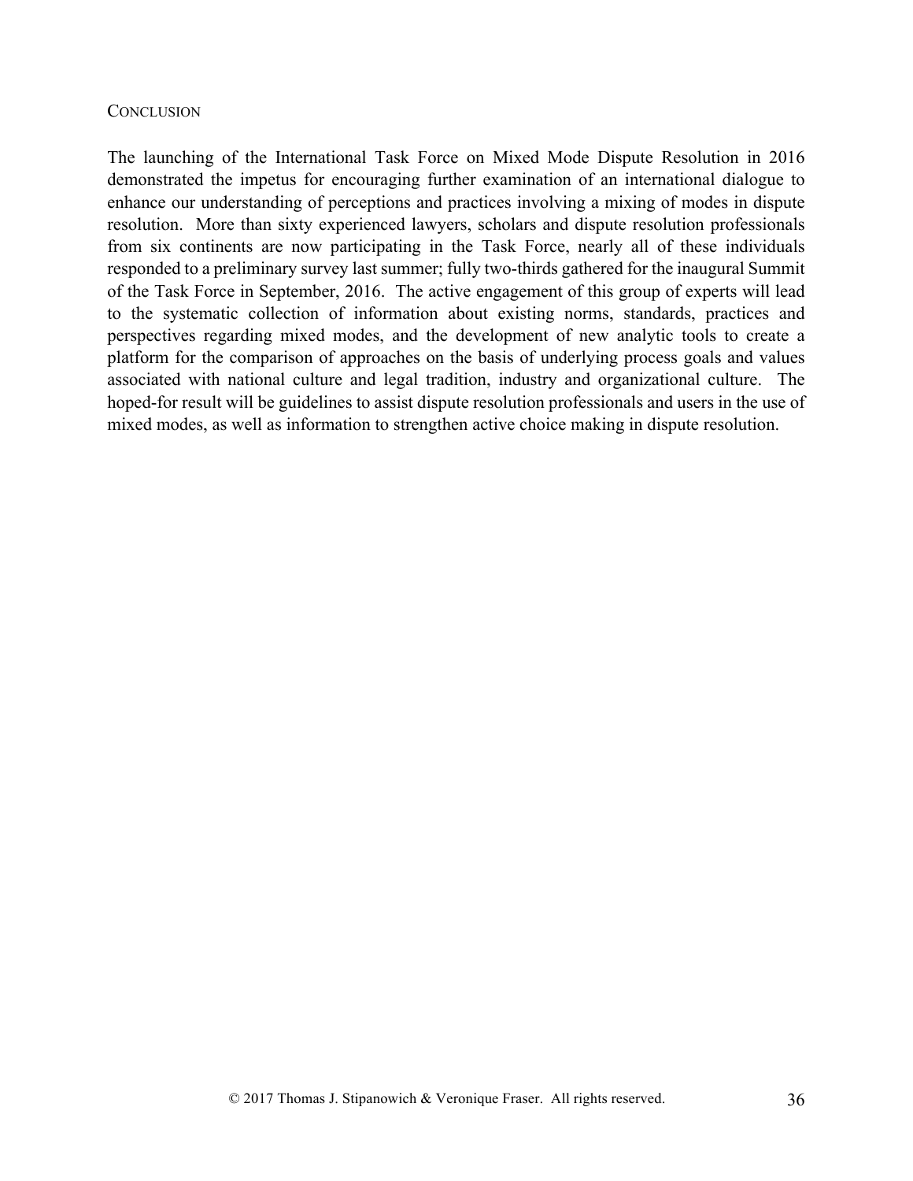## CONCLUSION

The launching of the International Task Force on Mixed Mode Dispute Resolution in 2016 demonstrated the impetus for encouraging further examination of an international dialogue to enhance our understanding of perceptions and practices involving a mixing of modes in dispute resolution. More than sixty experienced lawyers, scholars and dispute resolution professionals from six continents are now participating in the Task Force, nearly all of these individuals responded to a preliminary survey last summer; fully two-thirds gathered for the inaugural Summit of the Task Force in September, 2016. The active engagement of this group of experts will lead to the systematic collection of information about existing norms, standards, practices and perspectives regarding mixed modes, and the development of new analytic tools to create a platform for the comparison of approaches on the basis of underlying process goals and values associated with national culture and legal tradition, industry and organizational culture. The hoped-for result will be guidelines to assist dispute resolution professionals and users in the use of mixed modes, as well as information to strengthen active choice making in dispute resolution.